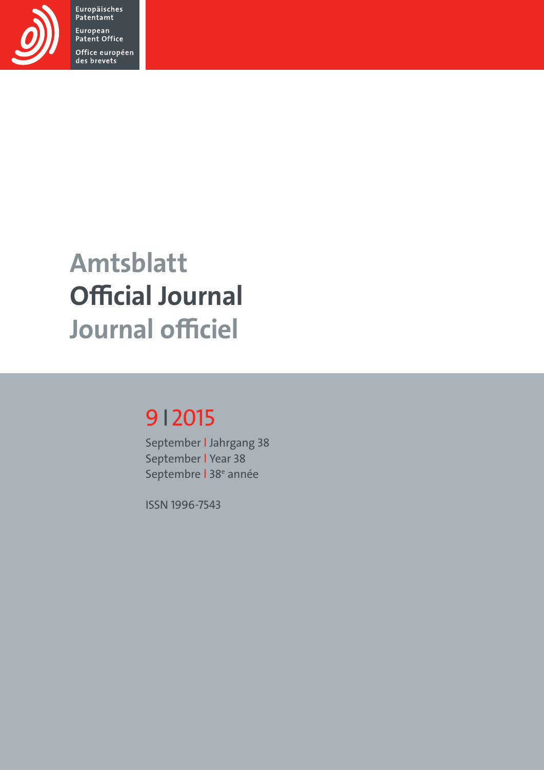Europäisches Patentamt
European Patent Office
Office européen des brevets

# Amtsblatt
# Official Journal
# Journal officiel

## 9 I 2015

September I Jahrgang 38
September I Year 38
Septembre I 38e année

ISSN 1996-7543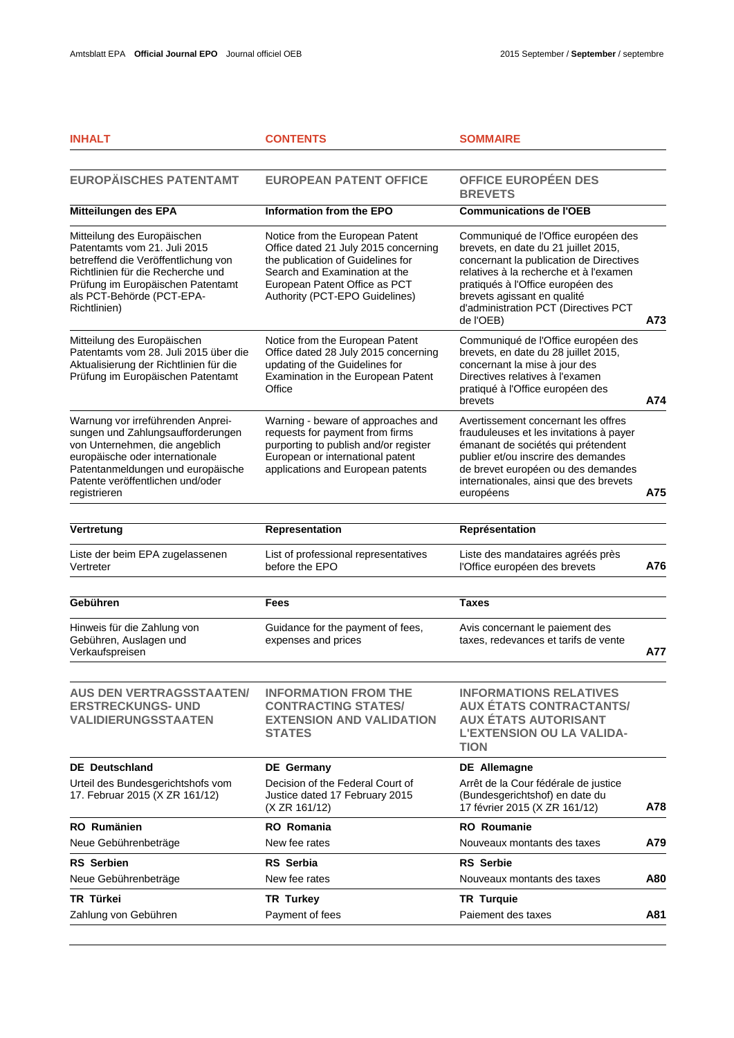| INHALT | CONTENTS | SOMMAIRE | |
|---|---|---|---|
| **EUROPÄISCHES PATENTAMT** | **EUROPEAN PATENT OFFICE** | **OFFICE EUROPÉEN DES BREVETS** | |
| **Mitteilungen des EPA** | **Information from the EPO** | **Communications de l'OEB** | |
| Mitteilung des Europäischen Patentamts vom 21. Juli 2015 betreffend die Veröffentlichung von Richtlinien für die Recherche und Prüfung im Europäischen Patentamt als PCT-Behörde (PCT-EPA-Richtlinien) | Notice from the European Patent Office dated 21 July 2015 concerning the publication of Guidelines for Search and Examination at the European Patent Office as PCT Authority (PCT-EPO Guidelines) | Communiqué de l'Office européen des brevets, en date du 21 juillet 2015, concernant la publication de Directives relatives à la recherche et à l'examen pratiqués à l'Office européen des brevets agissant en qualité d'administration PCT (Directives PCT de l'OEB) | **A73** |
| Mitteilung des Europäischen Patentamts vom 28. Juli 2015 über die Aktualisierung der Richtlinien für die Prüfung im Europäischen Patentamt | Notice from the European Patent Office dated 28 July 2015 concerning updating of the Guidelines for Examination in the European Patent Office | Communiqué de l'Office européen des brevets, en date du 28 juillet 2015, concernant la mise à jour des Directives relatives à l'examen pratiqué à l'Office européen des brevets | **A74** |
| Warnung vor irreführenden Anpreisungen und Zahlungsaufforderungen von Unternehmen, die angeblich europäische oder internationale Patentanmeldungen und europäische Patente veröffentlichen und/oder registrieren | Warning - beware of approaches and requests for payment from firms purporting to publish and/or register European or international patent applications and European patents | Avertissement concernant les offres frauduleuses et les invitations à payer émanant de sociétés qui prétendent publier et/ou inscrire des demandes de brevet européen ou des demandes internationales, ainsi que des brevets européens | **A75** |
| **Vertretung** | **Representation** | **Représentation** | |
| Liste der beim EPA zugelassenen Vertreter | List of professional representatives before the EPO | Liste des mandataires agréés près l'Office européen des brevets | **A76** |
| **Gebühren** | **Fees** | **Taxes** | |
| Hinweis für die Zahlung von Gebühren, Auslagen und Verkaufspreisen | Guidance for the payment of fees, expenses and prices | Avis concernant le paiement des taxes, redevances et tarifs de vente | **A77** |
| **AUS DEN VERTRAGSSTAATEN/ ERSTRECKUNGS- UND VALIDIERUNGSSTAATEN** | **INFORMATION FROM THE CONTRACTING STATES/ EXTENSION AND VALIDATION STATES** | **INFORMATIONS RELATIVES AUX ÉTATS CONTRACTANTS/ AUX ÉTATS AUTORISANT L'EXTENSION OU LA VALIDATION** | |
| **DE Deutschland** | **DE Germany** | **DE Allemagne** | |
| Urteil des Bundesgerichtshofs vom 17. Februar 2015 (X ZR 161/12) | Decision of the Federal Court of Justice dated 17 February 2015 (X ZR 161/12) | Arrêt de la Cour fédérale de justice (Bundesgerichtshof) en date du 17 février 2015 (X ZR 161/12) | **A78** |
| **RO Rumänien** | **RO Romania** | **RO Roumanie** | |
| Neue Gebührenbeträge | New fee rates | Nouveaux montants des taxes | **A79** |
| **RS Serbien** | **RS Serbia** | **RS Serbie** | |
| Neue Gebührenbeträge | New fee rates | Nouveaux montants des taxes | **A80** |
| **TR Türkei** | **TR Turkey** | **TR Turquie** | |
| Zahlung von Gebühren | Payment of fees | Paiement des taxes | **A81** |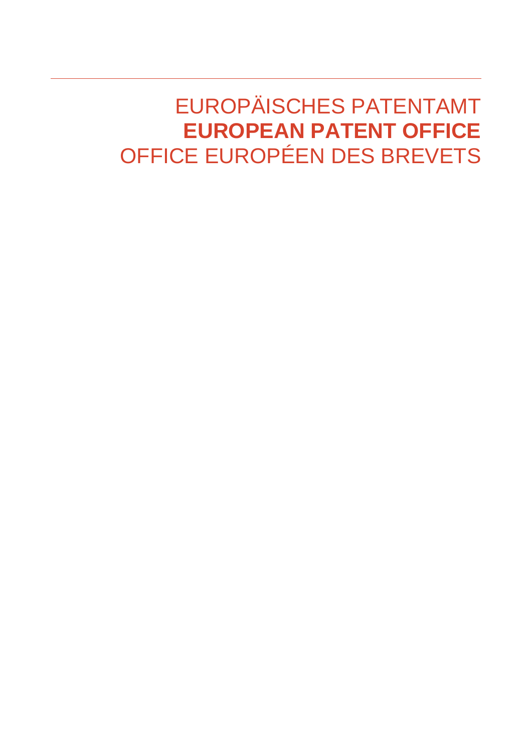EUROPÄISCHES PATENTAMT
**EUROPEAN PATENT OFFICE**
OFFICE EUROPÉEN DES BREVETS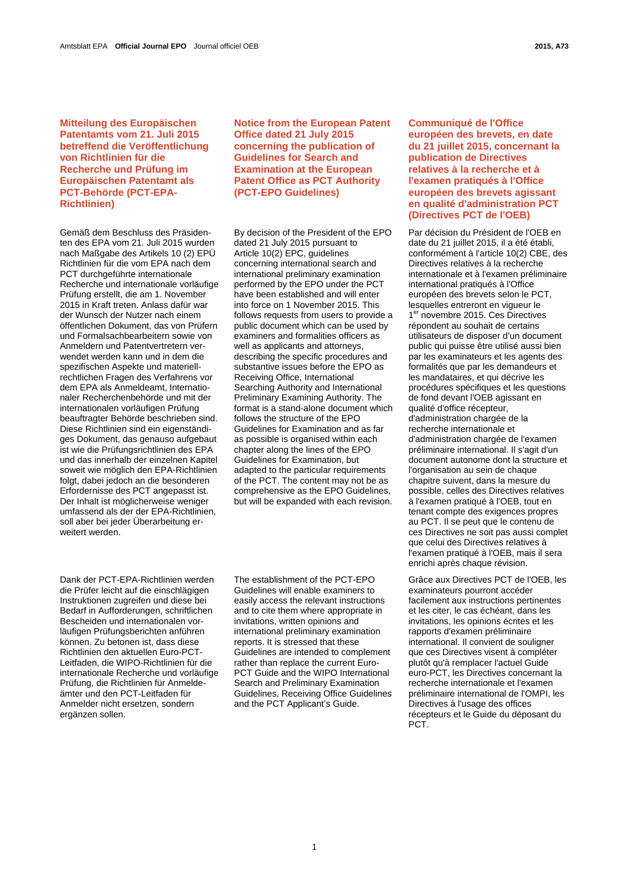## Mitteilung des Europäischen Patentamts vom 21. Juli 2015 betreffend die Veröffentlichung von Richtlinien für die Recherche und Prüfung im Europäischen Patentamt als PCT-Behörde (PCT-EPA-Richtlinien)

Gemäß dem Beschluss des Präsidenten des EPA vom 21. Juli 2015 wurden nach Maßgabe des Artikels 10 (2) EPÜ Richtlinien für die vom EPA nach dem PCT durchgeführte internationale Recherche und internationale vorläufige Prüfung erstellt, die am 1. November 2015 in Kraft treten. Anlass dafür war der Wunsch der Nutzer nach einem öffentlichen Dokument, das von Prüfern und Formalsachbearbeitern sowie von Anmeldern und Patentvertretern verwendet werden kann und in dem die spezifischen Aspekte und materiellrechtlichen Fragen des Verfahrens vor dem EPA als Anmeldeamt, Internationaler Recherchenbehörde und mit der internationalen vorläufigen Prüfung beauftragter Behörde beschrieben sind. Diese Richtlinien sind ein eigenständiges Dokument, das genauso aufgebaut ist wie die Prüfungsrichtlinien des EPA und das innerhalb der einzelnen Kapitel soweit wie möglich den EPA-Richtlinien folgt, dabei jedoch an die besonderen Erfordernisse des PCT angepasst ist. Der Inhalt ist möglicherweise weniger umfassend als der der EPA-Richtlinien, soll aber bei jeder Überarbeitung erweitert werden.

Dank der PCT-EPA-Richtlinien werden die Prüfer leicht auf die einschlägigen Instruktionen zugreifen und diese bei Bedarf in Aufforderungen, schriftlichen Bescheiden und internationalen vorläufigen Prüfungsberichten anführen können. Zu betonen ist, dass diese Richtlinien den aktuellen Euro-PCT-Leitfaden, die WIPO-Richtlinien für die internationale Recherche und vorläufige Prüfung, die Richtlinien für Anmeldeämter und den PCT-Leitfaden für Anmelder nicht ersetzen, sondern ergänzen sollen.

## Notice from the European Patent Office dated 21 July 2015 concerning the publication of Guidelines for Search and Examination at the European Patent Office as PCT Authority (PCT-EPO Guidelines)

By decision of the President of the EPO dated 21 July 2015 pursuant to Article 10(2) EPC, guidelines concerning international search and international preliminary examination performed by the EPO under the PCT have been established and will enter into force on 1 November 2015. This follows requests from users to provide a public document which can be used by examiners and formalities officers as well as applicants and attorneys, describing the specific procedures and substantive issues before the EPO as Receiving Office, International Searching Authority and International Preliminary Examining Authority. The format is a stand-alone document which follows the structure of the EPO Guidelines for Examination and as far as possible is organised within each chapter along the lines of the EPO Guidelines for Examination, but adapted to the particular requirements of the PCT. The content may not be as comprehensive as the EPO Guidelines, but will be expanded with each revision.

The establishment of the PCT-EPO Guidelines will enable examiners to easily access the relevant instructions and to cite them where appropriate in invitations, written opinions and international preliminary examination reports. It is stressed that these Guidelines are intended to complement rather than replace the current Euro-PCT Guide and the WIPO International Search and Preliminary Examination Guidelines, Receiving Office Guidelines and the PCT Applicant's Guide.

## Communiqué de l'Office européen des brevets, en date du 21 juillet 2015, concernant la publication de Directives relatives à la recherche et à l'examen pratiqués à l'Office européen des brevets agissant en qualité d'administration PCT (Directives PCT de l'OEB)

Par décision du Président de l'OEB en date du 21 juillet 2015, il a été établi, conformément à l'article 10(2) CBE, des Directives relatives à la recherche internationale et à l'examen préliminaire international pratiqués à l'Office européen des brevets selon le PCT, lesquelles entreront en vigueur le 1[er] novembre 2015. Ces Directives répondent au souhait de certains utilisateurs de disposer d'un document public qui puisse être utilisé aussi bien par les examinateurs et les agents des formalités que par les demandeurs et les mandataires, et qui décrive les procédures spécifiques et les questions de fond devant l'OEB agissant en qualité d'office récepteur, d'administration chargée de la recherche internationale et d'administration chargée de l'examen préliminaire international. Il s'agit d'un document autonome dont la structure et l'organisation au sein de chaque chapitre suivent, dans la mesure du possible, celles des Directives relatives à l'examen pratiqué à l'OEB, tout en tenant compte des exigences propres au PCT. Il se peut que le contenu de ces Directives ne soit pas aussi complet que celui des Directives relatives à l'examen pratiqué à l'OEB, mais il sera enrichi après chaque révision.

Grâce aux Directives PCT de l'OEB, les examinateurs pourront accéder facilement aux instructions pertinentes et les citer, le cas échéant, dans les invitations, les opinions écrites et les rapports d'examen préliminaire international. Il convient de souligner que ces Directives visent à compléter plutôt qu'à remplacer l'actuel Guide euro-PCT, les Directives concernant la recherche internationale et l'examen préliminaire international de l'OMPI, les Directives à l'usage des offices récepteurs et le Guide du déposant du PCT.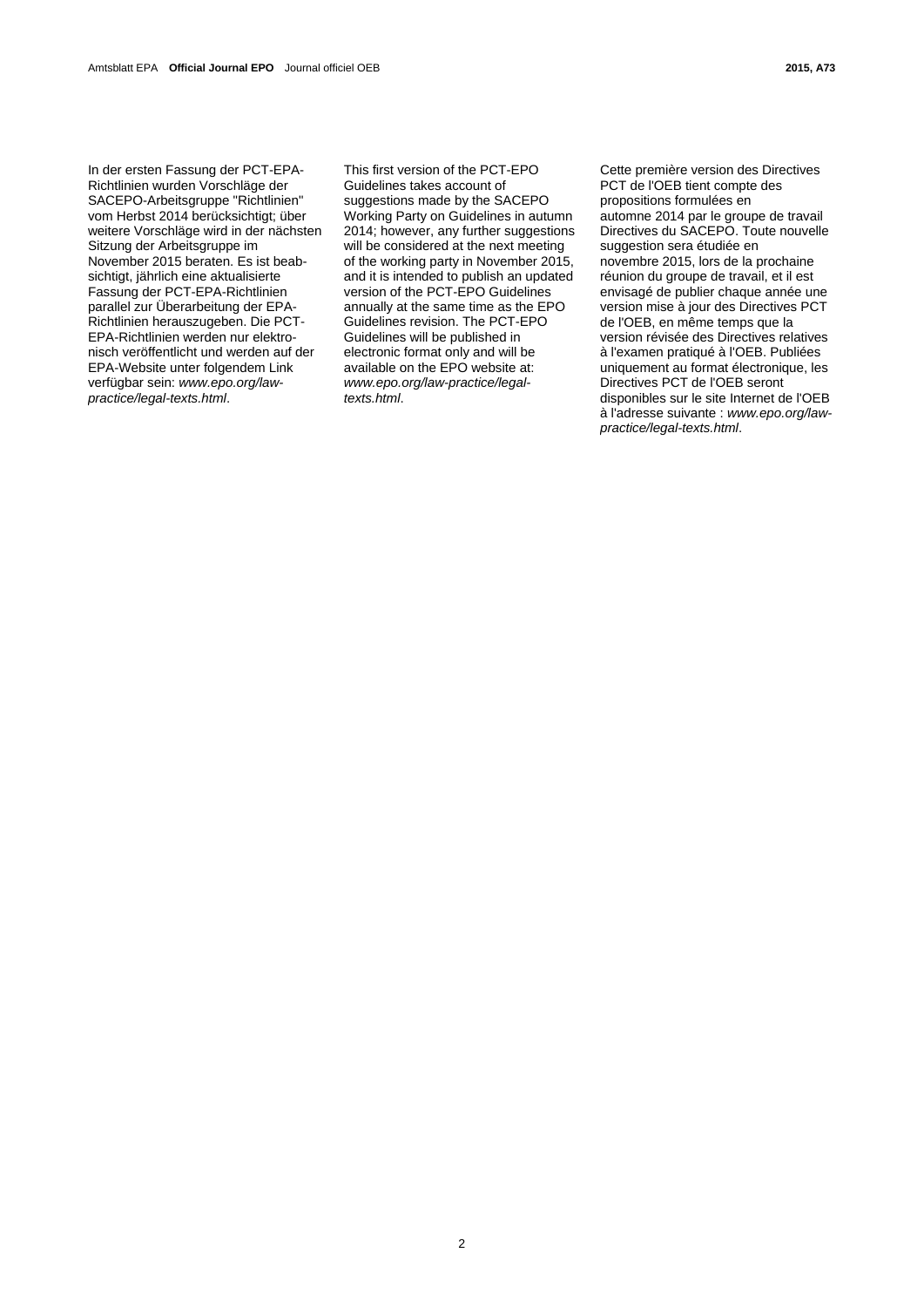In der ersten Fassung der PCT-EPA-Richtlinien wurden Vorschläge der SACEPO-Arbeitsgruppe "Richtlinien" vom Herbst 2014 berücksichtigt; über weitere Vorschläge wird in der nächsten Sitzung der Arbeitsgruppe im November 2015 beraten. Es ist beabsichtigt, jährlich eine aktualisierte Fassung der PCT-EPA-Richtlinien parallel zur Überarbeitung der EPA-Richtlinien herauszugeben. Die PCT-EPA-Richtlinien werden nur elektronisch veröffentlicht und werden auf der EPA-Website unter folgendem Link verfügbar sein: *www.epo.org/law-practice/legal-texts.html*.

This first version of the PCT-EPO Guidelines takes account of suggestions made by the SACEPO Working Party on Guidelines in autumn 2014; however, any further suggestions will be considered at the next meeting of the working party in November 2015, and it is intended to publish an updated version of the PCT-EPO Guidelines annually at the same time as the EPO Guidelines revision. The PCT-EPO Guidelines will be published in electronic format only and will be available on the EPO website at: *www.epo.org/law-practice/legal-texts.html*.

Cette première version des Directives PCT de l'OEB tient compte des propositions formulées en automne 2014 par le groupe de travail Directives du SACEPO. Toute nouvelle suggestion sera étudiée en novembre 2015, lors de la prochaine réunion du groupe de travail, et il est envisagé de publier chaque année une version mise à jour des Directives PCT de l'OEB, en même temps que la version révisée des Directives relatives à l'examen pratiqué à l'OEB. Publiées uniquement au format électronique, les Directives PCT de l'OEB seront disponibles sur le site Internet de l'OEB à l'adresse suivante : *www.epo.org/law-practice/legal-texts.html*.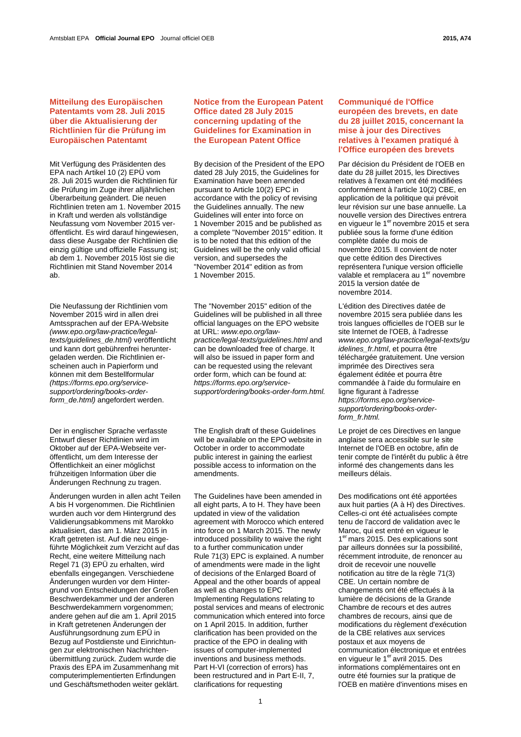## Mitteilung des Europäischen Patentamts vom 28. Juli 2015 über die Aktualisierung der Richtlinien für die Prüfung im Europäischen Patentamt

Mit Verfügung des Präsidenten des EPA nach Artikel 10 (2) EPÜ vom 28. Juli 2015 wurden die Richtlinien für die Prüfung im Zuge ihrer alljährlichen Überarbeitung geändert. Die neuen Richtlinien treten am 1. November 2015 in Kraft und werden als vollständige Neufassung vom November 2015 veröffentlicht. Es wird darauf hingewiesen, dass diese Ausgabe der Richtlinien die einzig gültige und offizielle Fassung ist; ab dem 1. November 2015 löst sie die Richtlinien mit Stand November 2014 ab.

Die Neufassung der Richtlinien vom November 2015 wird in allen drei Amtssprachen auf der EPA-Website *(www.epo.org/law-practice/legal-texts/guidelines_de.html)* veröffentlicht und kann dort gebührenfrei heruntergeladen werden. Die Richtlinien erscheinen auch in Papierform und können mit dem Bestellformular *(https://forms.epo.org/service-support/ordering/books-order-form_de.html)* angefordert werden.

Der in englischer Sprache verfasste Entwurf dieser Richtlinien wird im Oktober auf der EPA-Webseite veröffentlicht, um dem Interesse der Öffentlichkeit an einer möglichst frühzeitigen Information über die Änderungen Rechnung zu tragen.

Änderungen wurden in allen acht Teilen A bis H vorgenommen. Die Richtlinien wurden auch vor dem Hintergrund des Validierungsabkommens mit Marokko aktualisiert, das am 1. März 2015 in Kraft getreten ist. Auf die neu eingeführte Möglichkeit zum Verzicht auf das Recht, eine weitere Mitteilung nach Regel 71 (3) EPÜ zu erhalten, wird ebenfalls eingegangen. Verschiedene Änderungen wurden vor dem Hintergrund von Entscheidungen der Großen Beschwerdekammer und der anderen Beschwerdekammern vorgenommen; andere gehen auf die am 1. April 2015 in Kraft getretenen Änderungen der Ausführungsordnung zum EPÜ in Bezug auf Postdienste und Einrichtungen zur elektronischen Nachrichtenübermittlung zurück. Zudem wurde die Praxis des EPA im Zusammenhang mit computerimplementierten Erfindungen und Geschäftsmethoden weiter geklärt.

## Notice from the European Patent Office dated 28 July 2015 concerning updating of the Guidelines for Examination in the European Patent Office

By decision of the President of the EPO dated 28 July 2015, the Guidelines for Examination have been amended pursuant to Article 10(2) EPC in accordance with the policy of revising the Guidelines annually. The new Guidelines will enter into force on 1 November 2015 and be published as a complete "November 2015" edition. It is to be noted that this edition of the Guidelines will be the only valid official version, and supersedes the "November 2014" edition as from 1 November 2015.

The "November 2015" edition of the Guidelines will be published in all three official languages on the EPO website at URL: *www.epo.org/law-practice/legal-texts/guidelines.html* and can be downloaded free of charge. It will also be issued in paper form and can be requested using the relevant order form, which can be found at: *https://forms.epo.org/service-support/ordering/books-order-form.html.*

The English draft of these Guidelines will be available on the EPO website in October in order to accommodate public interest in gaining the earliest possible access to information on the amendments.

The Guidelines have been amended in all eight parts, A to H. They have been updated in view of the validation agreement with Morocco which entered into force on 1 March 2015. The newly introduced possibility to waive the right to a further communication under Rule 71(3) EPC is explained. A number of amendments were made in the light of decisions of the Enlarged Board of Appeal and the other boards of appeal as well as changes to EPC Implementing Regulations relating to postal services and means of electronic communication which entered into force on 1 April 2015. In addition, further clarification has been provided on the practice of the EPO in dealing with issues of computer-implemented inventions and business methods. Part H-VI (correction of errors) has been restructured and in Part E-II, 7, clarifications for requesting

## Communiqué de l'Office européen des brevets, en date du 28 juillet 2015, concernant la mise à jour des Directives relatives à l'examen pratiqué à l'Office européen des brevets

Par décision du Président de l'OEB en date du 28 juillet 2015, les Directives relatives à l'examen ont été modifiées conformément à l'article 10(2) CBE, en application de la politique qui prévoit leur révision sur une base annuelle. La nouvelle version des Directives entrera en vigueur le 1er novembre 2015 et sera publiée sous la forme d'une édition complète datée du mois de novembre 2015. Il convient de noter que cette édition des Directives représentera l'unique version officielle valable et remplacera au 1er novembre 2015 la version datée de novembre 2014.

L'édition des Directives datée de novembre 2015 sera publiée dans les trois langues officielles de l'OEB sur le site Internet de l'OEB, à l'adresse *www.epo.org/law-practice/legal-texts/guidelines_fr.html*, et pourra être téléchargée gratuitement. Une version imprimée des Directives sera également éditée et pourra être commandée à l'aide du formulaire en ligne figurant à l'adresse *https://forms.epo.org/service-support/ordering/books-order-form_fr.html.*

Le projet de ces Directives en langue anglaise sera accessible sur le site Internet de l'OEB en octobre, afin de tenir compte de l'intérêt du public à être informé des changements dans les meilleurs délais.

Des modifications ont été apportées aux huit parties (A à H) des Directives. Celles-ci ont été actualisées compte tenu de l'accord de validation avec le Maroc, qui est entré en vigueur le 1er mars 2015. Des explications sont par ailleurs données sur la possibilité, récemment introduite, de renoncer au droit de recevoir une nouvelle notification au titre de la règle 71(3) CBE. Un certain nombre de changements ont été effectués à la lumière de décisions de la Grande Chambre de recours et des autres chambres de recours, ainsi que de modifications du règlement d'exécution de la CBE relatives aux services postaux et aux moyens de communication électronique et entrées en vigueur le 1er avril 2015. Des informations complémentaires ont en outre été fournies sur la pratique de l'OEB en matière d'inventions mises en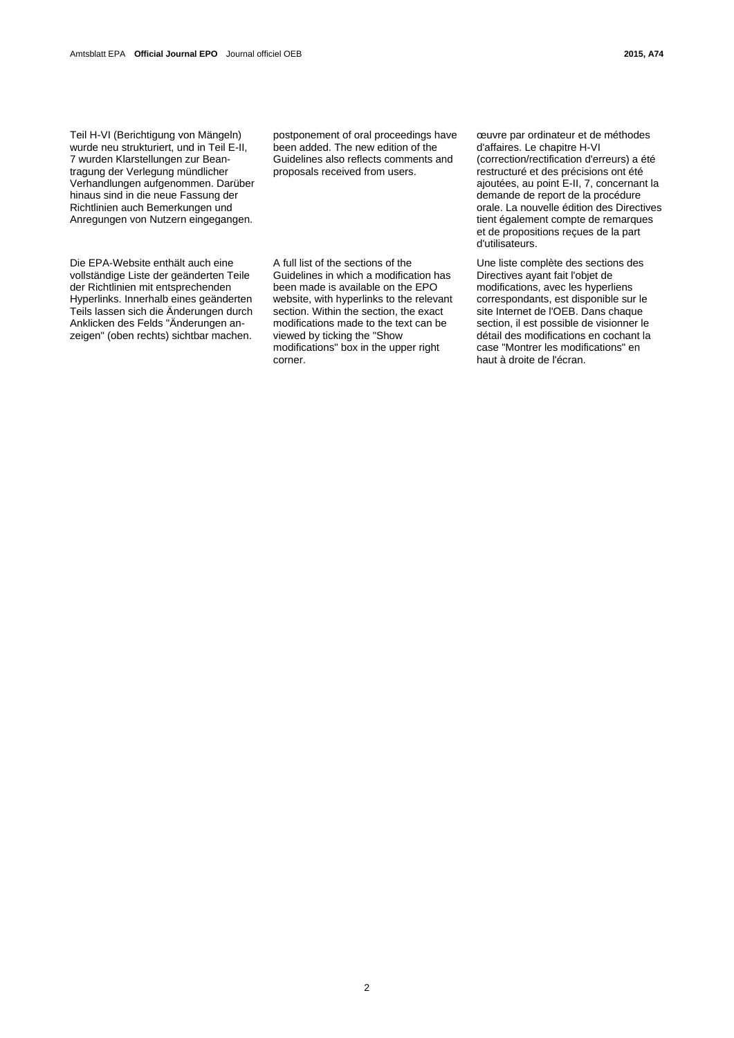Teil H-VI (Berichtigung von Mängeln) wurde neu strukturiert, und in Teil E-II, 7 wurden Klarstellungen zur Beantragung der Verlegung mündlicher Verhandlungen aufgenommen. Darüber hinaus sind in die neue Fassung der Richtlinien auch Bemerkungen und Anregungen von Nutzern eingegangen.

Die EPA-Website enthält auch eine vollständige Liste der geänderten Teile der Richtlinien mit entsprechenden Hyperlinks. Innerhalb eines geänderten Teils lassen sich die Änderungen durch Anklicken des Felds "Änderungen anzeigen" (oben rechts) sichtbar machen.

postponement of oral proceedings have been added. The new edition of the Guidelines also reflects comments and proposals received from users.

A full list of the sections of the Guidelines in which a modification has been made is available on the EPO website, with hyperlinks to the relevant section. Within the section, the exact modifications made to the text can be viewed by ticking the "Show modifications" box in the upper right corner.

œuvre par ordinateur et de méthodes d'affaires. Le chapitre H-VI (correction/rectification d'erreurs) a été restructuré et des précisions ont été ajoutées, au point E-II, 7, concernant la demande de report de la procédure orale. La nouvelle édition des Directives tient également compte de remarques et de propositions reçues de la part d'utilisateurs.

Une liste complète des sections des Directives ayant fait l'objet de modifications, avec les hyperliens correspondants, est disponible sur le site Internet de l'OEB. Dans chaque section, il est possible de visionner le détail des modifications en cochant la case "Montrer les modifications" en haut à droite de l'écran.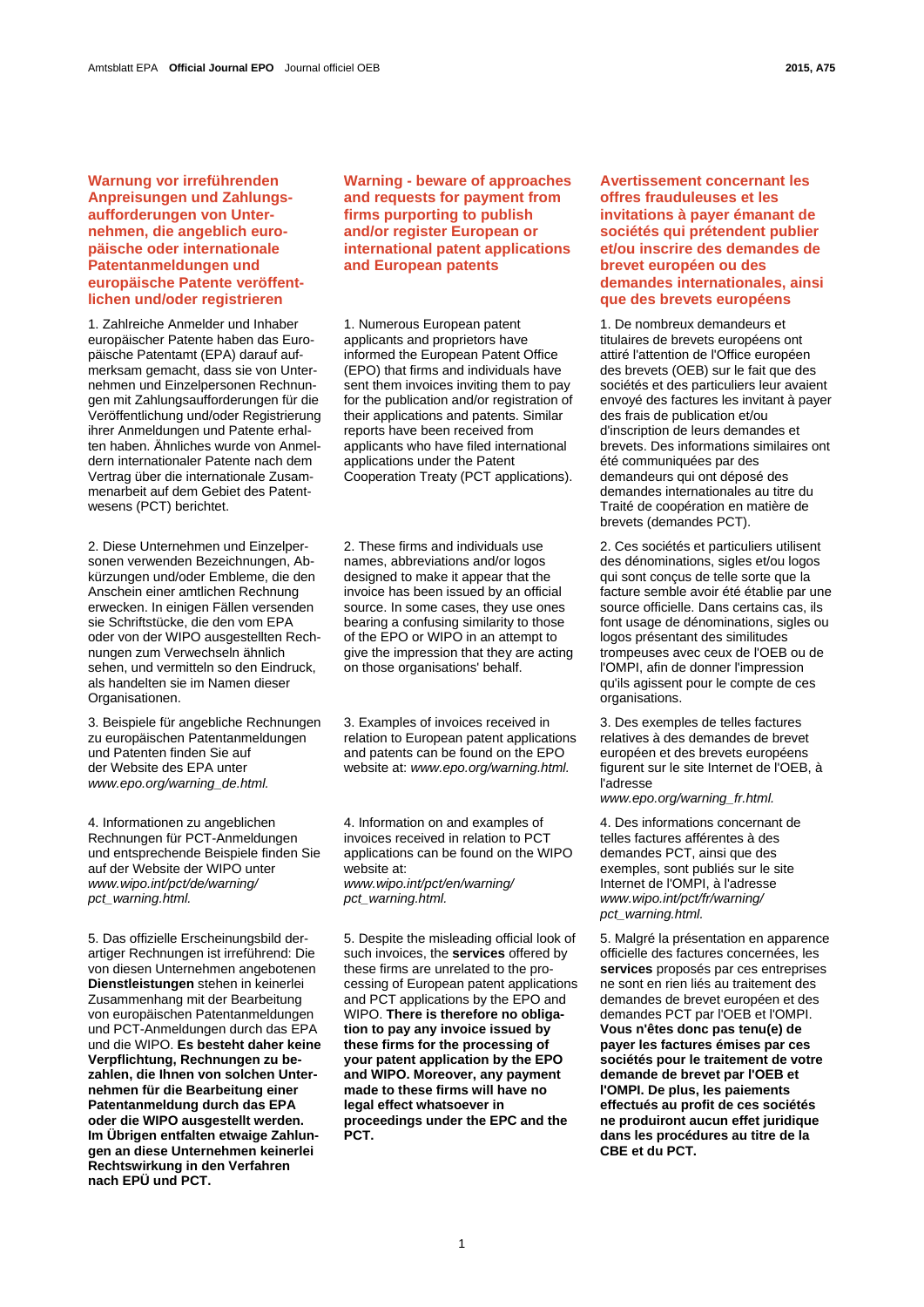## Warnung vor irreführenden Anpreisungen und Zahlungsaufforderungen von Unternehmen, die angeblich europäische oder internationale Patentanmeldungen und europäische Patente veröffentlichen und/oder registrieren

1. Zahlreiche Anmelder und Inhaber europäischer Patente haben das Europäische Patentamt (EPA) darauf aufmerksam gemacht, dass sie von Unternehmen und Einzelpersonen Rechnungen mit Zahlungsaufforderungen für die Veröffentlichung und/oder Registrierung ihrer Anmeldungen und Patente erhalten haben. Ähnliches wurde von Anmeldern internationaler Patente nach dem Vertrag über die internationale Zusammenarbeit auf dem Gebiet des Patentwesens (PCT) berichtet.

2. Diese Unternehmen und Einzelpersonen verwenden Bezeichnungen, Abkürzungen und/oder Embleme, die den Anschein einer amtlichen Rechnung erwecken. In einigen Fällen versenden sie Schriftstücke, die den vom EPA oder von der WIPO ausgestellten Rechnungen zum Verwechseln ähnlich sehen, und vermitteln so den Eindruck, als handelten sie im Namen dieser Organisationen.

3. Beispiele für angebliche Rechnungen zu europäischen Patentanmeldungen und Patenten finden Sie auf der Website des EPA unter *www.epo.org/warning_de.html.*

4. Informationen zu angeblichen Rechnungen für PCT-Anmeldungen und entsprechende Beispiele finden Sie auf der Website der WIPO unter *www.wipo.int/pct/de/warning/pct_warning.html.*

5. Das offizielle Erscheinungsbild derartiger Rechnungen ist irreführend: Die von diesen Unternehmen angebotenen **Dienstleistungen** stehen in keinerlei Zusammenhang mit der Bearbeitung von europäischen Patentanmeldungen und PCT-Anmeldungen durch das EPA und die WIPO. **Es besteht daher keine Verpflichtung, Rechnungen zu bezahlen, die Ihnen von solchen Unternehmen für die Bearbeitung einer Patentanmeldung durch das EPA oder die WIPO ausgestellt werden. Im Übrigen entfalten etwaige Zahlungen an diese Unternehmen keinerlei Rechtswirkung in den Verfahren nach EPÜ und PCT.**

## Warning - beware of approaches and requests for payment from firms purporting to publish and/or register European or international patent applications and European patents

1. Numerous European patent applicants and proprietors have informed the European Patent Office (EPO) that firms and individuals have sent them invoices inviting them to pay for the publication and/or registration of their applications and patents. Similar reports have been received from applicants who have filed international applications under the Patent Cooperation Treaty (PCT applications).

2. These firms and individuals use names, abbreviations and/or logos designed to make it appear that the invoice has been issued by an official source. In some cases, they use ones bearing a confusing similarity to those of the EPO or WIPO in an attempt to give the impression that they are acting on those organisations' behalf.

3. Examples of invoices received in relation to European patent applications and patents can be found on the EPO website at: *www.epo.org/warning.html.*

4. Information on and examples of invoices received in relation to PCT applications can be found on the WIPO website at: *www.wipo.int/pct/en/warning/pct_warning.html.*

5. Despite the misleading official look of such invoices, the **services** offered by these firms are unrelated to the processing of European patent applications and PCT applications by the EPO and WIPO. **There is therefore no obligation to pay any invoice issued by these firms for the processing of your patent application by the EPO and WIPO. Moreover, any payment made to these firms will have no legal effect whatsoever in proceedings under the EPC and the PCT.**

## Avertissement concernant les offres frauduleuses et les invitations à payer émanant de sociétés qui prétendent publier et/ou inscrire des demandes de brevet européen ou des demandes internationales, ainsi que des brevets européens

1. De nombreux demandeurs et titulaires de brevets européens ont attiré l'attention de l'Office européen des brevets (OEB) sur le fait que des sociétés et des particuliers leur avaient envoyé des factures les invitant à payer des frais de publication et/ou d'inscription de leurs demandes et brevets. Des informations similaires ont été communiquées par des demandeurs qui ont déposé des demandes internationales au titre du Traité de coopération en matière de brevets (demandes PCT).

2. Ces sociétés et particuliers utilisent des dénominations, sigles et/ou logos qui sont conçus de telle sorte que la facture semble avoir été établie par une source officielle. Dans certains cas, ils font usage de dénominations, sigles ou logos présentant des similitudes trompeuses avec ceux de l'OEB ou de l'OMPI, afin de donner l'impression qu'ils agissent pour le compte de ces organisations.

3. Des exemples de telles factures relatives à des demandes de brevet européen et des brevets européens figurent sur le site Internet de l'OEB, à l'adresse *www.epo.org/warning_fr.html.*

4. Des informations concernant de telles factures afférentes à des demandes PCT, ainsi que des exemples, sont publiés sur le site Internet de l'OMPI, à l'adresse *www.wipo.int/pct/fr/warning/pct_warning.html.*

5. Malgré la présentation en apparence officielle des factures concernées, les **services** proposés par ces entreprises ne sont en rien liés au traitement des demandes de brevet européen et des demandes PCT par l'OEB et l'OMPI. **Vous n'êtes donc pas tenu(e) de payer les factures émises par ces sociétés pour le traitement de votre demande de brevet par l'OEB et l'OMPI. De plus, les paiements effectués au profit de ces sociétés ne produiront aucun effet juridique dans les procédures au titre de la CBE et du PCT.**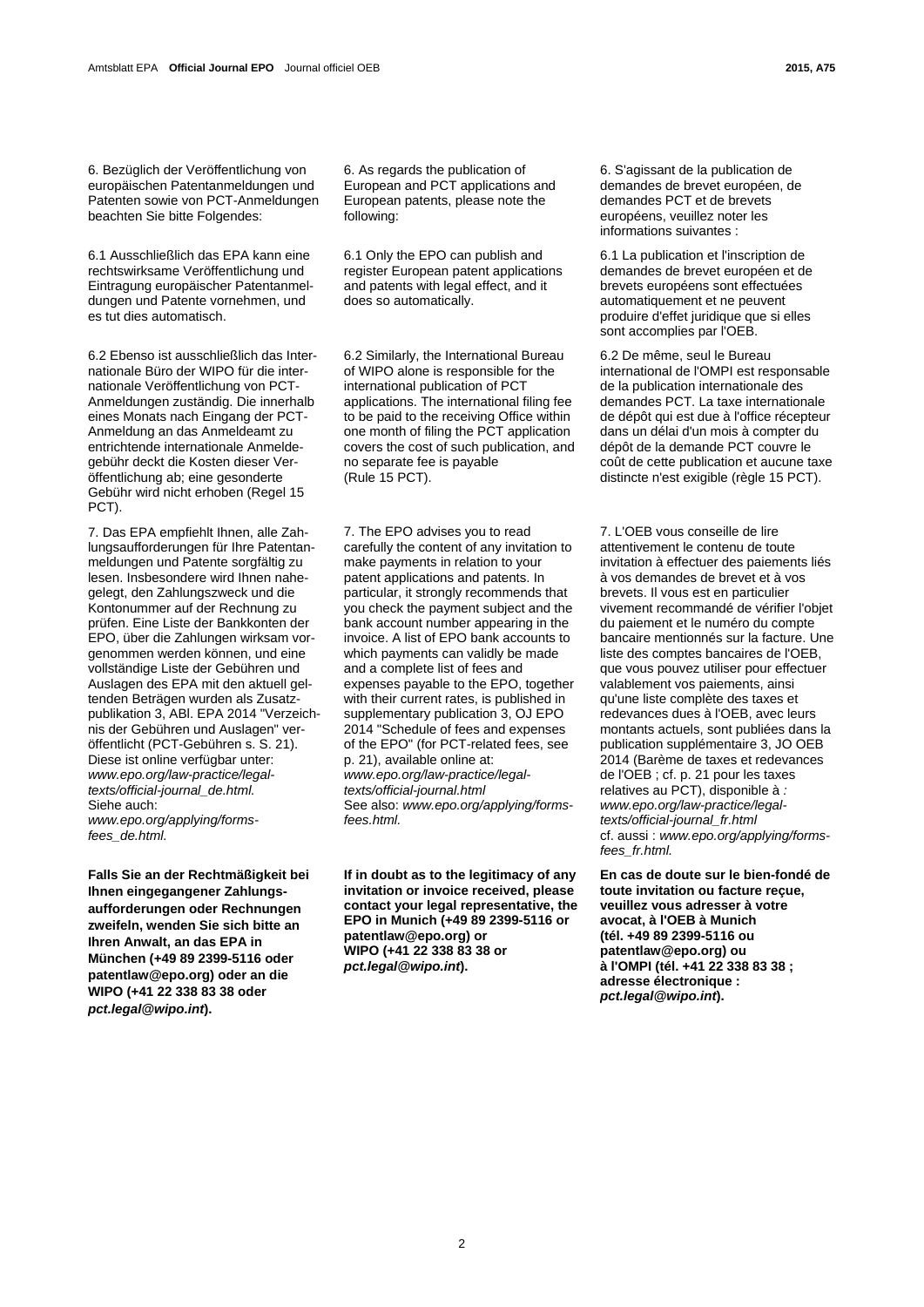6. Bezüglich der Veröffentlichung von europäischen Patentanmeldungen und Patenten sowie von PCT-Anmeldungen beachten Sie bitte Folgendes:

6.1 Ausschließlich das EPA kann eine rechtswirksame Veröffentlichung und Eintragung europäischer Patentanmeldungen und Patente vornehmen, und es tut dies automatisch.

6.2 Ebenso ist ausschließlich das Internationale Büro der WIPO für die internationale Veröffentlichung von PCT-Anmeldungen zuständig. Die innerhalb eines Monats nach Eingang der PCT-Anmeldung an das Anmeldeamt zu entrichtende internationale Anmeldegebühr deckt die Kosten dieser Veröffentlichung ab; eine gesonderte Gebühr wird nicht erhoben (Regel 15 PCT).

7. Das EPA empfiehlt Ihnen, alle Zahlungsaufforderungen für Ihre Patentanmeldungen und Patente sorgfältig zu lesen. Insbesondere wird Ihnen nahegelegt, den Zahlungszweck und die Kontonummer auf der Rechnung zu prüfen. Eine Liste der Bankkonten der EPO, über die Zahlungen wirksam vorgenommen werden können, und eine vollständige Liste der Gebühren und Auslagen des EPA mit den aktuell geltenden Beträgen wurden als Zusatzpublikation 3, ABl. EPA 2014 "Verzeichnis der Gebühren und Auslagen" veröffentlicht (PCT-Gebühren s. S. 21). Diese ist online verfügbar unter: *www.epo.org/law-practice/legal-texts/official-journal_de.html.* Siehe auch: *www.epo.org/applying/forms-fees_de.html.*

**Falls Sie an der Rechtmäßigkeit bei Ihnen eingegangener Zahlungsaufforderungen oder Rechnungen zweifeln, wenden Sie sich bitte an Ihren Anwalt, an das EPA in München (+49 89 2399-5116 oder patentlaw@epo.org) oder an die WIPO (+41 22 338 83 38 oder *pct.legal@wipo.int*).**

6. As regards the publication of European and PCT applications and European patents, please note the following:

6.1 Only the EPO can publish and register European patent applications and patents with legal effect, and it does so automatically.

6.2 Similarly, the International Bureau of WIPO alone is responsible for the international publication of PCT applications. The international filing fee to be paid to the receiving Office within one month of filing the PCT application covers the cost of such publication, and no separate fee is payable (Rule 15 PCT).

7. The EPO advises you to read carefully the content of any invitation to make payments in relation to your patent applications and patents. In particular, it strongly recommends that you check the payment subject and the bank account number appearing in the invoice. A list of EPO bank accounts to which payments can validly be made and a complete list of fees and expenses payable to the EPO, together with their current rates, is published in supplementary publication 3, OJ EPO 2014 "Schedule of fees and expenses of the EPO" (for PCT-related fees, see p. 21), available online at: *www.epo.org/law-practice/legal-texts/official-journal.html* See also: *www.epo.org/applying/forms-fees.html.*

**If in doubt as to the legitimacy of any invitation or invoice received, please contact your legal representative, the EPO in Munich (+49 89 2399-5116 or patentlaw@epo.org) or WIPO (+41 22 338 83 38 or *pct.legal@wipo.int*).**

6. S'agissant de la publication de demandes de brevet européen, de demandes PCT et de brevets européens, veuillez noter les informations suivantes :

6.1 La publication et l'inscription de demandes de brevet européen et de brevets européens sont effectuées automatiquement et ne peuvent produire d'effet juridique que si elles sont accomplies par l'OEB.

6.2 De même, seul le Bureau international de l'OMPI est responsable de la publication internationale des demandes PCT. La taxe internationale de dépôt qui est due à l'office récepteur dans un délai d'un mois à compter du dépôt de la demande PCT couvre le coût de cette publication et aucune taxe distincte n'est exigible (règle 15 PCT).

7. L'OEB vous conseille de lire attentivement le contenu de toute invitation à effectuer des paiements liés à vos demandes de brevet et à vos brevets. Il vous est en particulier vivement recommandé de vérifier l'objet du paiement et le numéro du compte bancaire mentionnés sur la facture. Une liste des comptes bancaires de l'OEB, que vous pouvez utiliser pour effectuer valablement vos paiements, ainsi qu'une liste complète des taxes et redevances dues à l'OEB, avec leurs montants actuels, sont publiées dans la publication supplémentaire 3, JO OEB 2014 (Barème de taxes et redevances de l'OEB ; cf. p. 21 pour les taxes relatives au PCT), disponible à *: www.epo.org/law-practice/legal-texts/official-journal_fr.html* cf. aussi : *www.epo.org/applying/forms-fees_fr.html.*

**En cas de doute sur le bien-fondé de toute invitation ou facture reçue, veuillez vous adresser à votre avocat, à l'OEB à Munich (tél. +49 89 2399-5116 ou patentlaw@epo.org) ou à l'OMPI (tél. +41 22 338 83 38 ; adresse électronique : *pct.legal@wipo.int*).**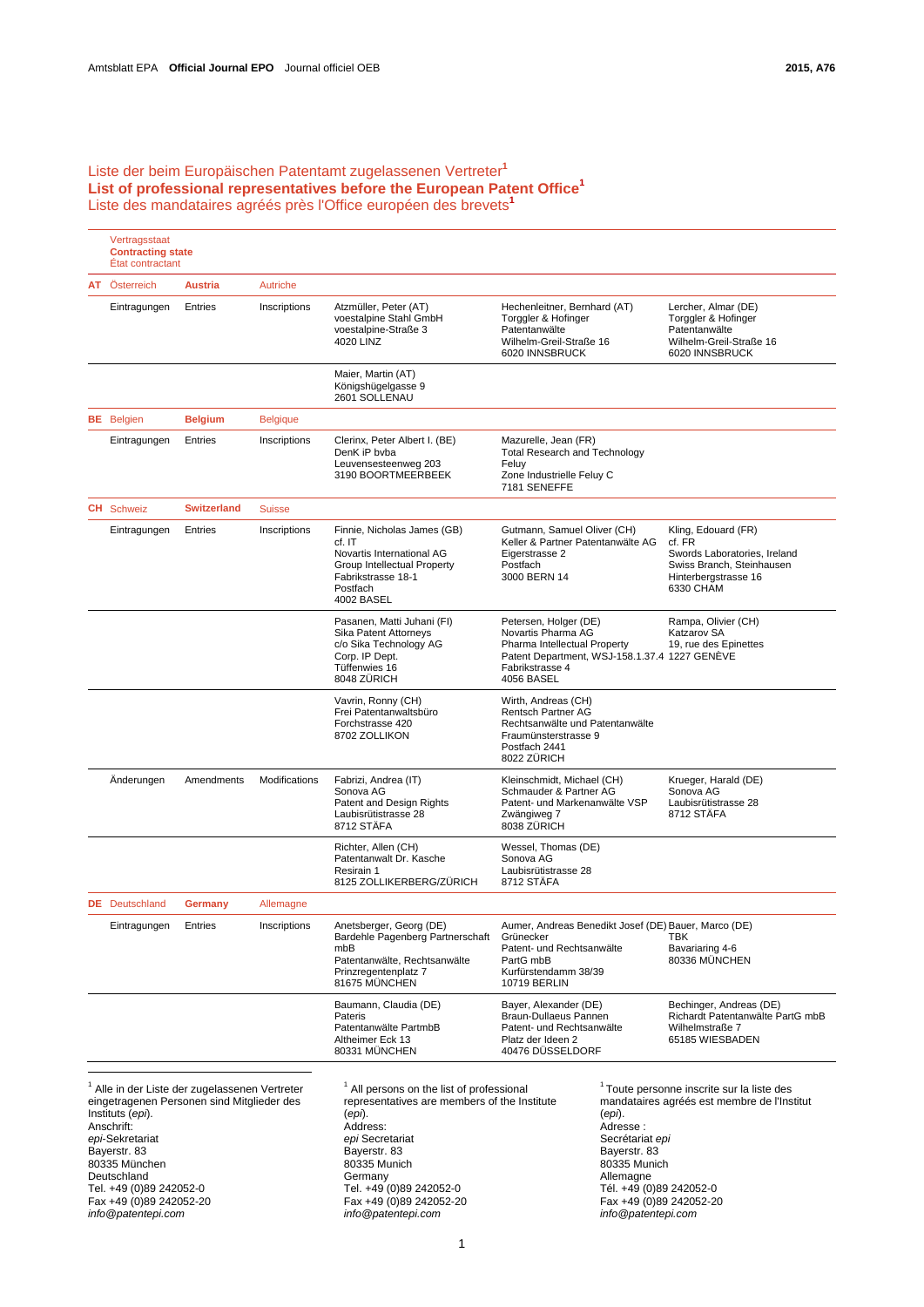# Liste der beim Europäischen Patentamt zugelassenen Vertreter[1]
# **List of professional representatives before the European Patent Office[1]**
# Liste des mandataires agréés près l'Office européen des brevets[1]

| | Vertragsstaat<br>**Contracting state**<br>État contractant | | | | | |
|---|---|---|---|---|---|---|
| **AT** | Österreich | **Austria** | Autriche | | | |
| | Eintragungen | Entries | Inscriptions | Atzmüller, Peter (AT)<br>voestalpine Stahl GmbH<br>voestalpine-Straße 3<br>4020 LINZ | Hechenleitner, Bernhard (AT)<br>Torggler & Hofinger<br>Patentanwälte<br>Wilhelm-Greil-Straße 16<br>6020 INNSBRUCK | Lercher, Almar (DE)<br>Torggler & Hofinger<br>Patentanwälte<br>Wilhelm-Greil-Straße 16<br>6020 INNSBRUCK |
| | | | | Maier, Martin (AT)<br>Königshügelgasse 9<br>2601 SOLLENAU | | |
| **BE** | Belgien | **Belgium** | Belgique | | | |
| | Eintragungen | Entries | Inscriptions | Clerinx, Peter Albert I. (BE)<br>DenK iP bvba<br>Leuvensesteenweg 203<br>3190 BOORTMEERBEEK | Mazurelle, Jean (FR)<br>Total Research and Technology<br>Feluy<br>Zone Industrielle Feluy C<br>7181 SENEFFE | |
| **CH** | Schweiz | **Switzerland** | Suisse | | | |
| | Eintragungen | Entries | Inscriptions | Finnie, Nicholas James (GB)<br>cf. IT<br>Novartis International AG<br>Group Intellectual Property<br>Fabrikstrasse 18-1<br>Postfach<br>4002 BASEL | Gutmann, Samuel Oliver (CH)<br>Keller & Partner Patentanwälte AG<br>Eigerstrasse 2<br>Postfach<br>3000 BERN 14 | Kling, Edouard (FR)<br>cf. FR<br>Swords Laboratories, Ireland<br>Swiss Branch, Steinhausen<br>Hinterbergstrasse 16<br>6330 CHAM |
| | | | | Pasanen, Matti Juhani (FI)<br>Sika Patent Attorneys<br>c/o Sika Technology AG<br>Corp. IP Dept.<br>Tüffenwies 16<br>8048 ZÜRICH | Petersen, Holger (DE)<br>Novartis Pharma AG<br>Pharma Intellectual Property<br>Patent Department, WSJ-158.1.37.4<br>Fabrikstrasse 4<br>4056 BASEL | Rampa, Olivier (CH)<br>Katzarov SA<br>19, rue des Epinettes<br>1227 GENÈVE |
| | | | | Vavrin, Ronny (CH)<br>Frei Patentanwaltsbüro<br>Forchstrasse 420<br>8702 ZOLLIKON | Wirth, Andreas (CH)<br>Rentsch Partner AG<br>Rechtsanwälte und Patentanwälte<br>Fraumünsterstrasse 9<br>Postfach 2441<br>8022 ZÜRICH | |
| | Änderungen | Amendments | Modifications | Fabrizi, Andrea (IT)<br>Sonova AG<br>Patent and Design Rights<br>Laubisrütistrasse 28<br>8712 STÄFA | Kleinschmidt, Michael (CH)<br>Schmauder & Partner AG<br>Patent- und Markenanwälte VSP<br>Zwängiweg 7<br>8038 ZÜRICH | Krueger, Harald (DE)<br>Sonova AG<br>Laubisrütistrasse 28<br>8712 STÄFA |
| | | | | Richter, Allen (CH)<br>Patentanwalt Dr. Kasche<br>Resirain 1<br>8125 ZOLLIKERBERG/ZÜRICH | Wessel, Thomas (DE)<br>Sonova AG<br>Laubisrütistrasse 28<br>8712 STÄFA | |
| **DE** | Deutschland | **Germany** | Allemagne | | | |
| | Eintragungen | Entries | Inscriptions | Anetsberger, Georg (DE)<br>Bardehle Pagenberg Partnerschaft mbB<br>Patentanwälte, Rechtsanwälte<br>Prinzregentenplatz 7<br>81675 MÜNCHEN | Aumer, Andreas Benedikt Josef (DE)<br>Grünecker<br>Patent- und Rechtsanwälte<br>PartG mbB<br>Kurfürstendamm 38/39<br>10719 BERLIN | Bauer, Marco (DE)<br>TBK<br>Bavariaring 4-6<br>80336 MÜNCHEN |
| | | | | Baumann, Claudia (DE)<br>Pateris<br>Patentanwälte PartmbB<br>Altheimer Eck 13<br>80331 MÜNCHEN | Bayer, Alexander (DE)<br>Braun-Dullaeus Pannen<br>Patent- und Rechtsanwälte<br>Platz der Ideen 2<br>40476 DÜSSELDORF | Bechinger, Andreas (DE)<br>Richardt Patentanwälte PartG mbB<br>Wilhelmstraße 7<br>65185 WIESBADEN |

---

[1] Alle in der Liste der zugelassenen Vertreter eingetragenen Personen sind Mitglieder des Instituts (*epi*).
Anschrift:
*epi*-Sekretariat
Bayerstr. 83
80335 München
Deutschland
Tel. +49 (0)89 242052-0
Fax +49 (0)89 242052-20
*info@patentepi.com*

[1] All persons on the list of professional representatives are members of the Institute (*epi*).
Address:
*epi* Secretariat
Bayerstr. 83
80335 Munich
Germany
Tel. +49 (0)89 242052-0
Fax +49 (0)89 242052-20
*info@patentepi.com*

[1] Toute personne inscrite sur la liste des mandataires agréés est membre de l'Institut (*epi*).
Adresse :
Secrétariat *epi*
Bayerstr. 83
80335 Munich
Allemagne
Tél. +49 (0)89 242052-0
Fax +49 (0)89 242052-20
*info@patentepi.com*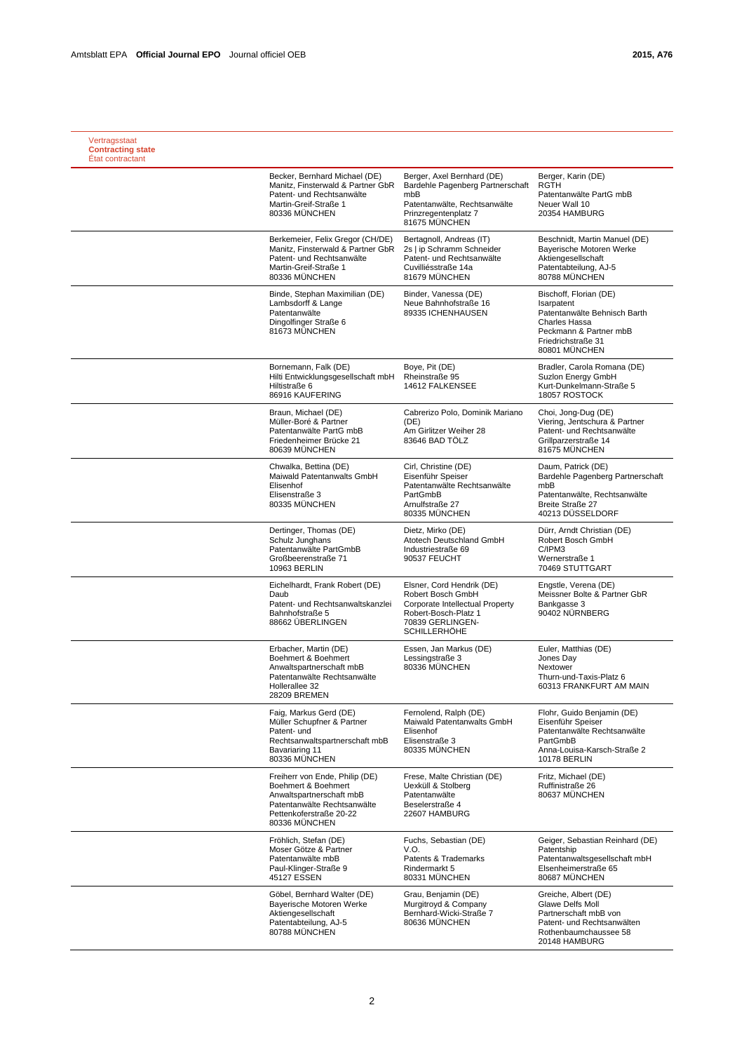Vertragsstaat
**Contracting state**
État contractant

| | | |
|---|---|---|
| Becker, Bernhard Michael (DE)<br>Manitz, Finsterwald & Partner GbR<br>Patent- und Rechtsanwälte<br>Martin-Greif-Straße 1<br>80336 MÜNCHEN | Berger, Axel Bernhard (DE)<br>Bardehle Pagenberg Partnerschaft mbB<br>Patentanwälte, Rechtsanwälte<br>Prinzregentenplatz 7<br>81675 MÜNCHEN | Berger, Karin (DE)<br>RGTH<br>Patentanwälte PartG mbB<br>Neuer Wall 10<br>20354 HAMBURG |
| Berkemeier, Felix Gregor (CH/DE)<br>Manitz, Finsterwald & Partner GbR<br>Patent- und Rechtsanwälte<br>Martin-Greif-Straße 1<br>80336 MÜNCHEN | Bertagnoll, Andreas (IT)<br>2s \| ip Schramm Schneider<br>Patent- und Rechtsanwälte<br>Cuvilliésstraße 14a<br>81679 MÜNCHEN | Beschnidt, Martin Manuel (DE)<br>Bayerische Motoren Werke Aktiengesellschaft<br>Patentabteilung, AJ-5<br>80788 MÜNCHEN |
| Binde, Stephan Maximilian (DE)<br>Lambsdorff & Lange<br>Patentanwälte<br>Dingolfinger Straße 6<br>81673 MÜNCHEN | Binder, Vanessa (DE)<br>Neue Bahnhofstraße 16<br>89335 ICHENHAUSEN | Bischoff, Florian (DE)<br>Isarpatent<br>Patentanwälte Behnisch Barth Charles Hassa<br>Peckmann & Partner mbB<br>Friedrichstraße 31<br>80801 MÜNCHEN |
| Bornemann, Falk (DE)<br>Hilti Entwicklungsgesellschaft mbH<br>Hiltistraße 6<br>86916 KAUFERING | Boye, Pit (DE)<br>Rheinstraße 95<br>14612 FALKENSEE | Bradler, Carola Romana (DE)<br>Suzlon Energy GmbH<br>Kurt-Dunkelmann-Straße 5<br>18057 ROSTOCK |
| Braun, Michael (DE)<br>Müller-Boré & Partner<br>Patentanwälte PartG mbB<br>Friedenheimer Brücke 21<br>80639 MÜNCHEN | Cabrerizo Polo, Dominik Mariano (DE)<br>Am Girlitzer Weiher 28<br>83646 BAD TÖLZ | Choi, Jong-Dug (DE)<br>Viering, Jentschura & Partner<br>Patent- und Rechtsanwälte<br>Grillparzerstraße 14<br>81675 MÜNCHEN |
| Chwalka, Bettina (DE)<br>Maiwald Patentanwalts GmbH<br>Elisenhof<br>Elisenstraße 3<br>80335 MÜNCHEN | Cirl, Christine (DE)<br>Eisenführ Speiser<br>Patentanwälte Rechtsanwälte PartGmbB<br>Arnulfstraße 27<br>80335 MÜNCHEN | Daum, Patrick (DE)<br>Bardehle Pagenberg Partnerschaft mbB<br>Patentanwälte, Rechtsanwälte<br>Breite Straße 27<br>40213 DÜSSELDORF |
| Dertinger, Thomas (DE)<br>Schulz Junghans<br>Patentanwälte PartGmbB<br>Großbeerenstraße 71<br>10963 BERLIN | Dietz, Mirko (DE)<br>Atotech Deutschland GmbH<br>Industriestraße 69<br>90537 FEUCHT | Dürr, Arndt Christian (DE)<br>Robert Bosch GmbH<br>C/IPM3<br>Wernerstraße 1<br>70469 STUTTGART |
| Eichelhardt, Frank Robert (DE)<br>Daub<br>Patent- und Rechtsanwaltskanzlei<br>Bahnhofstraße 5<br>88662 ÜBERLINGEN | Elsner, Cord Hendrik (DE)<br>Robert Bosch GmbH<br>Corporate Intellectual Property<br>Robert-Bosch-Platz 1<br>70839 GERLINGEN-SCHILLERHÖHE | Engstle, Verena (DE)<br>Meissner Bolte & Partner GbR<br>Bankgasse 3<br>90402 NÜRNBERG |
| Erbacher, Martin (DE)<br>Boehmert & Boehmert<br>Anwaltspartnerschaft mbB<br>Patentanwälte Rechtsanwälte<br>Hollerallee 32<br>28209 BREMEN | Essen, Jan Markus (DE)<br>Lessingstraße 3<br>80336 MÜNCHEN | Euler, Matthias (DE)<br>Jones Day<br>Nextower<br>Thurn-und-Taxis-Platz 6<br>60313 FRANKFURT AM MAIN |
| Faig, Markus Gerd (DE)<br>Müller Schupfner & Partner<br>Patent- und Rechtsanwaltspartnerschaft mbB<br>Bavariaring 11<br>80336 MÜNCHEN | Fernolend, Ralph (DE)<br>Maiwald Patentanwalts GmbH<br>Elisenhof<br>Elisenstraße 3<br>80335 MÜNCHEN | Flohr, Guido Benjamin (DE)<br>Eisenführ Speiser<br>Patentanwälte Rechtsanwälte PartGmbB<br>Anna-Louisa-Karsch-Straße 2<br>10178 BERLIN |
| Freiherr von Ende, Philip (DE)<br>Boehmert & Boehmert<br>Anwaltspartnerschaft mbB<br>Patentanwälte Rechtsanwälte<br>Pettenkoferstraße 20-22<br>80336 MÜNCHEN | Frese, Malte Christian (DE)<br>Uexküll & Stolberg<br>Patentanwälte<br>Beselerstraße 4<br>22607 HAMBURG | Fritz, Michael (DE)<br>Ruffinistraße 26<br>80637 MÜNCHEN |
| Fröhlich, Stefan (DE)<br>Moser Götze & Partner<br>Patentanwälte mbB<br>Paul-Klinger-Straße 9<br>45127 ESSEN | Fuchs, Sebastian (DE)<br>V.O.<br>Patents & Trademarks<br>Rindermarkt 5<br>80331 MÜNCHEN | Geiger, Sebastian Reinhard (DE)<br>Patentship<br>Patentanwaltsgesellschaft mbH<br>Elsenheimerstraße 65<br>80687 MÜNCHEN |
| Göbel, Bernhard Walter (DE)<br>Bayerische Motoren Werke Aktiengesellschaft<br>Patentabteilung, AJ-5<br>80788 MÜNCHEN | Grau, Benjamin (DE)<br>Murgitroyd & Company<br>Bernhard-Wicki-Straße 7<br>80636 MÜNCHEN | Greiche, Albert (DE)<br>Glawe Delfs Moll<br>Partnerschaft mbB von Patent- und Rechtsanwälten<br>Rothenbaumchaussee 58<br>20148 HAMBURG |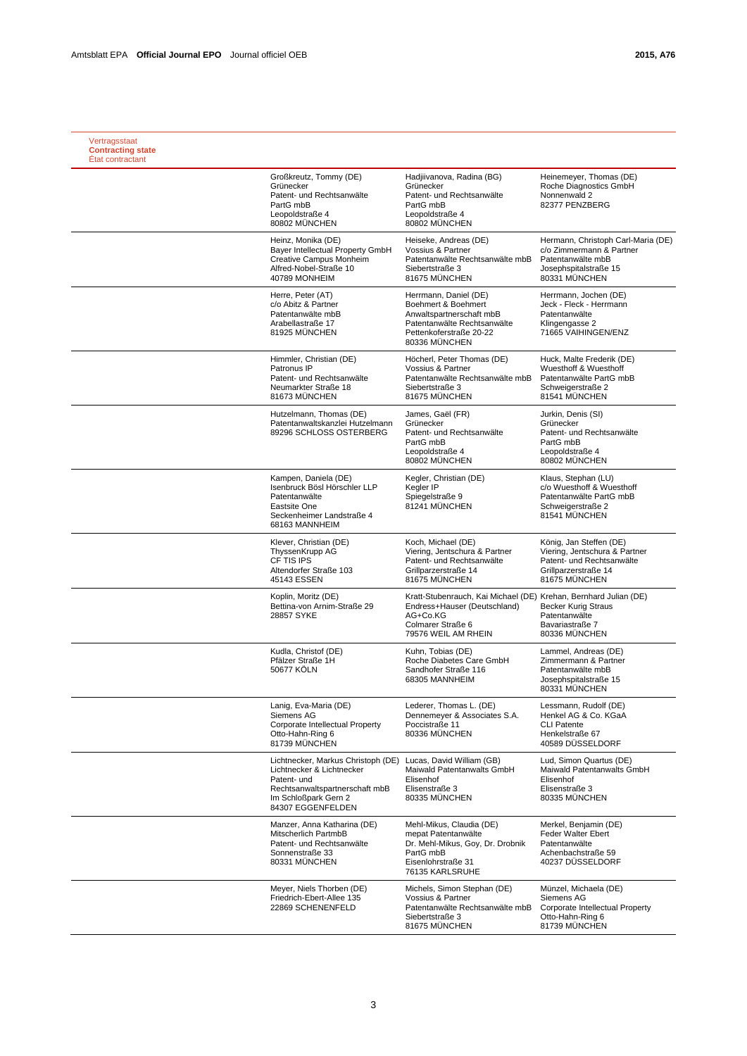Vertragsstaat
**Contracting state**
État contractant

| | | |
|---|---|---|
| Großkreutz, Tommy (DE)<br>Grünecker<br>Patent- und Rechtsanwälte<br>PartG mbB<br>Leopoldstraße 4<br>80802 MÜNCHEN | Hadjiivanova, Radina (BG)<br>Grünecker<br>Patent- und Rechtsanwälte<br>PartG mbB<br>Leopoldstraße 4<br>80802 MÜNCHEN | Heinemeyer, Thomas (DE)<br>Roche Diagnostics GmbH<br>Nonnenwald 2<br>82377 PENZBERG |
| Heinz, Monika (DE)<br>Bayer Intellectual Property GmbH<br>Creative Campus Monheim<br>Alfred-Nobel-Straße 10<br>40789 MONHEIM | Heiseke, Andreas (DE)<br>Vossius & Partner<br>Patentanwälte Rechtsanwälte mbB<br>Siebertstraße 3<br>81675 MÜNCHEN | Hermann, Christoph Carl-Maria (DE)<br>c/o Zimmermann & Partner<br>Patentanwälte mbB<br>Josephspitalstraße 15<br>80331 MÜNCHEN |
| Herre, Peter (AT)<br>c/o Abitz & Partner<br>Patentanwälte mbB<br>Arabellastraße 17<br>81925 MÜNCHEN | Herrmann, Daniel (DE)<br>Boehmert & Boehmert<br>Anwaltspartnerschaft mbB<br>Patentanwälte Rechtsanwälte<br>Pettenkoferstraße 20-22<br>80336 MÜNCHEN | Herrmann, Jochen (DE)<br>Jeck - Fleck - Herrmann<br>Patentanwälte<br>Klingengasse 2<br>71665 VAIHINGEN/ENZ |
| Himmler, Christian (DE)<br>Patronus IP<br>Patent- und Rechtsanwälte<br>Neumarkter Straße 18<br>81673 MÜNCHEN | Höcherl, Peter Thomas (DE)<br>Vossius & Partner<br>Patentanwälte Rechtsanwälte mbB<br>Siebertstraße 3<br>81675 MÜNCHEN | Huck, Malte Frederik (DE)<br>Wuesthoff & Wuesthoff<br>Patentanwälte PartG mbB<br>Schweigerstraße 2<br>81541 MÜNCHEN |
| Hutzelmann, Thomas (DE)<br>Patentanwaltskanzlei Hutzelmann<br>89296 SCHLOSS OSTERBERG | James, Gaël (FR)<br>Grünecker<br>Patent- und Rechtsanwälte<br>PartG mbB<br>Leopoldstraße 4<br>80802 MÜNCHEN | Jurkin, Denis (SI)<br>Grünecker<br>Patent- und Rechtsanwälte<br>PartG mbB<br>Leopoldstraße 4<br>80802 MÜNCHEN |
| Kampen, Daniela (DE)<br>Isenbruck Bösl Hörschler LLP<br>Patentanwälte<br>Eastsite One<br>Seckenheimer Landstraße 4<br>68163 MANNHEIM | Kegler, Christian (DE)<br>Kegler IP<br>Spiegelstraße 9<br>81241 MÜNCHEN | Klaus, Stephan (LU)<br>c/o Wuesthoff & Wuesthoff<br>Patentanwälte PartG mbB<br>Schweigerstraße 2<br>81541 MÜNCHEN |
| Klever, Christian (DE)<br>ThyssenKrupp AG<br>CF TIS IPS<br>Altendorfer Straße 103<br>45143 ESSEN | Koch, Michael (DE)<br>Viering, Jentschura & Partner<br>Patent- und Rechtsanwälte<br>Grillparzerstraße 14<br>81675 MÜNCHEN | König, Jan Steffen (DE)<br>Viering, Jentschura & Partner<br>Patent- und Rechtsanwälte<br>Grillparzerstraße 14<br>81675 MÜNCHEN |
| Koplin, Moritz (DE)<br>Bettina-von Arnim-Straße 29<br>28857 SYKE | Kratt-Stubenrauch, Kai Michael (DE)<br>Endress+Hauser (Deutschland)<br>AG+Co.KG<br>Colmarer Straße 6<br>79576 WEIL AM RHEIN | Krehan, Bernhard Julian (DE)<br>Becker Kurig Straus<br>Patentanwälte<br>Bavariastraße 7<br>80336 MÜNCHEN |
| Kudla, Christof (DE)<br>Pfälzer Straße 1H<br>50677 KÖLN | Kuhn, Tobias (DE)<br>Roche Diabetes Care GmbH<br>Sandhofer Straße 116<br>68305 MANNHEIM | Lammel, Andreas (DE)<br>Zimmermann & Partner<br>Patentanwälte mbB<br>Josephspitalstraße 15<br>80331 MÜNCHEN |
| Lanig, Eva-Maria (DE)<br>Siemens AG<br>Corporate Intellectual Property<br>Otto-Hahn-Ring 6<br>81739 MÜNCHEN | Lederer, Thomas L. (DE)<br>Dennemeyer & Associates S.A.<br>Poccistraße 11<br>80336 MÜNCHEN | Lessmann, Rudolf (DE)<br>Henkel AG & Co. KGaA<br>CLI Patente<br>Henkelstraße 67<br>40589 DÜSSELDORF |
| Lichtnecker, Markus Christoph (DE)<br>Lichtnecker & Lichtnecker<br>Patent- und<br>Rechtsanwaltspartnerschaft mbB<br>Im Schloßpark Gern 2<br>84307 EGGENFELDEN | Lucas, David William (GB)<br>Maiwald Patentanwalts GmbH<br>Elisenhof<br>Elisenstraße 3<br>80335 MÜNCHEN | Lud, Simon Quartus (DE)<br>Maiwald Patentanwalts GmbH<br>Elisenhof<br>Elisenstraße 3<br>80335 MÜNCHEN |
| Manzer, Anna Katharina (DE)<br>Mitscherlich PartmbB<br>Patent- und Rechtsanwälte<br>Sonnenstraße 33<br>80331 MÜNCHEN | Mehl-Mikus, Claudia (DE)<br>mepat Patentanwälte<br>Dr. Mehl-Mikus, Goy, Dr. Drobnik<br>PartG mbB<br>Eisenlohrstraße 31<br>76135 KARLSRUHE | Merkel, Benjamin (DE)<br>Feder Walter Ebert<br>Patentanwälte<br>Achenbachstraße 59<br>40237 DÜSSELDORF |
| Meyer, Niels Thorben (DE)<br>Friedrich-Ebert-Allee 135<br>22869 SCHENEFELD | Michels, Simon Stephan (DE)<br>Vossius & Partner<br>Patentanwälte Rechtsanwälte mbB<br>Siebertstraße 3<br>81675 MÜNCHEN | Münzel, Michaela (DE)<br>Siemens AG<br>Corporate Intellectual Property<br>Otto-Hahn-Ring 6<br>81739 MÜNCHEN |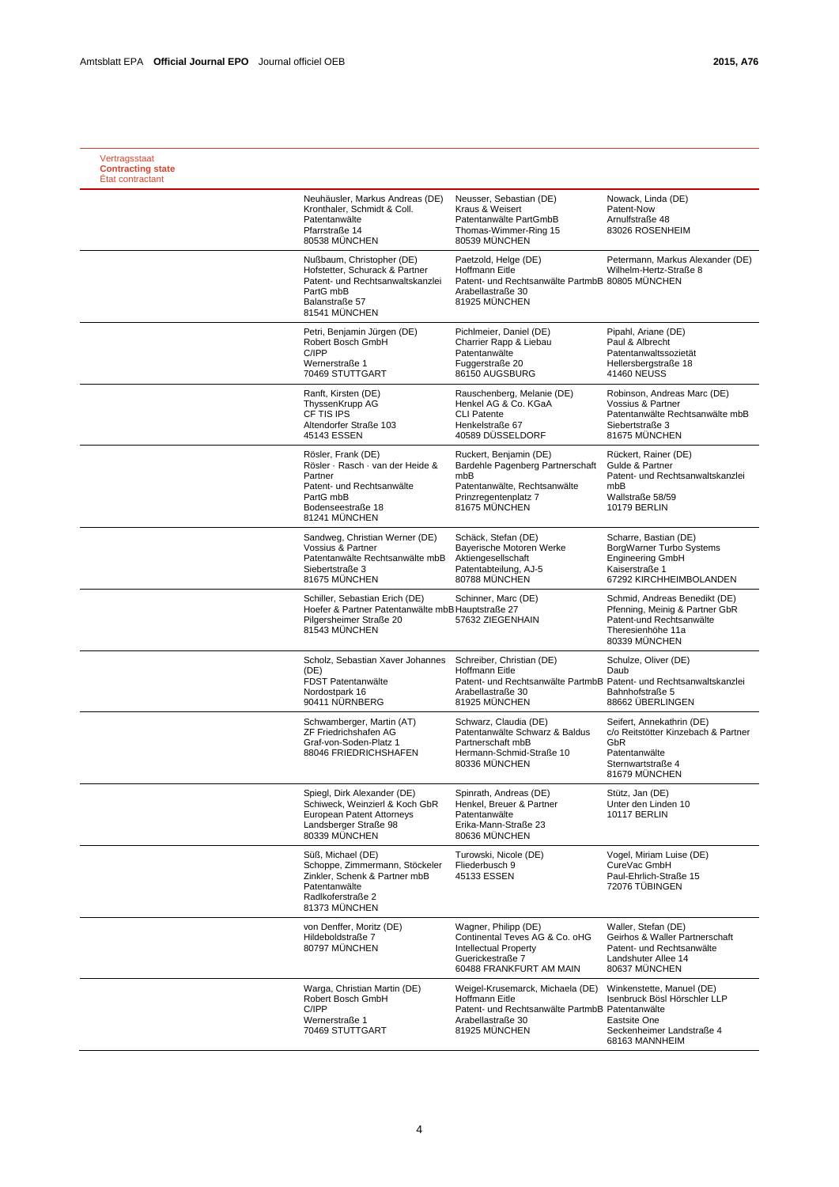Vertragsstaat
**Contracting state**
État contractant

| | | |
|---|---|---|
| Neuhäusler, Markus Andreas (DE)<br>Kronthaler, Schmidt & Coll.<br>Patentanwälte<br>Pfarrstraße 14<br>80538 MÜNCHEN | Neusser, Sebastian (DE)<br>Kraus & Weisert<br>Patentanwälte PartGmbB<br>Thomas-Wimmer-Ring 15<br>80539 MÜNCHEN | Nowack, Linda (DE)<br>Patent-Now<br>Arnulfstraße 48<br>83026 ROSENHEIM |
| Nußbaum, Christopher (DE)<br>Hofstetter, Schurack & Partner<br>Patent- und Rechtsanwaltskanzlei<br>PartG mbB<br>Balanstraße 57<br>81541 MÜNCHEN | Paetzold, Helge (DE)<br>Hoffmann Eitle<br>Patent- und Rechtsanwälte PartmbB<br>Arabellastraße 30<br>81925 MÜNCHEN | Petermann, Markus Alexander (DE)<br>Wilhelm-Hertz-Straße 8<br>80805 MÜNCHEN |
| Petri, Benjamin Jürgen (DE)<br>Robert Bosch GmbH<br>C/IPP<br>Wernerstraße 1<br>70469 STUTTGART | Pichlmeier, Daniel (DE)<br>Charrier Rapp & Liebau<br>Patentanwälte<br>Fuggerstraße 20<br>86150 AUGSBURG | Pipahl, Ariane (DE)<br>Paul & Albrecht<br>Patentanwaltssozietät<br>Hellersbergstraße 18<br>41460 NEUSS |
| Ranft, Kirsten (DE)<br>ThyssenKrupp AG<br>CF TIS IPS<br>Altendorfer Straße 103<br>45143 ESSEN | Rauschenberg, Melanie (DE)<br>Henkel AG & Co. KGaA<br>CLI Patente<br>Henkelstraße 67<br>40589 DÜSSELDORF | Robinson, Andreas Marc (DE)<br>Vossius & Partner<br>Patentanwälte Rechtsanwälte mbB<br>Siebertstraße 3<br>81675 MÜNCHEN |
| Rösler, Frank (DE)<br>Rösler · Rasch · van der Heide & Partner<br>Patent- und Rechtsanwälte<br>PartG mbB<br>Bodenseestraße 18<br>81241 MÜNCHEN | Ruckert, Benjamin (DE)<br>Bardehle Pagenberg Partnerschaft mbB<br>Patentanwälte, Rechtsanwälte<br>Prinzregentenplatz 7<br>81675 MÜNCHEN | Rückert, Rainer (DE)<br>Gulde & Partner<br>Patent- und Rechtsanwaltskanzlei mbB<br>Wallstraße 58/59<br>10179 BERLIN |
| Sandweg, Christian Werner (DE)<br>Vossius & Partner<br>Patentanwälte Rechtsanwälte mbB<br>Siebertstraße 3<br>81675 MÜNCHEN | Schäck, Stefan (DE)<br>Bayerische Motoren Werke Aktiengesellschaft<br>Patentabteilung, AJ-5<br>80788 MÜNCHEN | Scharre, Bastian (DE)<br>BorgWarner Turbo Systems Engineering GmbH<br>Kaiserstraße 1<br>67292 KIRCHHEIMBOLANDEN |
| Schiller, Sebastian Erich (DE)<br>Hoefer & Partner Patentanwälte mbB<br>Pilgersheimer Straße 20<br>81543 MÜNCHEN | Schinner, Marc (DE)<br>Hauptstraße 27<br>57632 ZIEGENHAIN | Schmid, Andreas Benedikt (DE)<br>Pfenning, Meinig & Partner GbR<br>Patent-und Rechtsanwälte<br>Theresienhöhe 11a<br>80339 MÜNCHEN |
| Scholz, Sebastian Xaver Johannes (DE)<br>FDST Patentanwälte<br>Nordostpark 16<br>90411 NÜRNBERG | Schreiber, Christian (DE)<br>Hoffmann Eitle<br>Patent- und Rechtsanwälte PartmbB<br>Arabellastraße 30<br>81925 MÜNCHEN | Schulze, Oliver (DE)<br>Daub<br>Patent- und Rechtsanwaltskanzlei<br>Bahnhofstraße 5<br>88662 ÜBERLINGEN |
| Schwamberger, Martin (AT)<br>ZF Friedrichshafen AG<br>Graf-von-Soden-Platz 1<br>88046 FRIEDRICHSHAFEN | Schwarz, Claudia (DE)<br>Patentanwälte Schwarz & Baldus<br>Partnerschaft mbB<br>Hermann-Schmid-Straße 10<br>80336 MÜNCHEN | Seifert, Annekathrin (DE)<br>c/o Reitstötter Kinzebach & Partner GbR<br>Patentanwälte<br>Sternwartstraße 4<br>81679 MÜNCHEN |
| Spiegl, Dirk Alexander (DE)<br>Schiweck, Weinzierl & Koch GbR<br>European Patent Attorneys<br>Landsberger Straße 98<br>80339 MÜNCHEN | Spinrath, Andreas (DE)<br>Henkel, Breuer & Partner<br>Patentanwälte<br>Erika-Mann-Straße 23<br>80636 MÜNCHEN | Stütz, Jan (DE)<br>Unter den Linden 10<br>10117 BERLIN |
| Süß, Michael (DE)<br>Schoppe, Zimmermann, Stöckeler<br>Zinkler, Schenk & Partner mbB<br>Patentanwälte<br>Radlkoferstraße 2<br>81373 MÜNCHEN | Turowski, Nicole (DE)<br>Fliederbusch 9<br>45133 ESSEN | Vogel, Miriam Luise (DE)<br>CureVac GmbH<br>Paul-Ehrlich-Straße 15<br>72076 TÜBINGEN |
| von Denffer, Moritz (DE)<br>Hildeboldstraße 7<br>80797 MÜNCHEN | Wagner, Philipp (DE)<br>Continental Teves AG & Co. oHG<br>Intellectual Property<br>Guerickestraße 7<br>60488 FRANKFURT AM MAIN | Waller, Stefan (DE)<br>Geirhos & Waller Partnerschaft<br>Patent- und Rechtsanwälte<br>Landshuter Allee 14<br>80637 MÜNCHEN |
| Warga, Christian Martin (DE)<br>Robert Bosch GmbH<br>C/IPP<br>Wernerstraße 1<br>70469 STUTTGART | Weigel-Krusemarck, Michaela (DE)<br>Hoffmann Eitle<br>Patent- und Rechtsanwälte PartmbB<br>Arabellastraße 30<br>81925 MÜNCHEN | Winkenstette, Manuel (DE)<br>Isenbruck Bösl Hörschler LLP<br>Patentanwälte<br>Eastsite One<br>Seckenheimer Landstraße 4<br>68163 MANNHEIM |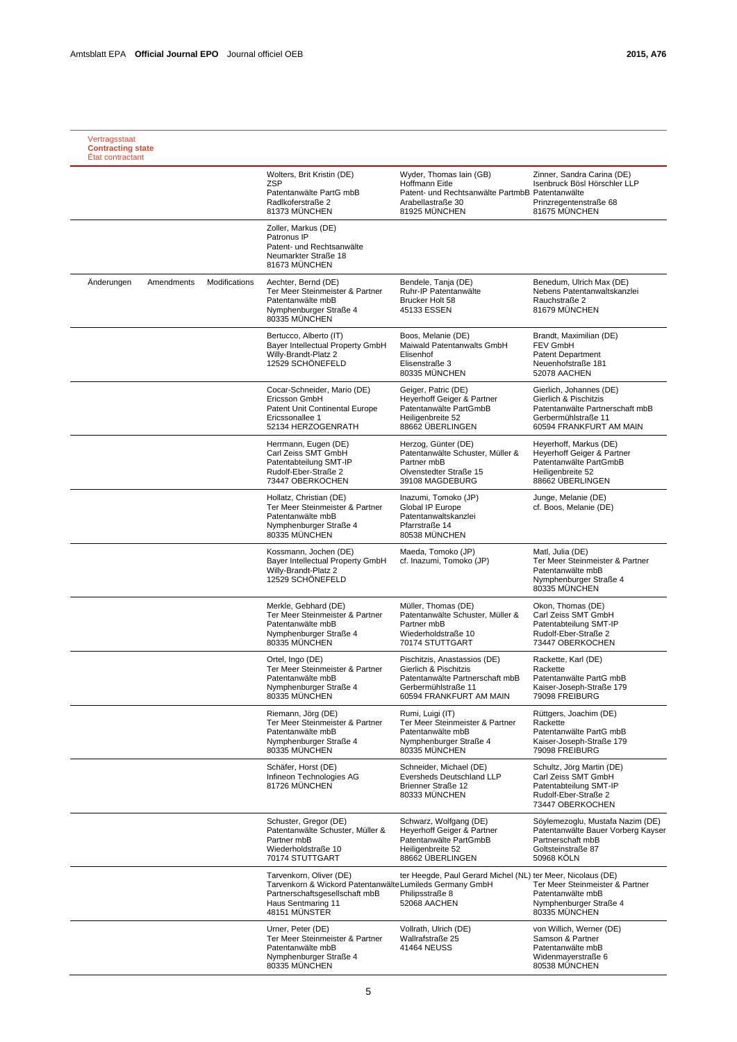| Vertragsstaat<br>**Contracting state**<br>État contractant | | | |
|---|---|---|---|
| | Wolters, Brit Kristin (DE)<br>ZSP<br>Patentanwälte PartG mbB<br>Radlkoferstraße 2<br>81373 MÜNCHEN | Wyder, Thomas Iain (GB)<br>Hoffmann Eitle<br>Patent- und Rechtsanwälte PartmbB<br>Arabellastraße 30<br>81925 MÜNCHEN | Zinner, Sandra Carina (DE)<br>Isenbruck Bösl Hörschler LLP<br>Patentanwälte<br>Prinzregentenstraße 68<br>81675 MÜNCHEN |
| | Zoller, Markus (DE)<br>Patronus IP<br>Patent- und Rechtsanwälte<br>Neumarkter Straße 18<br>81673 MÜNCHEN | | |
| Änderungen Amendments Modifications | Aechter, Bernd (DE)<br>Ter Meer Steinmeister & Partner<br>Patentanwälte mbB<br>Nymphenburger Straße 4<br>80335 MÜNCHEN | Bendele, Tanja (DE)<br>Ruhr-IP Patentanwälte<br>Brucker Holt 58<br>45133 ESSEN | Benedum, Ulrich Max (DE)<br>Nebens Patentanwaltskanzlei<br>Rauchstraße 2<br>81679 MÜNCHEN |
| | Bertucco, Alberto (IT)<br>Bayer Intellectual Property GmbH<br>Willy-Brandt-Platz 2<br>12529 SCHÖNEFELD | Boos, Melanie (DE)<br>Maiwald Patentanwalts GmbH<br>Elisenhof<br>Elisenstraße 3<br>80335 MÜNCHEN | Brandt, Maximilian (DE)<br>FEV GmbH<br>Patent Department<br>Neuenhofstraße 181<br>52078 AACHEN |
| | Cocar-Schneider, Mario (DE)<br>Ericsson GmbH<br>Patent Unit Continental Europe<br>Ericssonallee 1<br>52134 HERZOGENRATH | Geiger, Patric (DE)<br>Heyerhoff Geiger & Partner<br>Patentanwälte PartGmbB<br>Heiligenbreite 52<br>88662 ÜBERLINGEN | Gierlich, Johannes (DE)<br>Gierlich & Pischitzis<br>Patentanwälte Partnerschaft mbB<br>Gerbermühlstraße 11<br>60594 FRANKFURT AM MAIN |
| | Herrmann, Eugen (DE)<br>Carl Zeiss SMT GmbH<br>Patentabteilung SMT-IP<br>Rudolf-Eber-Straße 2<br>73447 OBERKOCHEN | Herzog, Günter (DE)<br>Patentanwälte Schuster, Müller & Partner mbB<br>Olvenstedter Straße 15<br>39108 MAGDEBURG | Heyerhoff, Markus (DE)<br>Heyerhoff Geiger & Partner<br>Patentanwälte PartGmbB<br>Heiligenbreite 52<br>88662 ÜBERLINGEN |
| | Hollatz, Christian (DE)<br>Ter Meer Steinmeister & Partner<br>Patentanwälte mbB<br>Nymphenburger Straße 4<br>80335 MÜNCHEN | Inazumi, Tomoko (JP)<br>Global IP Europe<br>Patentanwaltskanzlei<br>Pfarrstraße 14<br>80538 MÜNCHEN | Junge, Melanie (DE)<br>cf. Boos, Melanie (DE) |
| | Kossmann, Jochen (DE)<br>Bayer Intellectual Property GmbH<br>Willy-Brandt-Platz 2<br>12529 SCHÖNEFELD | Maeda, Tomoko (JP)<br>cf. Inazumi, Tomoko (JP) | Matl, Julia (DE)<br>Ter Meer Steinmeister & Partner<br>Patentanwälte mbB<br>Nymphenburger Straße 4<br>80335 MÜNCHEN |
| | Merkle, Gebhard (DE)<br>Ter Meer Steinmeister & Partner<br>Patentanwälte mbB<br>Nymphenburger Straße 4<br>80335 MÜNCHEN | Müller, Thomas (DE)<br>Patentanwälte Schuster, Müller & Partner mbB<br>Wiederholdstraße 10<br>70174 STUTTGART | Okon, Thomas (DE)<br>Carl Zeiss SMT GmbH<br>Patentabteilung SMT-IP<br>Rudolf-Eber-Straße 2<br>73447 OBERKOCHEN |
| | Ortel, Ingo (DE)<br>Ter Meer Steinmeister & Partner<br>Patentanwälte mbB<br>Nymphenburger Straße 4<br>80335 MÜNCHEN | Pischitzis, Anastassios (DE)<br>Gierlich & Pischitzis<br>Patentanwälte Partnerschaft mbB<br>Gerbermühlstraße 11<br>60594 FRANKFURT AM MAIN | Rackette, Karl (DE)<br>Rackette<br>Patentanwälte PartG mbB<br>Kaiser-Joseph-Straße 179<br>79098 FREIBURG |
| | Riemann, Jörg (DE)<br>Ter Meer Steinmeister & Partner<br>Patentanwälte mbB<br>Nymphenburger Straße 4<br>80335 MÜNCHEN | Rumi, Luigi (IT)<br>Ter Meer Steinmeister & Partner<br>Patentanwälte mbB<br>Nymphenburger Straße 4<br>80335 MÜNCHEN | Rüttgers, Joachim (DE)<br>Rackette<br>Patentanwälte PartG mbB<br>Kaiser-Joseph-Straße 179<br>79098 FREIBURG |
| | Schäfer, Horst (DE)<br>Infineon Technologies AG<br>81726 MÜNCHEN | Schneider, Michael (DE)<br>Eversheds Deutschland LLP<br>Brienner Straße 12<br>80333 MÜNCHEN | Schultz, Jörg Martin (DE)<br>Carl Zeiss SMT GmbH<br>Patentabteilung SMT-IP<br>Rudolf-Eber-Straße 2<br>73447 OBERKOCHEN |
| | Schuster, Gregor (DE)<br>Patentanwälte Schuster, Müller & Partner mbB<br>Wiederholdstraße 10<br>70174 STUTTGART | Schwarz, Wolfgang (DE)<br>Heyerhoff Geiger & Partner<br>Patentanwälte PartGmbB<br>Heiligenbreite 52<br>88662 ÜBERLINGEN | Söylemezoglu, Mustafa Nazim (DE)<br>Patentanwälte Bauer Vorberg Kayser<br>Partnerschaft mbB<br>Goltsteinstraße 87<br>50968 KÖLN |
| | Tarvenkorn, Oliver (DE)<br>Tarvenkorn & Wickord Patentanwälte<br>Partnerschaftsgesellschaft mbB<br>Haus Sentmaring 11<br>48151 MÜNSTER | ter Heegde, Paul Gerard Michel (NL)<br>Lumileds Germany GmbH<br>Philipsstraße 8<br>52068 AACHEN | ter Meer, Nicolaus (DE)<br>Ter Meer Steinmeister & Partner<br>Patentanwälte mbB<br>Nymphenburger Straße 4<br>80335 MÜNCHEN |
| | Urner, Peter (DE)<br>Ter Meer Steinmeister & Partner<br>Patentanwälte mbB<br>Nymphenburger Straße 4<br>80335 MÜNCHEN | Vollrath, Ulrich (DE)<br>Wallrafstraße 25<br>41464 NEUSS | von Willich, Werner (DE)<br>Samson & Partner<br>Patentanwälte mbB<br>Widenmayerstraße 6<br>80538 MÜNCHEN |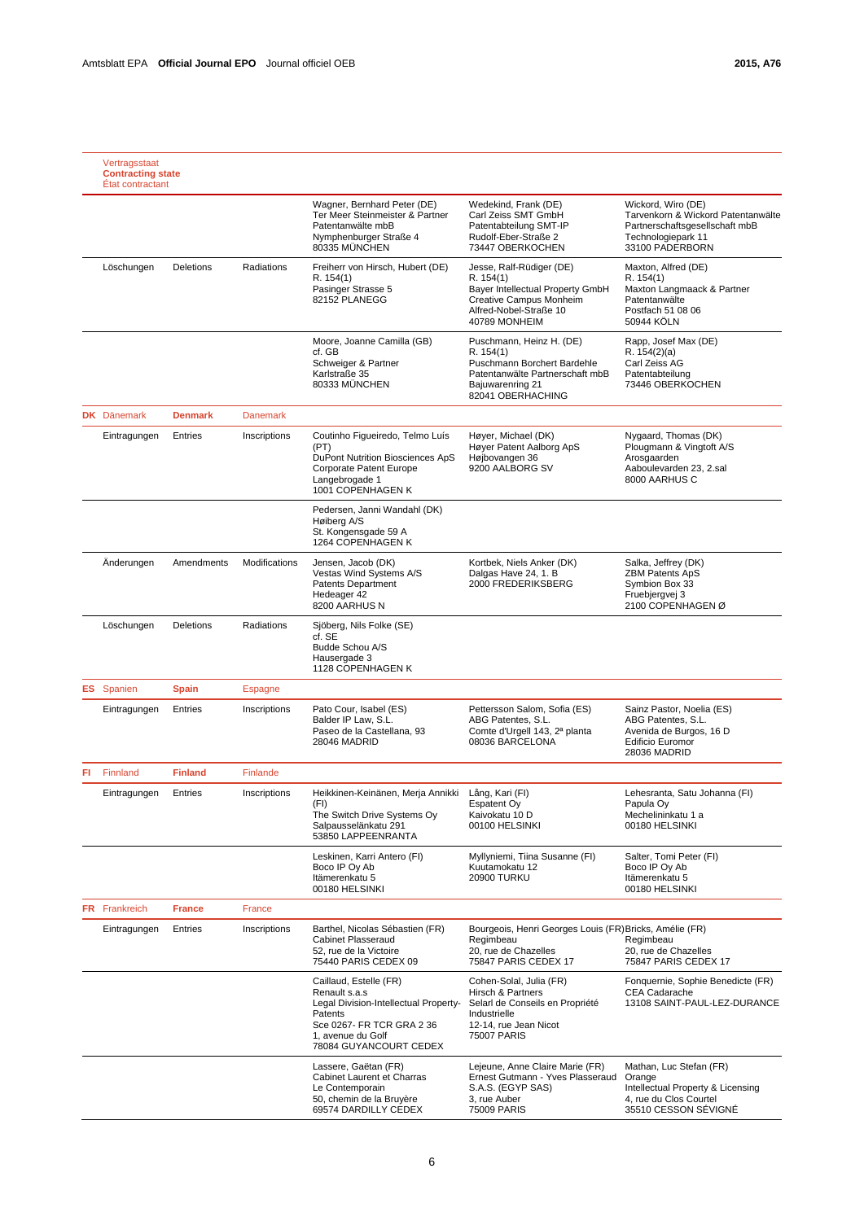| | Vertragsstaat<br>**Contracting state**<br>État contractant | | | | | |
|---|---|---|---|---|---|---|
| | | | | Wagner, Bernhard Peter (DE)<br>Ter Meer Steinmeister & Partner<br>Patentanwälte mbB<br>Nymphenburger Straße 4<br>80335 MÜNCHEN | Wedekind, Frank (DE)<br>Carl Zeiss SMT GmbH<br>Patentabteilung SMT-IP<br>Rudolf-Eber-Straße 2<br>73447 OBERKOCHEN | Wickord, Wiro (DE)<br>Tarvenkorn & Wickord Patentanwälte<br>Partnerschaftsgesellschaft mbB<br>Technologiepark 11<br>33100 PADERBORN |
| | Löschungen | Deletions | Radiations | Freiherr von Hirsch, Hubert (DE)<br>R. 154(1)<br>Pasinger Strasse 5<br>82152 PLANEGG | Jesse, Ralf-Rüdiger (DE)<br>R. 154(1)<br>Bayer Intellectual Property GmbH<br>Creative Campus Monheim<br>Alfred-Nobel-Straße 10<br>40789 MONHEIM | Maxton, Alfred (DE)<br>R. 154(1)<br>Maxton Langmaack & Partner<br>Patentanwälte<br>Postfach 51 08 06<br>50944 KÖLN |
| | | | | Moore, Joanne Camilla (GB)<br>cf. GB<br>Schweiger & Partner<br>Karlstraße 35<br>80333 MÜNCHEN | Puschmann, Heinz H. (DE)<br>R. 154(1)<br>Puschmann Borchert Bardehle<br>Patentanwälte Partnerschaft mbB<br>Bajuwarenring 21<br>82041 OBERHACHING | Rapp, Josef Max (DE)<br>R. 154(2)(a)<br>Carl Zeiss AG<br>Patentabteilung<br>73446 OBERKOCHEN |
| **DK** | Dänemark | **Denmark** | Danemark | | | |
| | Eintragungen | Entries | Inscriptions | Coutinho Figueiredo, Telmo Luís (PT)<br>DuPont Nutrition Biosciences ApS<br>Corporate Patent Europe<br>Langebrogade 1<br>1001 COPENHAGEN K | Høyer, Michael (DK)<br>Høyer Patent Aalborg ApS<br>Højbovangen 36<br>9200 AALBORG SV | Nygaard, Thomas (DK)<br>Plougmann & Vingtoft A/S<br>Arosgaarden<br>Aaboulevarden 23, 2.sal<br>8000 AARHUS C |
| | | | | Pedersen, Janni Wandahl (DK)<br>Høiberg A/S<br>St. Kongensgade 59 A<br>1264 COPENHAGEN K | | |
| | Änderungen | Amendments | Modifications | Jensen, Jacob (DK)<br>Vestas Wind Systems A/S<br>Patents Department<br>Hedeager 42<br>8200 AARHUS N | Kortbek, Niels Anker (DK)<br>Dalgas Have 24, 1. B<br>2000 FREDERIKSBERG | Salka, Jeffrey (DK)<br>ZBM Patents ApS<br>Symbion Box 33<br>Fruebjergvej 3<br>2100 COPENHAGEN Ø |
| | Löschungen | Deletions | Radiations | Sjöberg, Nils Folke (SE)<br>cf. SE<br>Budde Schou A/S<br>Hausergade 3<br>1128 COPENHAGEN K | | |
| **ES** | Spanien | **Spain** | Espagne | | | |
| | Eintragungen | Entries | Inscriptions | Pato Cour, Isabel (ES)<br>Balder IP Law, S.L.<br>Paseo de la Castellana, 93<br>28046 MADRID | Pettersson Salom, Sofia (ES)<br>ABG Patentes, S.L.<br>Comte d'Urgell 143, 2ª planta<br>08036 BARCELONA | Sainz Pastor, Noelia (ES)<br>ABG Patentes, S.L.<br>Avenida de Burgos, 16 D<br>Edificio Euromor<br>28036 MADRID |
| **FI** | Finnland | **Finland** | Finlande | | | |
| | Eintragungen | Entries | Inscriptions | Heikkinen-Keinänen, Merja Annikki (FI)<br>The Switch Drive Systems Oy<br>Salpausselänkatu 291<br>53850 LAPPEENRANTA | Lång, Kari (FI)<br>Espatent Oy<br>Kaivokatu 10 D<br>00100 HELSINKI | Lehesranta, Satu Johanna (FI)<br>Papula Oy<br>Mechelininkatu 1 a<br>00180 HELSINKI |
| | | | | Leskinen, Karri Antero (FI)<br>Boco IP Oy Ab<br>Itämerenkatu 5<br>00180 HELSINKI | Myllyniemi, Tiina Susanne (FI)<br>Kuutamokatu 12<br>20900 TURKU | Salter, Tomi Peter (FI)<br>Boco IP Oy Ab<br>Itämerenkatu 5<br>00180 HELSINKI |
| **FR** | Frankreich | **France** | France | | | |
| | Eintragungen | Entries | Inscriptions | Barthel, Nicolas Sébastien (FR)<br>Cabinet Plasseraud<br>52, rue de la Victoire<br>75440 PARIS CEDEX 09 | Bourgeois, Henri Georges Louis (FR)<br>Regimbeau<br>20, rue de Chazelles<br>75847 PARIS CEDEX 17 | Bricks, Amélie (FR)<br>Regimbeau<br>20, rue de Chazelles<br>75847 PARIS CEDEX 17 |
| | | | | Caillaud, Estelle (FR)<br>Renault s.a.s<br>Legal Division-Intellectual Property-Patents<br>Sce 0267- FR TCR GRA 2 36<br>1, avenue du Golf<br>78084 GUYANCOURT CEDEX | Cohen-Solal, Julia (FR)<br>Hirsch & Partners<br>Selarl de Conseils en Propriété Industrielle<br>12-14, rue Jean Nicot<br>75007 PARIS | Fonquernie, Sophie Benedicte (FR)<br>CEA Cadarache<br>13108 SAINT-PAUL-LEZ-DURANCE |
| | | | | Lassere, Gaëtan (FR)<br>Cabinet Laurent et Charras<br>Le Contemporain<br>50, chemin de la Bruyère<br>69574 DARDILLY CEDEX | Lejeune, Anne Claire Marie (FR)<br>Ernest Gutmann - Yves Plasseraud S.A.S. (EGYP SAS)<br>3, rue Auber<br>75009 PARIS | Mathan, Luc Stefan (FR)<br>Orange<br>Intellectual Property & Licensing<br>4, rue du Clos Courtel<br>35510 CESSON SÉVIGNÉ |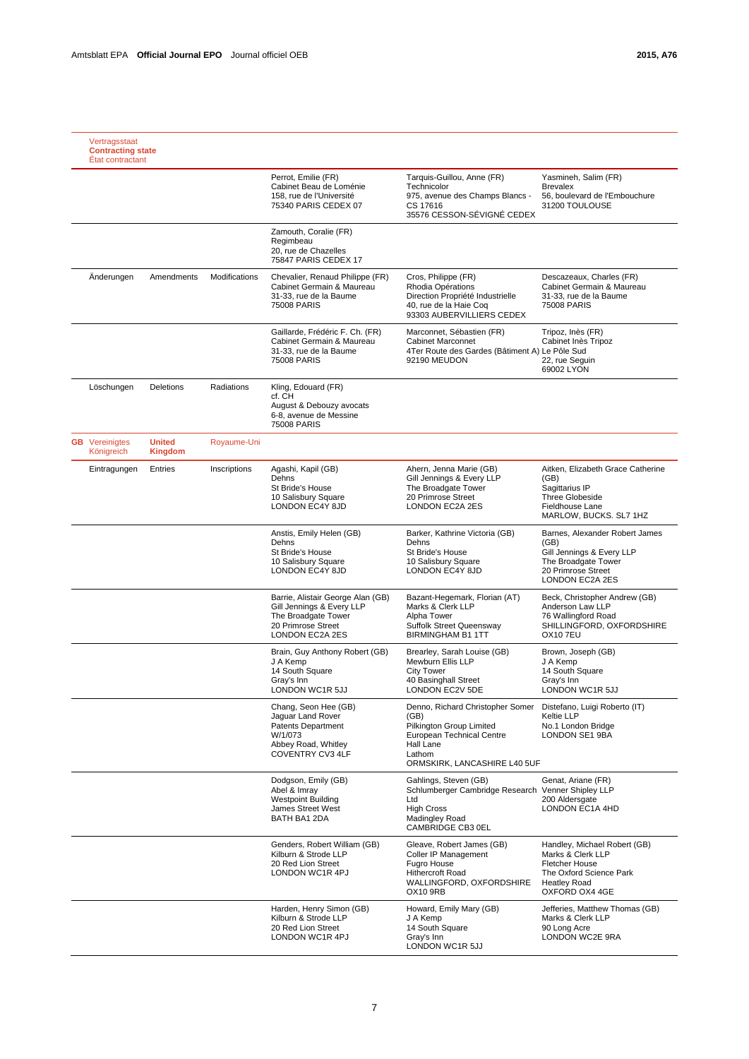| Vertragsstaat<br>**Contracting state**<br>État contractant | | | | | |
|---|---|---|---|---|---|
| | | | Perrot, Emilie (FR)<br>Cabinet Beau de Loménie<br>158, rue de l'Université<br>75340 PARIS CEDEX 07 | Tarquis-Guillou, Anne (FR)<br>Technicolor<br>975, avenue des Champs Blancs -<br>CS 17616<br>35576 CESSON-SÉVIGNÉ CEDEX | Yasmineh, Salim (FR)<br>Brevalex<br>56, boulevard de l'Embouchure<br>31200 TOULOUSE |
| | | | Zamouth, Coralie (FR)<br>Regimbeau<br>20, rue de Chazelles<br>75847 PARIS CEDEX 17 | | |
| Änderungen | **Amendments** | Modifications | Chevalier, Renaud Philippe (FR)<br>Cabinet Germain & Maureau<br>31-33, rue de la Baume<br>75008 PARIS | Cros, Philippe (FR)<br>Rhodia Opérations<br>Direction Propriété Industrielle<br>40, rue de la Haie Coq<br>93303 AUBERVILLIERS CEDEX | Descazeaux, Charles (FR)<br>Cabinet Germain & Maureau<br>31-33, rue de la Baume<br>75008 PARIS |
| | | | Gaillarde, Frédéric F. Ch. (FR)<br>Cabinet Germain & Maureau<br>31-33, rue de la Baume<br>75008 PARIS | Marconnet, Sébastien (FR)<br>Cabinet Marconnet<br>4Ter Route des Gardes (Bâtiment A)<br>92190 MEUDON | Tripoz, Inès (FR)<br>Cabinet Inès Tripoz<br>Le Pôle Sud<br>22, rue Seguin<br>69002 LYON |
| Löschungen | **Deletions** | Radiations | Kling, Edouard (FR)<br>cf. CH<br>August & Debouzy avocats<br>6-8, avenue de Messine<br>75008 PARIS | | |
| **GB** Vereinigtes Königreich | **United Kingdom** | Royaume-Uni | | | |
| Eintragungen | **Entries** | Inscriptions | Agashi, Kapil (GB)<br>Dehns<br>St Bride's House<br>10 Salisbury Square<br>LONDON EC4Y 8JD | Ahern, Jenna Marie (GB)<br>Gill Jennings & Every LLP<br>The Broadgate Tower<br>20 Primrose Street<br>LONDON EC2A 2ES | Aitken, Elizabeth Grace Catherine (GB)<br>Sagittarius IP<br>Three Globeside<br>Fieldhouse Lane<br>MARLOW, BUCKS. SL7 1HZ |
| | | | Anstis, Emily Helen (GB)<br>Dehns<br>St Bride's House<br>10 Salisbury Square<br>LONDON EC4Y 8JD | Barker, Kathrine Victoria (GB)<br>Dehns<br>St Bride's House<br>10 Salisbury Square<br>LONDON EC4Y 8JD | Barnes, Alexander Robert James (GB)<br>Gill Jennings & Every LLP<br>The Broadgate Tower<br>20 Primrose Street<br>LONDON EC2A 2ES |
| | | | Barrie, Alistair George Alan (GB)<br>Gill Jennings & Every LLP<br>The Broadgate Tower<br>20 Primrose Street<br>LONDON EC2A 2ES | Bazant-Hegemark, Florian (AT)<br>Marks & Clerk LLP<br>Alpha Tower<br>Suffolk Street Queensway<br>BIRMINGHAM B1 1TT | Beck, Christopher Andrew (GB)<br>Anderson Law LLP<br>76 Wallingford Road<br>SHILLINGFORD, OXFORDSHIRE OX10 7EU |
| | | | Brain, Guy Anthony Robert (GB)<br>J A Kemp<br>14 South Square<br>Gray's Inn<br>LONDON WC1R 5JJ | Brearley, Sarah Louise (GB)<br>Mewburn Ellis LLP<br>City Tower<br>40 Basinghall Street<br>LONDON EC2V 5DE | Brown, Joseph (GB)<br>J A Kemp<br>14 South Square<br>Gray's Inn<br>LONDON WC1R 5JJ |
| | | | Chang, Seon Hee (GB)<br>Jaguar Land Rover<br>Patents Department<br>W/1/073<br>Abbey Road, Whitley<br>COVENTRY CV3 4LF | Denno, Richard Christopher Somer (GB)<br>Pilkington Group Limited<br>European Technical Centre<br>Hall Lane<br>Lathom<br>ORMSKIRK, LANCASHIRE L40 5UF | Distefano, Luigi Roberto (IT)<br>Keltie LLP<br>No.1 London Bridge<br>LONDON SE1 9BA |
| | | | Dodgson, Emily (GB)<br>Abel & Imray<br>Westpoint Building<br>James Street West<br>BATH BA1 2DA | Gahlings, Steven (GB)<br>Schlumberger Cambridge Research Ltd<br>High Cross<br>Madingley Road<br>CAMBRIDGE CB3 0EL | Genat, Ariane (FR)<br>Venner Shipley LLP<br>200 Aldersgate<br>LONDON EC1A 4HD |
| | | | Genders, Robert William (GB)<br>Kilburn & Strode LLP<br>20 Red Lion Street<br>LONDON WC1R 4PJ | Gleave, Robert James (GB)<br>Coller IP Management<br>Fugro House<br>Hithercroft Road<br>WALLINGFORD, OXFORDSHIRE OX10 9RB | Handley, Michael Robert (GB)<br>Marks & Clerk LLP<br>Fletcher House<br>The Oxford Science Park<br>Heatley Road<br>OXFORD OX4 4GE |
| | | | Harden, Henry Simon (GB)<br>Kilburn & Strode LLP<br>20 Red Lion Street<br>LONDON WC1R 4PJ | Howard, Emily Mary (GB)<br>J A Kemp<br>14 South Square<br>Gray's Inn<br>LONDON WC1R 5JJ | Jefferies, Matthew Thomas (GB)<br>Marks & Clerk LLP<br>90 Long Acre<br>LONDON WC2E 9RA |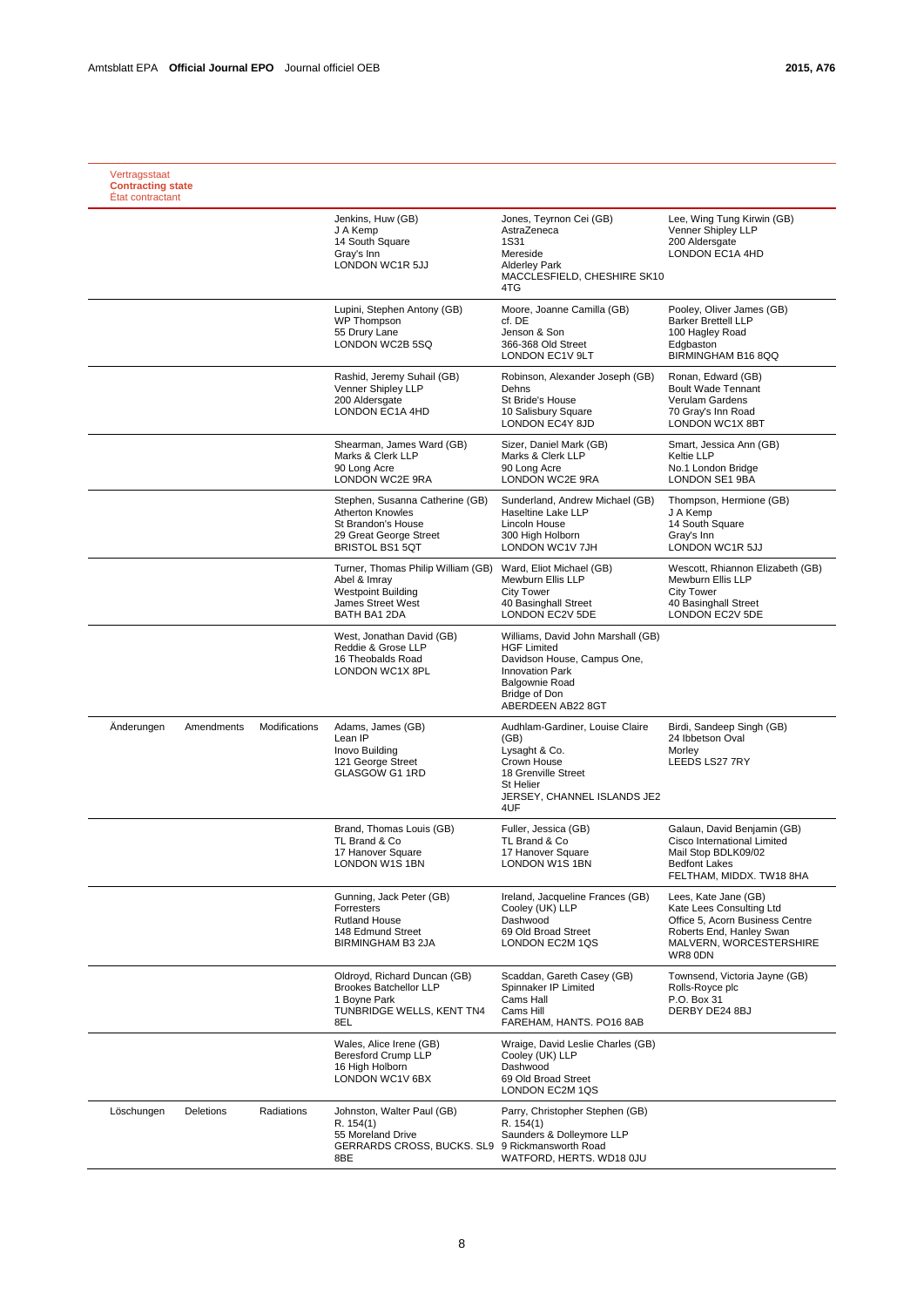| Vertragsstaat<br>**Contracting state**<br>État contractant | | | | | |
|---|---|---|---|---|---|
| | | | Jenkins, Huw (GB)<br>J A Kemp<br>14 South Square<br>Gray's Inn<br>LONDON WC1R 5JJ | Jones, Teyrnon Cei (GB)<br>AstraZeneca<br>1S31<br>Mereside<br>Alderley Park<br>MACCLESFIELD, CHESHIRE SK10 4TG | Lee, Wing Tung Kirwin (GB)<br>Venner Shipley LLP<br>200 Aldersgate<br>LONDON EC1A 4HD |
| | | | Lupini, Stephen Antony (GB)<br>WP Thompson<br>55 Drury Lane<br>LONDON WC2B 5SQ | Moore, Joanne Camilla (GB)<br>cf. DE<br>Jenson & Son<br>366-368 Old Street<br>LONDON EC1V 9LT | Pooley, Oliver James (GB)<br>Barker Brettell LLP<br>100 Hagley Road<br>Edgbaston<br>BIRMINGHAM B16 8QQ |
| | | | Rashid, Jeremy Suhail (GB)<br>Venner Shipley LLP<br>200 Aldersgate<br>LONDON EC1A 4HD | Robinson, Alexander Joseph (GB)<br>Dehns<br>St Bride's House<br>10 Salisbury Square<br>LONDON EC4Y 8JD | Ronan, Edward (GB)<br>Boult Wade Tennant<br>Verulam Gardens<br>70 Gray's Inn Road<br>LONDON WC1X 8BT |
| | | | Shearman, James Ward (GB)<br>Marks & Clerk LLP<br>90 Long Acre<br>LONDON WC2E 9RA | Sizer, Daniel Mark (GB)<br>Marks & Clerk LLP<br>90 Long Acre<br>LONDON WC2E 9RA | Smart, Jessica Ann (GB)<br>Keltie LLP<br>No.1 London Bridge<br>LONDON SE1 9BA |
| | | | Stephen, Susanna Catherine (GB)<br>Atherton Knowles<br>St Brandon's House<br>29 Great George Street<br>BRISTOL BS1 5QT | Sunderland, Andrew Michael (GB)<br>Haseltine Lake LLP<br>Lincoln House<br>300 High Holborn<br>LONDON WC1V 7JH | Thompson, Hermione (GB)<br>J A Kemp<br>14 South Square<br>Gray's Inn<br>LONDON WC1R 5JJ |
| | | | Turner, Thomas Philip William (GB)<br>Abel & Imray<br>Westpoint Building<br>James Street West<br>BATH BA1 2DA | Ward, Eliot Michael (GB)<br>Mewburn Ellis LLP<br>City Tower<br>40 Basinghall Street<br>LONDON EC2V 5DE | Wescott, Rhiannon Elizabeth (GB)<br>Mewburn Ellis LLP<br>City Tower<br>40 Basinghall Street<br>LONDON EC2V 5DE |
| | | | West, Jonathan David (GB)<br>Reddie & Grose LLP<br>16 Theobalds Road<br>LONDON WC1X 8PL | Williams, David John Marshall (GB)<br>HGF Limited<br>Davidson House, Campus One,<br>Innovation Park<br>Balgownie Road<br>Bridge of Don<br>ABERDEEN AB22 8GT | |
| Änderungen | Amendments | Modifications | Adams, James (GB)<br>Lean IP<br>Inovo Building<br>121 George Street<br>GLASGOW G1 1RD | Audhlam-Gardiner, Louise Claire (GB)<br>Lysaght & Co.<br>Crown House<br>18 Grenville Street<br>St Helier<br>JERSEY, CHANNEL ISLANDS JE2 4UF | Birdi, Sandeep Singh (GB)<br>24 Ibbetson Oval<br>Morley<br>LEEDS LS27 7RY |
| | | | Brand, Thomas Louis (GB)<br>TL Brand & Co<br>17 Hanover Square<br>LONDON W1S 1BN | Fuller, Jessica (GB)<br>TL Brand & Co<br>17 Hanover Square<br>LONDON W1S 1BN | Galaun, David Benjamin (GB)<br>Cisco International Limited<br>Mail Stop BDLK09/02<br>Bedfont Lakes<br>FELTHAM, MIDDX. TW18 8HA |
| | | | Gunning, Jack Peter (GB)<br>Forresters<br>Rutland House<br>148 Edmund Street<br>BIRMINGHAM B3 2JA | Ireland, Jacqueline Frances (GB)<br>Cooley (UK) LLP<br>Dashwood<br>69 Old Broad Street<br>LONDON EC2M 1QS | Lees, Kate Jane (GB)<br>Kate Lees Consulting Ltd<br>Office 5, Acorn Business Centre<br>Roberts End, Hanley Swan<br>MALVERN, WORCESTERSHIRE WR8 0DN |
| | | | Oldroyd, Richard Duncan (GB)<br>Brookes Batchellor LLP<br>1 Boyne Park<br>TUNBRIDGE WELLS, KENT TN4 8EL | Scaddan, Gareth Casey (GB)<br>Spinnaker IP Limited<br>Cams Hall<br>Cams Hill<br>FAREHAM, HANTS. PO16 8AB | Townsend, Victoria Jayne (GB)<br>Rolls-Royce plc<br>P.O. Box 31<br>DERBY DE24 8BJ |
| | | | Wales, Alice Irene (GB)<br>Beresford Crump LLP<br>16 High Holborn<br>LONDON WC1V 6BX | Wraige, David Leslie Charles (GB)<br>Cooley (UK) LLP<br>Dashwood<br>69 Old Broad Street<br>LONDON EC2M 1QS | |
| Löschungen | Deletions | Radiations | Johnston, Walter Paul (GB)<br>R. 154(1)<br>55 Moreland Drive<br>GERRARDS CROSS, BUCKS. SL9 8BE | Parry, Christopher Stephen (GB)<br>R. 154(1)<br>Saunders & Dolleymore LLP<br>9 Rickmansworth Road<br>WATFORD, HERTS. WD18 0JU | |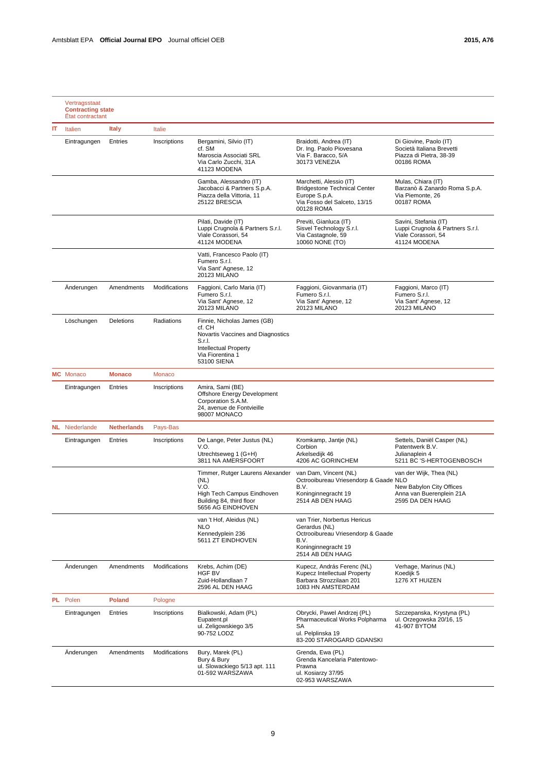| | Vertragsstaat **Contracting state** État contractant | | | | | |
|---|---|---|---|---|---|---|
| **IT** | Italien | **Italy** | Italie | | | |
| | Eintragungen | Entries | Inscriptions | Bergamini, Silvio (IT)<br>cf. SM<br>Maroscia Associati SRL<br>Via Carlo Zucchi, 31A<br>41123 MODENA | Braidotti, Andrea (IT)<br>Dr. Ing. Paolo Piovesana<br>Via F. Baracco, 5/A<br>30173 VENEZIA | Di Giovine, Paolo (IT)<br>Società Italiana Brevetti<br>Piazza di Pietra, 38-39<br>00186 ROMA |
| | | | | Gamba, Alessandro (IT)<br>Jacobacci & Partners S.p.A.<br>Piazza della Vittoria, 11<br>25122 BRESCIA | Marchetti, Alessio (IT)<br>Bridgestone Technical Center Europe S.p.A.<br>Via Fosso del Salceto, 13/15<br>00128 ROMA | Mulas, Chiara (IT)<br>Barzanò & Zanardo Roma S.p.A.<br>Via Piemonte, 26<br>00187 ROMA |
| | | | | Pilati, Davide (IT)<br>Luppi Crugnola & Partners S.r.l.<br>Viale Corassori, 54<br>41124 MODENA | Previti, Gianluca (IT)<br>Sisvel Technology S.r.l.<br>Via Castagnole, 59<br>10060 NONE (TO) | Savini, Stefania (IT)<br>Luppi Crugnola & Partners S.r.l.<br>Viale Corassori, 54<br>41124 MODENA |
| | | | | Vatti, Francesco Paolo (IT)<br>Fumero S.r.l.<br>Via Sant' Agnese, 12<br>20123 MILANO | | |
| | Änderungen | Amendments | Modifications | Faggioni, Carlo Maria (IT)<br>Fumero S.r.l.<br>Via Sant' Agnese, 12<br>20123 MILANO | Faggioni, Giovanmaria (IT)<br>Fumero S.r.l.<br>Via Sant' Agnese, 12<br>20123 MILANO | Faggioni, Marco (IT)<br>Fumero S.r.l.<br>Via Sant' Agnese, 12<br>20123 MILANO |
| | Löschungen | Deletions | Radiations | Finnie, Nicholas James (GB)<br>cf. CH<br>Novartis Vaccines and Diagnostics S.r.l.<br>Intellectual Property<br>Via Fiorentina 1<br>53100 SIENA | | |
| **MC** | Monaco | **Monaco** | Monaco | | | |
| | Eintragungen | Entries | Inscriptions | Amira, Sami (BE)<br>Offshore Energy Development Corporation S.A.M.<br>24, avenue de Fontvieille<br>98007 MONACO | | |
| **NL** | Niederlande | **Netherlands** | Pays-Bas | | | |
| | Eintragungen | Entries | Inscriptions | De Lange, Peter Justus (NL)<br>V.O.<br>Utrechtseweg 1 (G+H)<br>3811 NA AMERSFOORT | Kromkamp, Jantje (NL)<br>Corbion<br>Arkelsedijk 46<br>4206 AC GORINCHEM | Settels, Daniël Casper (NL)<br>Patentwerk B.V.<br>Julianaplein 4<br>5211 BC 'S-HERTOGENBOSCH |
| | | | | Timmer, Rutger Laurens Alexander (NL)<br>V.O.<br>High Tech Campus Eindhoven<br>Building 84, third floor<br>5656 AG EINDHOVEN | van Dam, Vincent (NL)<br>Octrooibureau Vriesendorp & Gaade B.V.<br>Koninginnegracht 19<br>2514 AB DEN HAAG | van der Wijk, Thea (NL)<br>NLO<br>New Babylon City Offices<br>Anna van Buerenplein 21A<br>2595 DA DEN HAAG |
| | | | | van 't Hof, Aleidus (NL)<br>NLO<br>Kennedyplein 236<br>5611 ZT EINDHOVEN | van Trier, Norbertus Hericus Gerardus (NL)<br>Octrooibureau Vriesendorp & Gaade B.V.<br>Koninginnegracht 19<br>2514 AB DEN HAAG | |
| | Änderungen | Amendments | Modifications | Krebs, Achim (DE)<br>HGF BV<br>Zuid-Hollandlaan 7<br>2596 AL DEN HAAG | Kupecz, András Ferenc (NL)<br>Kupecz Intellectual Property<br>Barbara Strozzilaan 201<br>1083 HN AMSTERDAM | Verhage, Marinus (NL)<br>Koedijk 5<br>1276 XT HUIZEN |
| **PL** | Polen | **Poland** | Pologne | | | |
| | Eintragungen | Entries | Inscriptions | Bialkowski, Adam (PL)<br>Eupatent.pl<br>ul. Zeligowskiego 3/5<br>90-752 LODZ | Obrycki, Pawel Andrzej (PL)<br>Pharmaceutical Works Polpharma SA<br>ul. Pelplinska 19<br>83-200 STAROGARD GDANSKI | Szczepanska, Krystyna (PL)<br>ul. Orzegowska 20/16, 15<br>41-907 BYTOM |
| | Änderungen | Amendments | Modifications | Bury, Marek (PL)<br>Bury & Bury<br>ul. Slowackiego 5/13 apt. 111<br>01-592 WARSZAWA | Grenda, Ewa (PL)<br>Grenda Kancelaria Patentowo-Prawna<br>ul. Kosiarzy 37/95<br>02-953 WARSZAWA | |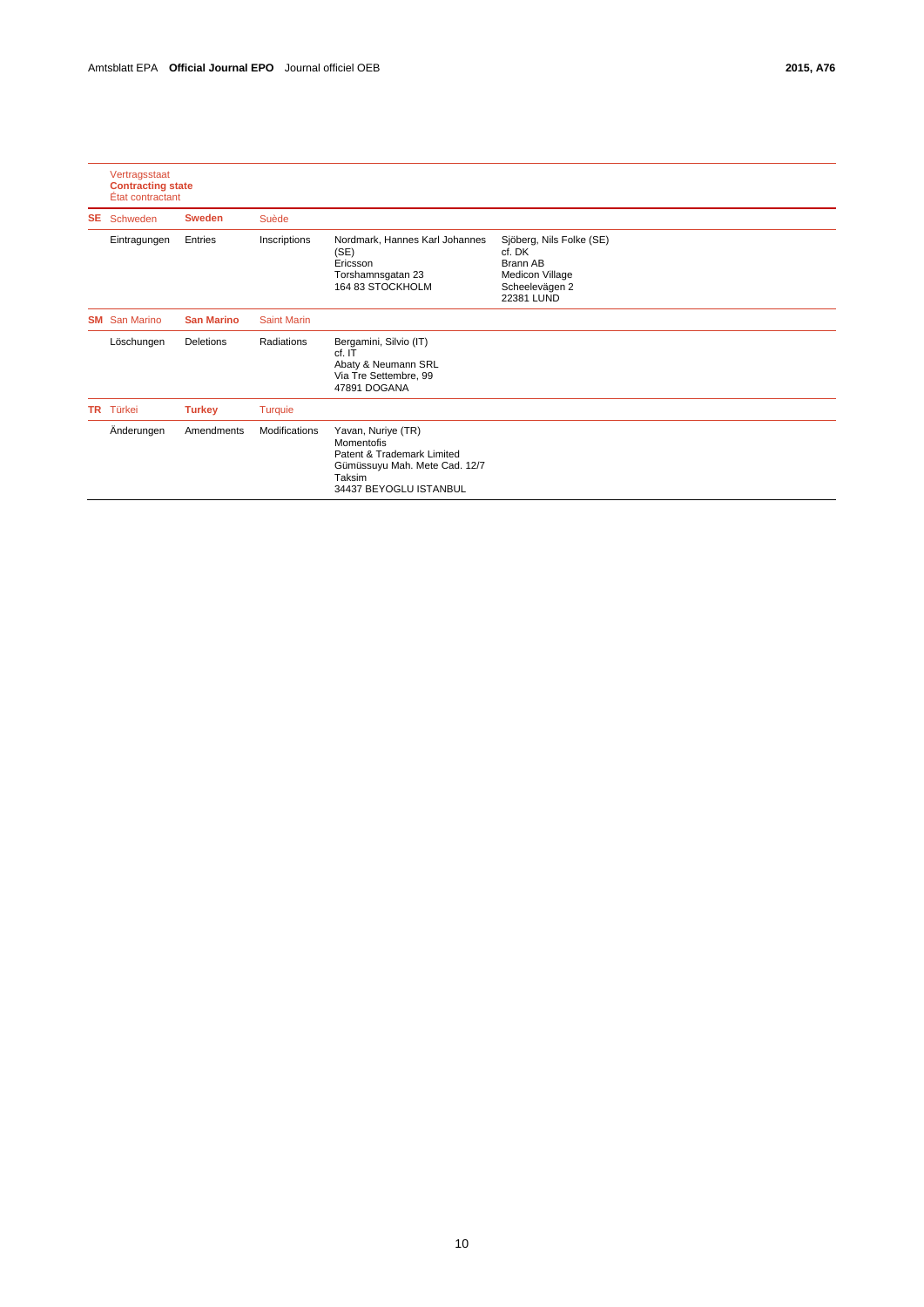| | Vertragsstaat<br>**Contracting state**<br>État contractant | | | | |
|---|---|---|---|---|---|
| **SE** | Schweden | **Sweden** | Suède | | |
| | Eintragungen | Entries | Inscriptions | Nordmark, Hannes Karl Johannes (SE)<br>Ericsson<br>Torshamnsgatan 23<br>164 83 STOCKHOLM | Sjöberg, Nils Folke (SE)<br>cf. DK<br>Brann AB<br>Medicon Village<br>Scheelevägen 2<br>22381 LUND |
| **SM** | San Marino | **San Marino** | Saint Marin | | |
| | Löschungen | Deletions | Radiations | Bergamini, Silvio (IT)<br>cf. IT<br>Abaty & Neumann SRL<br>Via Tre Settembre, 99<br>47891 DOGANA | |
| **TR** | Türkei | **Turkey** | Turquie | | |
| | Änderungen | Amendments | Modifications | Yavan, Nuriye (TR)<br>Momentofis<br>Patent & Trademark Limited<br>Gümüssuyu Mah. Mete Cad. 12/7<br>Taksim<br>34437 BEYOGLU ISTANBUL | |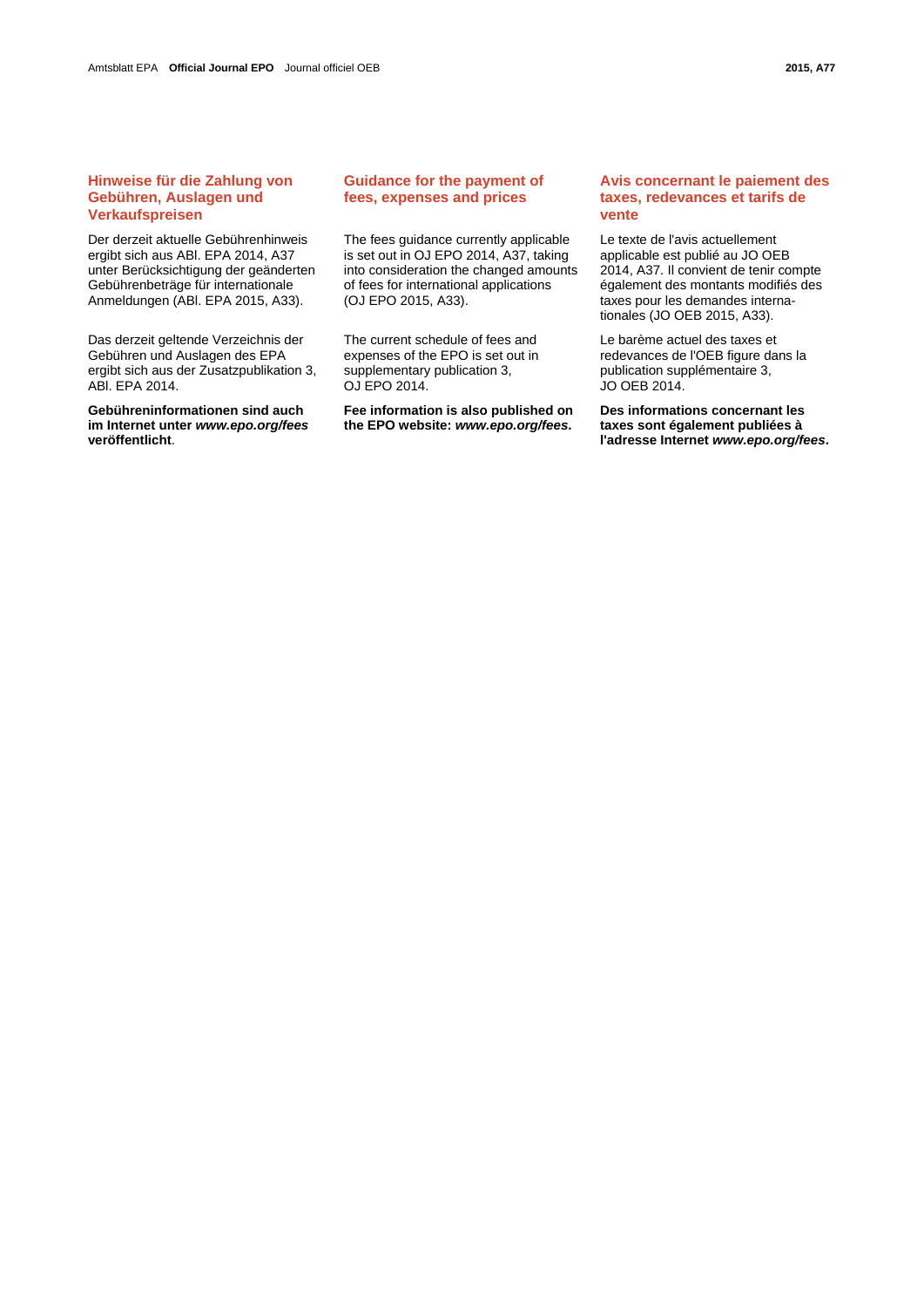## Hinweise für die Zahlung von Gebühren, Auslagen und Verkaufspreisen

Der derzeit aktuelle Gebührenhinweis ergibt sich aus ABl. EPA 2014, A37 unter Berücksichtigung der geänderten Gebührenbeträge für internationale Anmeldungen (ABl. EPA 2015, A33).

Das derzeit geltende Verzeichnis der Gebühren und Auslagen des EPA ergibt sich aus der Zusatzpublikation 3, ABl. EPA 2014.

**Gebühreninformationen sind auch im Internet unter *www.epo.org/fees* veröffentlicht**.

## Guidance for the payment of fees, expenses and prices

The fees guidance currently applicable is set out in OJ EPO 2014, A37, taking into consideration the changed amounts of fees for international applications (OJ EPO 2015, A33).

The current schedule of fees and expenses of the EPO is set out in supplementary publication 3, OJ EPO 2014.

**Fee information is also published on the EPO website: *www.epo.org/fees*.**

## Avis concernant le paiement des taxes, redevances et tarifs de vente

Le texte de l'avis actuellement applicable est publié au JO OEB 2014, A37. Il convient de tenir compte également des montants modifiés des taxes pour les demandes internationales (JO OEB 2015, A33).

Le barème actuel des taxes et redevances de l'OEB figure dans la publication supplémentaire 3, JO OEB 2014.

**Des informations concernant les taxes sont également publiées à l'adresse Internet *www.epo.org/fees*.**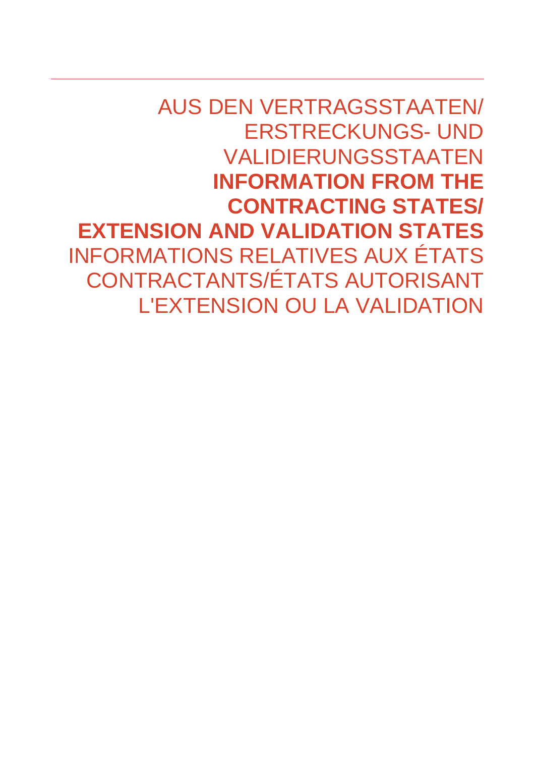# AUS DEN VERTRAGSSTAATEN/ ERSTRECKUNGS- UND VALIDIERUNGSSTAATEN

# **INFORMATION FROM THE CONTRACTING STATES/ EXTENSION AND VALIDATION STATES**

# INFORMATIONS RELATIVES AUX ÉTATS CONTRACTANTS/ÉTATS AUTORISANT L'EXTENSION OU LA VALIDATION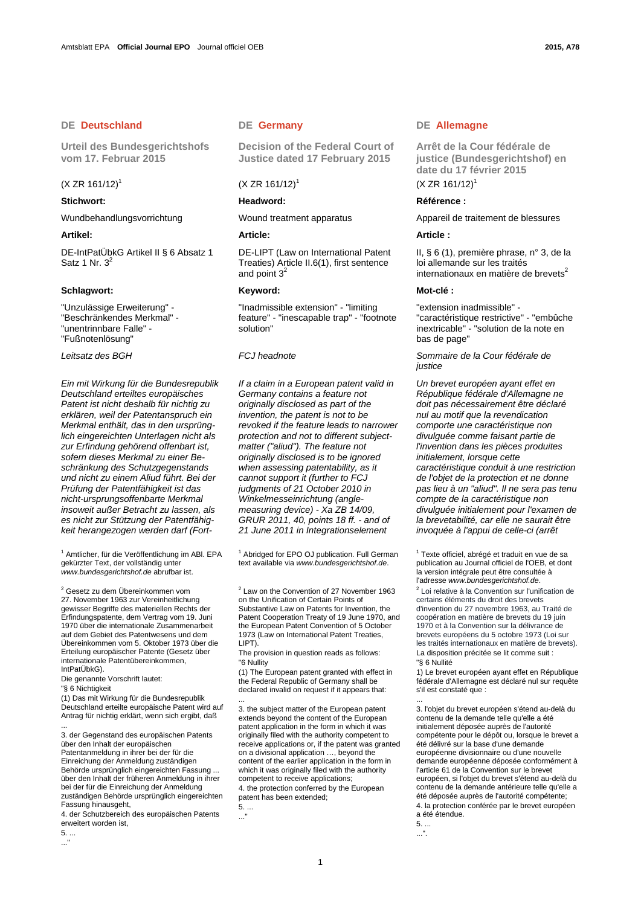## DE Deutschland

### Urteil des Bundesgerichtshofs vom 17. Februar 2015

(X ZR 161/12)[1]

**Stichwort:**

Wundbehandlungsvorrichtung

**Artikel:**

DE-IntPatÜbkG Artikel II § 6 Absatz 1 Satz 1 Nr. 3[2]

**Schlagwort:**

"Unzulässige Erweiterung" - "Beschränkendes Merkmal" - "unentrinnbare Falle" - "Fußnotenlösung"

*Leitsatz des BGH*

*Ein mit Wirkung für die Bundesrepublik Deutschland erteiltes europäisches Patent ist nicht deshalb für nichtig zu erklären, weil der Patentanspruch ein Merkmal enthält, das in den ursprünglich eingereichten Unterlagen nicht als zur Erfindung gehörend offenbart ist, sofern dieses Merkmal zu einer Beschränkung des Schutzgegenstands und nicht zu einem Aliud führt. Bei der Prüfung der Patentfähigkeit ist das nicht-ursprungsoffenbarte Merkmal insoweit außer Betracht zu lassen, als es nicht zur Stützung der Patentfähigkeit herangezogen werden darf (Fort-*

[1] Amtlicher, für die Veröffentlichung im ABl. EPA gekürzter Text, der vollständig unter *www.bundesgerichtshof.de* abrufbar ist.

[2] Gesetz zu dem Übereinkommen vom 27. November 1963 zur Vereinheitlichung gewisser Begriffe des materiellen Rechts der Erfindungspatente, dem Vertrag vom 19. Juni 1970 über die internationale Zusammenarbeit auf dem Gebiet des Patentwesens und dem Übereinkommen vom 5. Oktober 1973 über die Erteilung europäischer Patente (Gesetz über internationale Patentübereinkommen, IntPatÜbkG).

Die genannte Vorschrift lautet:

"§ 6 Nichtigkeit

(1) Das mit Wirkung für die Bundesrepublik Deutschland erteilte europäische Patent wird auf Antrag für nichtig erklärt, wenn sich ergibt, daß

...

3. der Gegenstand des europäischen Patents über den Inhalt der europäischen Patentanmeldung in ihrer bei der für die Einreichung der Anmeldung zuständigen Behörde ursprünglich eingereichten Fassung ... über den Inhalt der früheren Anmeldung in ihrer bei der für die Einreichung der Anmeldung zuständigen Behörde ursprünglich eingereichten Fassung hinausgeht,

4. der Schutzbereich des europäischen Patents erweitert worden ist,

5. ...

..."

## DE Germany

### Decision of the Federal Court of Justice dated 17 February 2015

(X ZR 161/12)[1]

**Headword:**

Wound treatment apparatus

**Article:**

DE-LIPT (Law on International Patent Treaties) Article II.6(1), first sentence and point 3[2]

**Keyword:**

"Inadmissible extension" - "limiting feature" - "inescapable trap" - "footnote solution"

*FCJ headnote*

*If a claim in a European patent valid in Germany contains a feature not originally disclosed as part of the invention, the patent is not to be revoked if the feature leads to narrower protection and not to different subject-matter ("aliud"). The feature not originally disclosed is to be ignored when assessing patentability, as it cannot support it (further to FCJ judgments of 21 October 2010 in Winkelmesseinrichtung (angle-measuring device) - Xa ZR 14/09, GRUR 2011, 40, points 18 ff. - and of 21 June 2011 in Integrationselement*

[1] Abridged for EPO OJ publication. Full German text available via *www.bundesgerichtshof.de*.

[2] Law on the Convention of 27 November 1963 on the Unification of Certain Points of Substantive Law on Patents for Invention, the Patent Cooperation Treaty of 19 June 1970, and the European Patent Convention of 5 October 1973 (Law on International Patent Treaties, LIPT).

The provision in question reads as follows:

"6 Nullity

(1) The European patent granted with effect in the Federal Republic of Germany shall be declared invalid on request if it appears that:

...

3. the subject matter of the European patent extends beyond the content of the European patent application in the form in which it was originally filed with the authority competent to receive applications or, if the patent was granted on a divisional application ..., beyond the content of the earlier application in the form in which it was originally filed with the authority competent to receive applications;

4. the protection conferred by the European patent has been extended;

5. ...

..."

## DE Allemagne

### Arrêt de la Cour fédérale de justice (Bundesgerichtshof) en date du 17 février 2015

(X ZR 161/12)[1]

**Référence :**

Appareil de traitement de blessures

**Article :**

II, § 6 (1), première phrase, n° 3, de la loi allemande sur les traités internationaux en matière de brevets[2]

**Mot-clé :**

"extension inadmissible" - "caractéristique restrictive" - "embûche inextricable" - "solution de la note en bas de page"

*Sommaire de la Cour fédérale de justice*

*Un brevet européen ayant effet en République fédérale d'Allemagne ne doit pas nécessairement être déclaré nul au motif que la revendication comporte une caractéristique non divulguée comme faisant partie de l'invention dans les pièces produites initialement, lorsque cette caractéristique conduit à une restriction de l'objet de la protection et ne donne pas lieu à un "aliud". Il ne sera pas tenu compte de la caractéristique non divulguée initialement pour l'examen de la brevetabilité, car elle ne saurait être invoquée à l'appui de celle-ci (arrêt*

[1] Texte officiel, abrégé et traduit en vue de sa publication au Journal officiel de l'OEB, et dont la version intégrale peut être consultée à l'adresse *www.bundesgerichtshof.de*.

[2] Loi relative à la Convention sur l'unification de certains éléments du droit des brevets d'invention du 27 novembre 1963, au Traité de coopération en matière de brevets du 19 juin 1970 et à la Convention sur la délivrance de brevets européens du 5 octobre 1973 (Loi sur les traités internationaux en matière de brevets).

La disposition précitée se lit comme suit :

"§ 6 Nullité

1) Le brevet européen ayant effet en République fédérale d'Allemagne est déclaré nul sur requête s'il est constaté que :

...

3. l'objet du brevet européen s'étend au-delà du contenu de la demande telle qu'elle a été initialement déposée auprès de l'autorité compétente pour le dépôt ou, lorsque le brevet a été délivré sur la base d'une demande européenne divisionnaire ou d'une nouvelle demande européenne déposée conformément à l'article 61 de la Convention sur le brevet européen, si l'objet du brevet s'étend au-delà du contenu de la demande antérieure telle qu'elle a été déposée auprès de l'autorité compétente;

4. la protection conférée par le brevet européen a été étendue.

5. ...

...".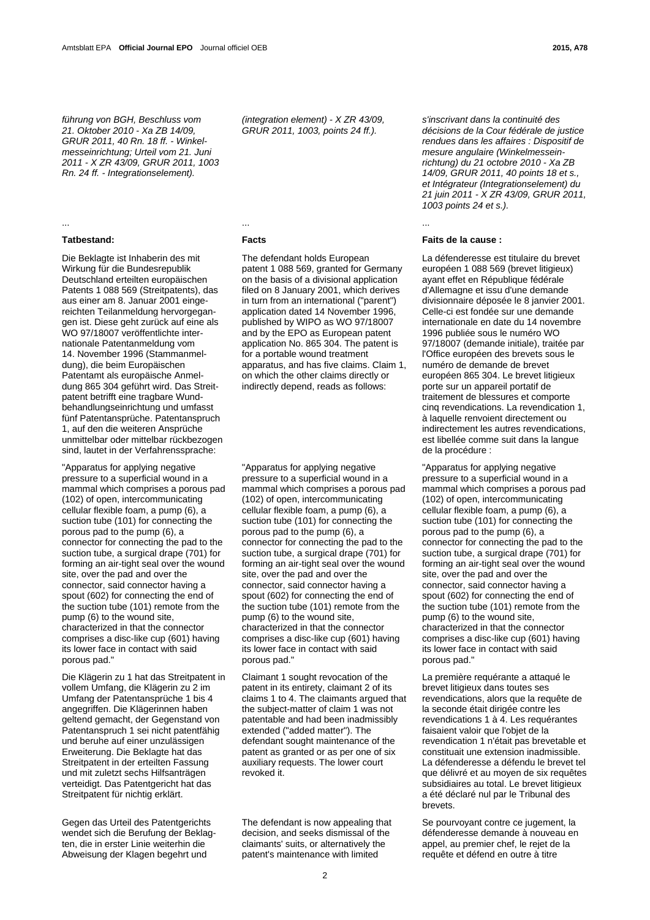*führung von BGH, Beschluss vom 21. Oktober 2010 - Xa ZB 14/09, GRUR 2011, 40 Rn. 18 ff. - Winkelmesseinrichtung; Urteil vom 21. Juni 2011 - X ZR 43/09, GRUR 2011, 1003 Rn. 24 ff. - Integrationselement).*

...

**Tatbestand:**

Die Beklagte ist Inhaberin des mit Wirkung für die Bundesrepublik Deutschland erteilten europäischen Patents 1 088 569 (Streitpatents), das aus einer am 8. Januar 2001 eingereichten Teilanmeldung hervorgegangen ist. Diese geht zurück auf eine als WO 97/18007 veröffentlichte internationale Patentanmeldung vom 14. November 1996 (Stammanmeldung), die beim Europäischen Patentamt als europäische Anmeldung 865 304 geführt wird. Das Streitpatent betrifft eine tragbare Wundbehandlungseinrichtung und umfasst fünf Patentansprüche. Patentanspruch 1, auf den die weiteren Ansprüche unmittelbar oder mittelbar rückbezogen sind, lautet in der Verfahrenssprache:

"Apparatus for applying negative pressure to a superficial wound in a mammal which comprises a porous pad (102) of open, intercommunicating cellular flexible foam, a pump (6), a suction tube (101) for connecting the porous pad to the pump (6), a connector for connecting the pad to the suction tube, a surgical drape (701) for forming an air-tight seal over the wound site, over the pad and over the connector, said connector having a spout (602) for connecting the end of the suction tube (101) remote from the pump (6) to the wound site, characterized in that the connector comprises a disc-like cup (601) having its lower face in contact with said porous pad."

Die Klägerin zu 1 hat das Streitpatent in vollem Umfang, die Klägerin zu 2 im Umfang der Patentansprüche 1 bis 4 angegriffen. Die Klägerinnen haben geltend gemacht, der Gegenstand von Patentanspruch 1 sei nicht patentfähig und beruhe auf einer unzulässigen Erweiterung. Die Beklagte hat das Streitpatent in der erteilten Fassung und mit zuletzt sechs Hilfsanträgen verteidigt. Das Patentgericht hat das Streitpatent für nichtig erklärt.

Gegen das Urteil des Patentgerichts wendet sich die Berufung der Beklagten, die in erster Linie weiterhin die Abweisung der Klagen begehrt und

*(integration element) - X ZR 43/09, GRUR 2011, 1003, points 24 ff.).*

...

**Facts**

The defendant holds European patent 1 088 569, granted for Germany on the basis of a divisional application filed on 8 January 2001, which derives in turn from an international ("parent") application dated 14 November 1996, published by WIPO as WO 97/18007 and by the EPO as European patent application No. 865 304. The patent is for a portable wound treatment apparatus, and has five claims. Claim 1, on which the other claims directly or indirectly depend, reads as follows:

"Apparatus for applying negative pressure to a superficial wound in a mammal which comprises a porous pad (102) of open, intercommunicating cellular flexible foam, a pump (6), a suction tube (101) for connecting the porous pad to the pump (6), a connector for connecting the pad to the suction tube, a surgical drape (701) for forming an air-tight seal over the wound site, over the pad and over the connector, said connector having a spout (602) for connecting the end of the suction tube (101) remote from the pump (6) to the wound site, characterized in that the connector comprises a disc-like cup (601) having its lower face in contact with said porous pad."

Claimant 1 sought revocation of the patent in its entirety, claimant 2 of its claims 1 to 4. The claimants argued that the subject-matter of claim 1 was not patentable and had been inadmissibly extended ("added matter"). The defendant sought maintenance of the patent as granted or as per one of six auxiliary requests. The lower court revoked it.

The defendant is now appealing that decision, and seeks dismissal of the claimants' suits, or alternatively the patent's maintenance with limited

*s'inscrivant dans la continuité des décisions de la Cour fédérale de justice rendues dans les affaires : Dispositif de mesure angulaire (Winkelmesseinrichtung) du 21 octobre 2010 - Xa ZB 14/09, GRUR 2011, 40 points 18 et s., et Intégrateur (Integrationselement) du 21 juin 2011 - X ZR 43/09, GRUR 2011, 1003 points 24 et s.).*

...

**Faits de la cause :**

La défenderesse est titulaire du brevet européen 1 088 569 (brevet litigieux) ayant effet en République fédérale d'Allemagne et issu d'une demande divisionnaire déposée le 8 janvier 2001. Celle-ci est fondée sur une demande internationale en date du 14 novembre 1996 publiée sous le numéro WO 97/18007 (demande initiale), traitée par l'Office européen des brevets sous le numéro de demande de brevet européen 865 304. Le brevet litigieux porte sur un appareil portatif de traitement de blessures et comporte cinq revendications. La revendication 1, à laquelle renvoient directement ou indirectement les autres revendications, est libellée comme suit dans la langue de la procédure :

"Apparatus for applying negative pressure to a superficial wound in a mammal which comprises a porous pad (102) of open, intercommunicating cellular flexible foam, a pump (6), a suction tube (101) for connecting the porous pad to the pump (6), a connector for connecting the pad to the suction tube, a surgical drape (701) for forming an air-tight seal over the wound site, over the pad and over the connector, said connector having a spout (602) for connecting the end of the suction tube (101) remote from the pump (6) to the wound site, characterized in that the connector comprises a disc-like cup (601) having its lower face in contact with said porous pad."

La première requérante a attaqué le brevet litigieux dans toutes ses revendications, alors que la requête de la seconde était dirigée contre les revendications 1 à 4. Les requérantes faisaient valoir que l'objet de la revendication 1 n'était pas brevetable et constituait une extension inadmissible. La défenderesse a défendu le brevet tel que délivré et au moyen de six requêtes subsidiaires au total. Le brevet litigieux a été déclaré nul par le Tribunal des brevets.

Se pourvoyant contre ce jugement, la défenderesse demande à nouveau en appel, au premier chef, le rejet de la requête et défend en outre à titre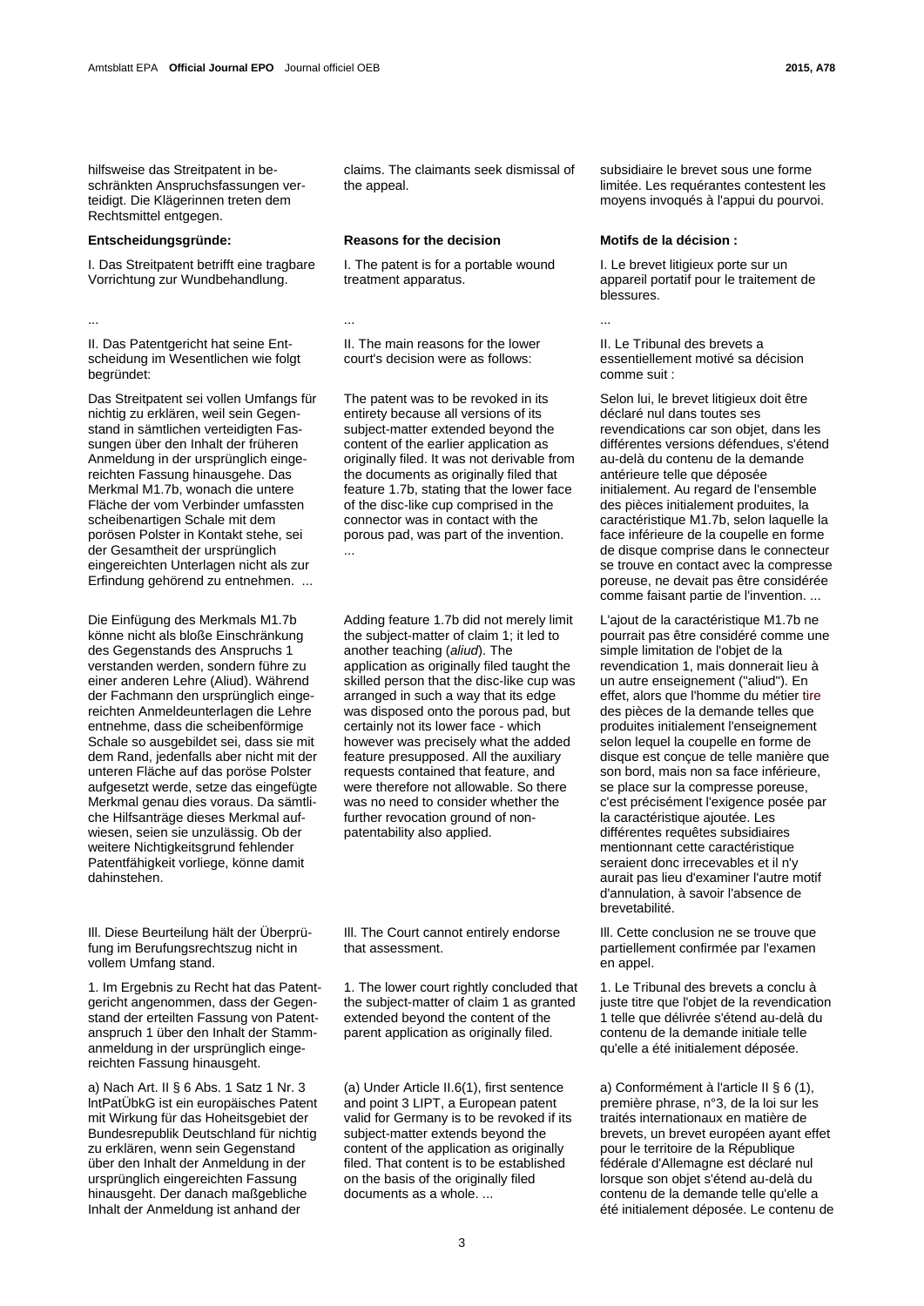hilfsweise das Streitpatent in beschränkten Anspruchsfassungen verteidigt. Die Klägerinnen treten dem Rechtsmittel entgegen.

**Entscheidungsgründe:**

I. Das Streitpatent betrifft eine tragbare Vorrichtung zur Wundbehandlung.

...

II. Das Patentgericht hat seine Entscheidung im Wesentlichen wie folgt begründet:

Das Streitpatent sei vollen Umfangs für nichtig zu erklären, weil sein Gegenstand in sämtlichen verteidigten Fassungen über den Inhalt der früheren Anmeldung in der ursprünglich eingereichten Fassung hinausgehe. Das Merkmal M1.7b, wonach die untere Fläche der vom Verbinder umfassten scheibenartigen Schale mit dem porösen Polster in Kontakt stehe, sei der Gesamtheit der ursprünglich eingereichten Unterlagen nicht als zur Erfindung gehörend zu entnehmen. ...

Die Einfügung des Merkmals M1.7b könne nicht als bloße Einschränkung des Gegenstands des Anspruchs 1 verstanden werden, sondern führe zu einer anderen Lehre (Aliud). Während der Fachmann den ursprünglich eingereichten Anmeldeunterlagen die Lehre entnehme, dass die scheibenförmige Schale so ausgebildet sei, dass sie mit dem Rand, jedenfalls aber nicht mit der unteren Fläche auf das poröse Polster aufgesetzt werde, setze das eingefügte Merkmal genau dies voraus. Da sämtliche Hilfsanträge dieses Merkmal aufwiesen, seien sie unzulässig. Ob der weitere Nichtigkeitsgrund fehlender Patentfähigkeit vorliege, könne damit dahinstehen.

III. Diese Beurteilung hält der Überprüfung im Berufungsrechtszug nicht in vollem Umfang stand.

1. Im Ergebnis zu Recht hat das Patentgericht angenommen, dass der Gegenstand der erteilten Fassung von Patentanspruch 1 über den Inhalt der Stammanmeldung in der ursprünglich eingereichten Fassung hinausgeht.

a) Nach Art. II § 6 Abs. 1 Satz 1 Nr. 3 IntPatÜbkG ist ein europäisches Patent mit Wirkung für das Hoheitsgebiet der Bundesrepublik Deutschland für nichtig zu erklären, wenn sein Gegenstand über den Inhalt der Anmeldung in der ursprünglich eingereichten Fassung hinausgeht. Der danach maßgebliche Inhalt der Anmeldung ist anhand der

claims. The claimants seek dismissal of the appeal.

**Reasons for the decision**

I. The patent is for a portable wound treatment apparatus.

...

II. The main reasons for the lower court's decision were as follows:

The patent was to be revoked in its entirety because all versions of its subject-matter extended beyond the content of the earlier application as originally filed. It was not derivable from the documents as originally filed that feature 1.7b, stating that the lower face of the disc-like cup comprised in the connector was in contact with the porous pad, was part of the invention. ...

Adding feature 1.7b did not merely limit the subject-matter of claim 1; it led to another teaching (*aliud*). The application as originally filed taught the skilled person that the disc-like cup was arranged in such a way that its edge was disposed onto the porous pad, but certainly not its lower face - which however was precisely what the added feature presupposed. All the auxiliary requests contained that feature, and were therefore not allowable. So there was no need to consider whether the further revocation ground of non-patentability also applied.

III. The Court cannot entirely endorse that assessment.

1. The lower court rightly concluded that the subject-matter of claim 1 as granted extended beyond the content of the parent application as originally filed.

(a) Under Article II.6(1), first sentence and point 3 LIPT, a European patent valid for Germany is to be revoked if its subject-matter extends beyond the content of the application as originally filed. That content is to be established on the basis of the originally filed documents as a whole. ...

subsidiaire le brevet sous une forme limitée. Les requérantes contestent les moyens invoqués à l'appui du pourvoi.

**Motifs de la décision :**

I. Le brevet litigieux porte sur un appareil portatif pour le traitement de blessures.

...

II. Le Tribunal des brevets a essentiellement motivé sa décision comme suit :

Selon lui, le brevet litigieux doit être déclaré nul dans toutes ses revendications car son objet, dans les différentes versions défendues, s'étend au-delà du contenu de la demande antérieure telle que déposée initialement. Au regard de l'ensemble des pièces initialement produites, la caractéristique M1.7b, selon laquelle la face inférieure de la coupelle en forme de disque comprise dans le connecteur se trouve en contact avec la compresse poreuse, ne devait pas être considérée comme faisant partie de l'invention. ...

L'ajout de la caractéristique M1.7b ne pourrait pas être considéré comme une simple limitation de l'objet de la revendication 1, mais donnerait lieu à un autre enseignement ("aliud"). En effet, alors que l'homme du métier tire des pièces de la demande telles que produites initialement l'enseignement selon lequel la coupelle en forme de disque est conçue de telle manière que son bord, mais non sa face inférieure, se place sur la compresse poreuse, c'est précisément l'exigence posée par la caractéristique ajoutée. Les différentes requêtes subsidiaires mentionnant cette caractéristique seraient donc irrecevables et il n'y aurait pas lieu d'examiner l'autre motif d'annulation, à savoir l'absence de brevetabilité.

III. Cette conclusion ne se trouve que partiellement confirmée par l'examen en appel.

1. Le Tribunal des brevets a conclu à juste titre que l'objet de la revendication 1 telle que délivrée s'étend au-delà du contenu de la demande initiale telle qu'elle a été initialement déposée.

a) Conformément à l'article II § 6 (1), première phrase, n°3, de la loi sur les traités internationaux en matière de brevets, un brevet européen ayant effet pour le territoire de la République fédérale d'Allemagne est déclaré nul lorsque son objet s'étend au-delà du contenu de la demande telle qu'elle a été initialement déposée. Le contenu de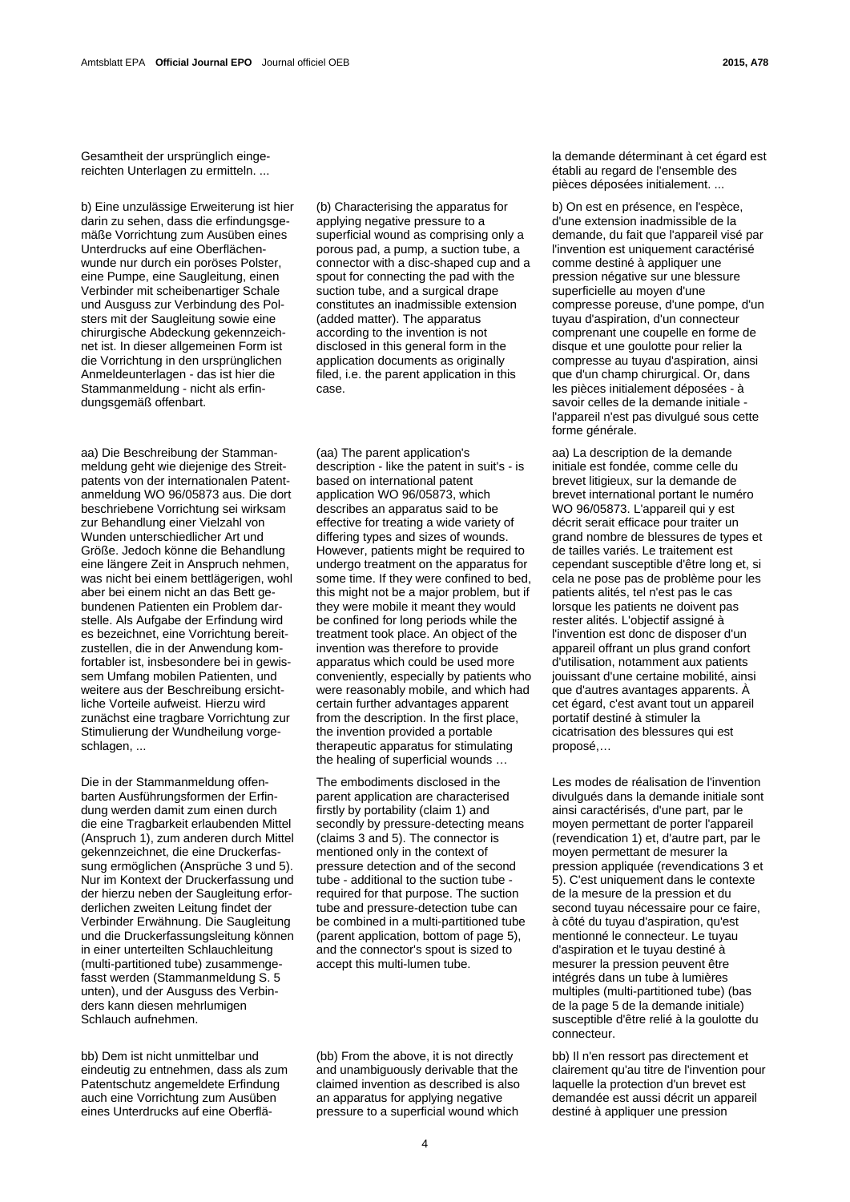Gesamtheit der ursprünglich eingereichten Unterlagen zu ermitteln. ...

b) Eine unzulässige Erweiterung ist hier darin zu sehen, dass die erfindungsgemäße Vorrichtung zum Ausüben eines Unterdrucks auf eine Oberflächenwunde nur durch ein poröses Polster, eine Pumpe, eine Saugleitung, einen Verbinder mit scheibenartiger Schale und Ausguss zur Verbindung des Polsters mit der Saugleitung sowie eine chirurgische Abdeckung gekennzeichnet ist. In dieser allgemeinen Form ist die Vorrichtung in den ursprünglichen Anmeldeunterlagen - das ist hier die Stammanmeldung - nicht als erfindungsgemäß offenbart.

aa) Die Beschreibung der Stammanmeldung geht wie diejenige des Streitpatents von der internationalen Patentanmeldung WO 96/05873 aus. Die dort beschriebene Vorrichtung sei wirksam zur Behandlung einer Vielzahl von Wunden unterschiedlicher Art und Größe. Jedoch könne die Behandlung eine längere Zeit in Anspruch nehmen, was nicht bei einem bettlägerigen, wohl aber bei einem nicht an das Bett gebundenen Patienten ein Problem darstelle. Als Aufgabe der Erfindung wird es bezeichnet, eine Vorrichtung bereitzustellen, die in der Anwendung komfortabler ist, insbesondere bei in gewissem Umfang mobilen Patienten, und weitere aus der Beschreibung ersichtliche Vorteile aufweist. Hierzu wird zunächst eine tragbare Vorrichtung zur Stimulierung der Wundheilung vorgeschlagen, ...

Die in der Stammanmeldung offenbarten Ausführungsformen der Erfindung werden damit zum einen durch die eine Tragbarkeit erlaubenden Mittel (Anspruch 1), zum anderen durch Mittel gekennzeichnet, die eine Druckerfassung ermöglichen (Ansprüche 3 und 5). Nur im Kontext der Druckerfassung und der hierzu neben der Saugleitung erforderlichen zweiten Leitung findet der Verbinder Erwähnung. Die Saugleitung und die Druckerfassungsleitung können in einer unterteilten Schlauchleitung (multi-partitioned tube) zusammengefasst werden (Stammanmeldung S. 5 unten), und der Ausguss des Verbinders kann diesen mehrlumigen Schlauch aufnehmen.

bb) Dem ist nicht unmittelbar und eindeutig zu entnehmen, dass als zum Patentschutz angemeldete Erfindung auch eine Vorrichtung zum Ausüben eines Unterdrucks auf eine Oberflä-

(b) Characterising the apparatus for applying negative pressure to a superficial wound as comprising only a porous pad, a pump, a suction tube, a connector with a disc-shaped cup and a spout for connecting the pad with the suction tube, and a surgical drape constitutes an inadmissible extension (added matter). The apparatus according to the invention is not disclosed in this general form in the application documents as originally filed, i.e. the parent application in this case.

(aa) The parent application's description - like the patent in suit's - is based on international patent application WO 96/05873, which describes an apparatus said to be effective for treating a wide variety of differing types and sizes of wounds. However, patients might be required to undergo treatment on the apparatus for some time. If they were confined to bed, this might not be a major problem, but if they were mobile it meant they would be confined for long periods while the treatment took place. An object of the invention was therefore to provide apparatus which could be used more conveniently, especially by patients who were reasonably mobile, and which had certain further advantages apparent from the description. In the first place, the invention provided a portable therapeutic apparatus for stimulating the healing of superficial wounds …

The embodiments disclosed in the parent application are characterised firstly by portability (claim 1) and secondly by pressure-detecting means (claims 3 and 5). The connector is mentioned only in the context of pressure detection and of the second tube - additional to the suction tube - required for that purpose. The suction tube and pressure-detection tube can be combined in a multi-partitioned tube (parent application, bottom of page 5), and the connector's spout is sized to accept this multi-lumen tube.

(bb) From the above, it is not directly and unambiguously derivable that the claimed invention as described is also an apparatus for applying negative pressure to a superficial wound which

la demande déterminant à cet égard est établi au regard de l'ensemble des pièces déposées initialement. ...

b) On est en présence, en l'espèce, d'une extension inadmissible de la demande, du fait que l'appareil visé par l'invention est uniquement caractérisé comme destiné à appliquer une pression négative sur une blessure superficielle au moyen d'une compresse poreuse, d'une pompe, d'un tuyau d'aspiration, d'un connecteur comprenant une coupelle en forme de disque et une goulotte pour relier la compresse au tuyau d'aspiration, ainsi que d'un champ chirurgical. Or, dans les pièces initialement déposées - à savoir celles de la demande initiale - l'appareil n'est pas divulgué sous cette forme générale.

aa) La description de la demande initiale est fondée, comme celle du brevet litigieux, sur la demande de brevet international portant le numéro WO 96/05873. L'appareil qui y est décrit serait efficace pour traiter un grand nombre de blessures de types et de tailles variés. Le traitement est cependant susceptible d'être long et, si cela ne pose pas de problème pour les patients alités, tel n'est pas le cas lorsque les patients ne doivent pas rester alités. L'objectif assigné à l'invention est donc de disposer d'un appareil offrant un plus grand confort d'utilisation, notamment aux patients jouissant d'une certaine mobilité, ainsi que d'autres avantages apparents. À cet égard, c'est avant tout un appareil portatif destiné à stimuler la cicatrisation des blessures qui est proposé,…

Les modes de réalisation de l'invention divulgués dans la demande initiale sont ainsi caractérisés, d'une part, par le moyen permettant de porter l'appareil (revendication 1) et, d'autre part, par le moyen permettant de mesurer la pression appliquée (revendications 3 et 5). C'est uniquement dans le contexte de la mesure de la pression et du second tuyau nécessaire pour ce faire, à côté du tuyau d'aspiration, qu'est mentionné le connecteur. Le tuyau d'aspiration et le tuyau destiné à mesurer la pression peuvent être intégrés dans un tube à lumières multiples (multi-partitioned tube) (bas de la page 5 de la demande initiale) susceptible d'être relié à la goulotte du connecteur.

bb) Il n'en ressort pas directement et clairement qu'au titre de l'invention pour laquelle la protection d'un brevet est demandée est aussi décrit un appareil destiné à appliquer une pression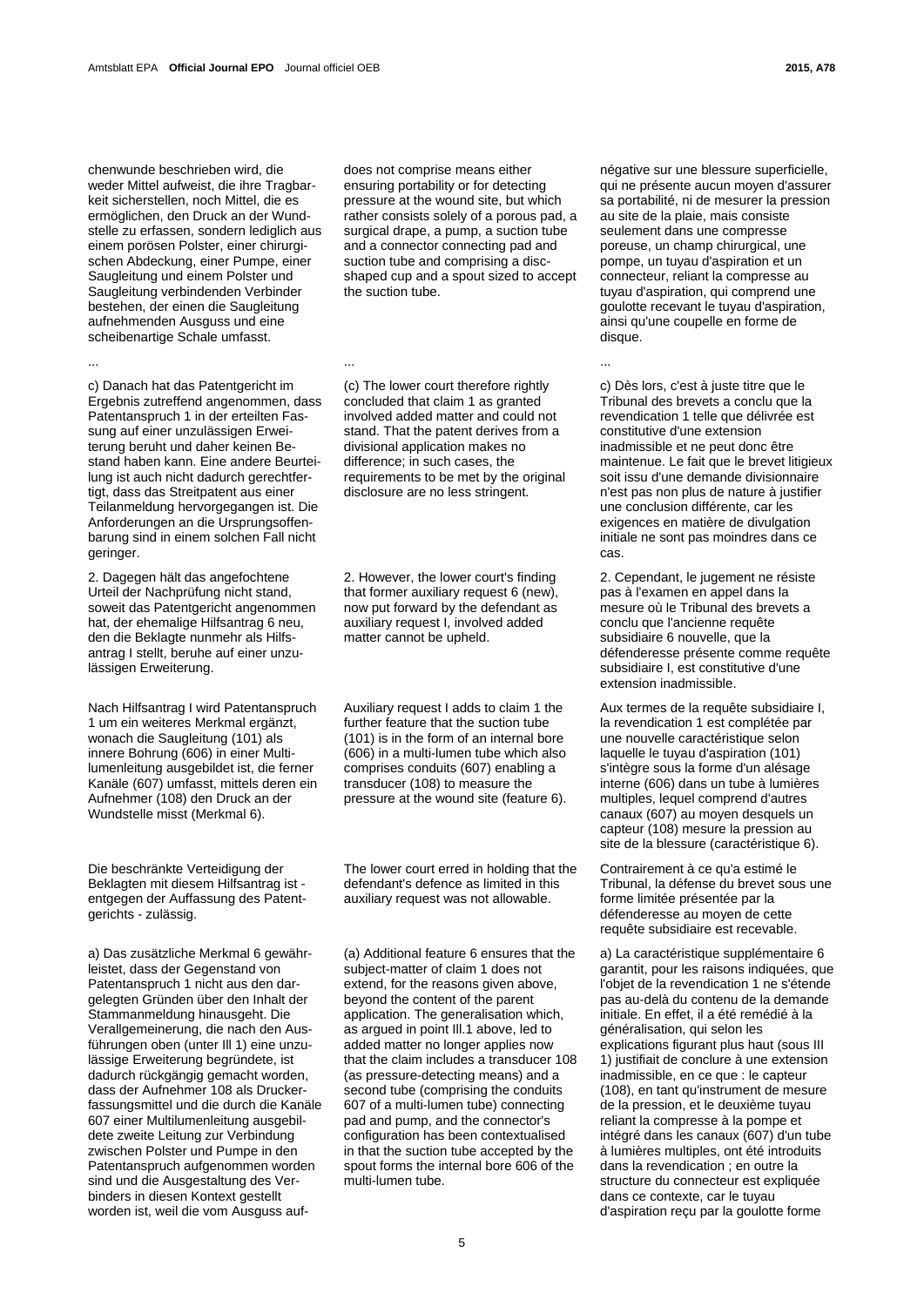chenwunde beschrieben wird, die weder Mittel aufweist, die ihre Tragbarkeit sicherstellen, noch Mittel, die es ermöglichen, den Druck an der Wundstelle zu erfassen, sondern lediglich aus einem porösen Polster, einer chirurgischen Abdeckung, einer Pumpe, einer Saugleitung und einem Polster und Saugleitung verbindenden Verbinder bestehen, der einen die Saugleitung aufnehmenden Ausguss und eine scheibenartige Schale umfasst.

...

c) Danach hat das Patentgericht im Ergebnis zutreffend angenommen, dass Patentanspruch 1 in der erteilten Fassung auf einer unzulässigen Erweiterung beruht und daher keinen Bestand haben kann. Eine andere Beurteilung ist auch nicht dadurch gerechtfertigt, dass das Streitpatent aus einer Teilanmeldung hervorgegangen ist. Die Anforderungen an die Ursprungsoffenbarung sind in einem solchen Fall nicht geringer.

2. Dagegen hält das angefochtene Urteil der Nachprüfung nicht stand, soweit das Patentgericht angenommen hat, der ehemalige Hilfsantrag 6 neu, den die Beklagte nunmehr als Hilfsantrag I stellt, beruhe auf einer unzulässigen Erweiterung.

Nach Hilfsantrag I wird Patentanspruch 1 um ein weiteres Merkmal ergänzt, wonach die Saugleitung (101) als innere Bohrung (606) in einer Multilumenleitung ausgebildet ist, die ferner Kanäle (607) umfasst, mittels deren ein Aufnehmer (108) den Druck an der Wundstelle misst (Merkmal 6).

Die beschränkte Verteidigung der Beklagten mit diesem Hilfsantrag ist - entgegen der Auffassung des Patentgerichts - zulässig.

a) Das zusätzliche Merkmal 6 gewährleistet, dass der Gegenstand von Patentanspruch 1 nicht aus den dargelegten Gründen über den Inhalt der Stammanmeldung hinausgeht. Die Verallgemeinerung, die nach den Ausführungen oben (unter III 1) eine unzulässige Erweiterung begründete, ist dadurch rückgängig gemacht worden, dass der Aufnehmer 108 als Druckerfassungsmittel und die durch die Kanäle 607 einer Multilumenleitung ausgebildete zweite Leitung zur Verbindung zwischen Polster und Pumpe in den Patentanspruch aufgenommen worden sind und die Ausgestaltung des Verbinders in diesen Kontext gestellt worden ist, weil die vom Ausguss auf-

does not comprise means either ensuring portability or for detecting pressure at the wound site, but which rather consists solely of a porous pad, a surgical drape, a pump, a suction tube and a connector connecting pad and suction tube and comprising a disc-shaped cup and a spout sized to accept the suction tube.

...

(c) The lower court therefore rightly concluded that claim 1 as granted involved added matter and could not stand. That the patent derives from a divisional application makes no difference; in such cases, the requirements to be met by the original disclosure are no less stringent.

2. However, the lower court's finding that former auxiliary request 6 (new), now put forward by the defendant as auxiliary request I, involved added matter cannot be upheld.

Auxiliary request I adds to claim 1 the further feature that the suction tube (101) is in the form of an internal bore (606) in a multi-lumen tube which also comprises conduits (607) enabling a transducer (108) to measure the pressure at the wound site (feature 6).

The lower court erred in holding that the defendant's defence as limited in this auxiliary request was not allowable.

(a) Additional feature 6 ensures that the subject-matter of claim 1 does not extend, for the reasons given above, beyond the content of the parent application. The generalisation which, as argued in point III.1 above, led to added matter no longer applies now that the claim includes a transducer 108 (as pressure-detecting means) and a second tube (comprising the conduits 607 of a multi-lumen tube) connecting pad and pump, and the connector's configuration has been contextualised in that the suction tube accepted by the spout forms the internal bore 606 of the multi-lumen tube.

négative sur une blessure superficielle, qui ne présente aucun moyen d'assurer sa portabilité, ni de mesurer la pression au site de la plaie, mais consiste seulement dans une compresse poreuse, un champ chirurgical, une pompe, un tuyau d'aspiration et un connecteur, reliant la compresse au tuyau d'aspiration, qui comprend une goulotte recevant le tuyau d'aspiration, ainsi qu'une coupelle en forme de disque.

...

c) Dès lors, c'est à juste titre que le Tribunal des brevets a conclu que la revendication 1 telle que délivrée est constitutive d'une extension inadmissible et ne peut donc être maintenue. Le fait que le brevet litigieux soit issu d'une demande divisionnaire n'est pas non plus de nature à justifier une conclusion différente, car les exigences en matière de divulgation initiale ne sont pas moindres dans ce cas.

2. Cependant, le jugement ne résiste pas à l'examen en appel dans la mesure où le Tribunal des brevets a conclu que l'ancienne requête subsidiaire 6 nouvelle, que la défenderesse présente comme requête subsidiaire I, est constitutive d'une extension inadmissible.

Aux termes de la requête subsidiaire I, la revendication 1 est complétée par une nouvelle caractéristique selon laquelle le tuyau d'aspiration (101) s'intègre sous la forme d'un alésage interne (606) dans un tube à lumières multiples, lequel comprend d'autres canaux (607) au moyen desquels un capteur (108) mesure la pression au site de la blessure (caractéristique 6).

Contrairement à ce qu'a estimé le Tribunal, la défense du brevet sous une forme limitée présentée par la défenderesse au moyen de cette requête subsidiaire est recevable.

a) La caractéristique supplémentaire 6 garantit, pour les raisons indiquées, que l'objet de la revendication 1 ne s'étende pas au-delà du contenu de la demande initiale. En effet, il a été remédié à la généralisation, qui selon les explications figurant plus haut (sous III 1) justifiait de conclure à une extension inadmissible, en ce que : le capteur (108), en tant qu'instrument de mesure de la pression, et le deuxième tuyau reliant la compresse à la pompe et intégré dans les canaux (607) d'un tube à lumières multiples, ont été introduits dans la revendication ; en outre la structure du connecteur est expliquée dans ce contexte, car le tuyau d'aspiration reçu par la goulotte forme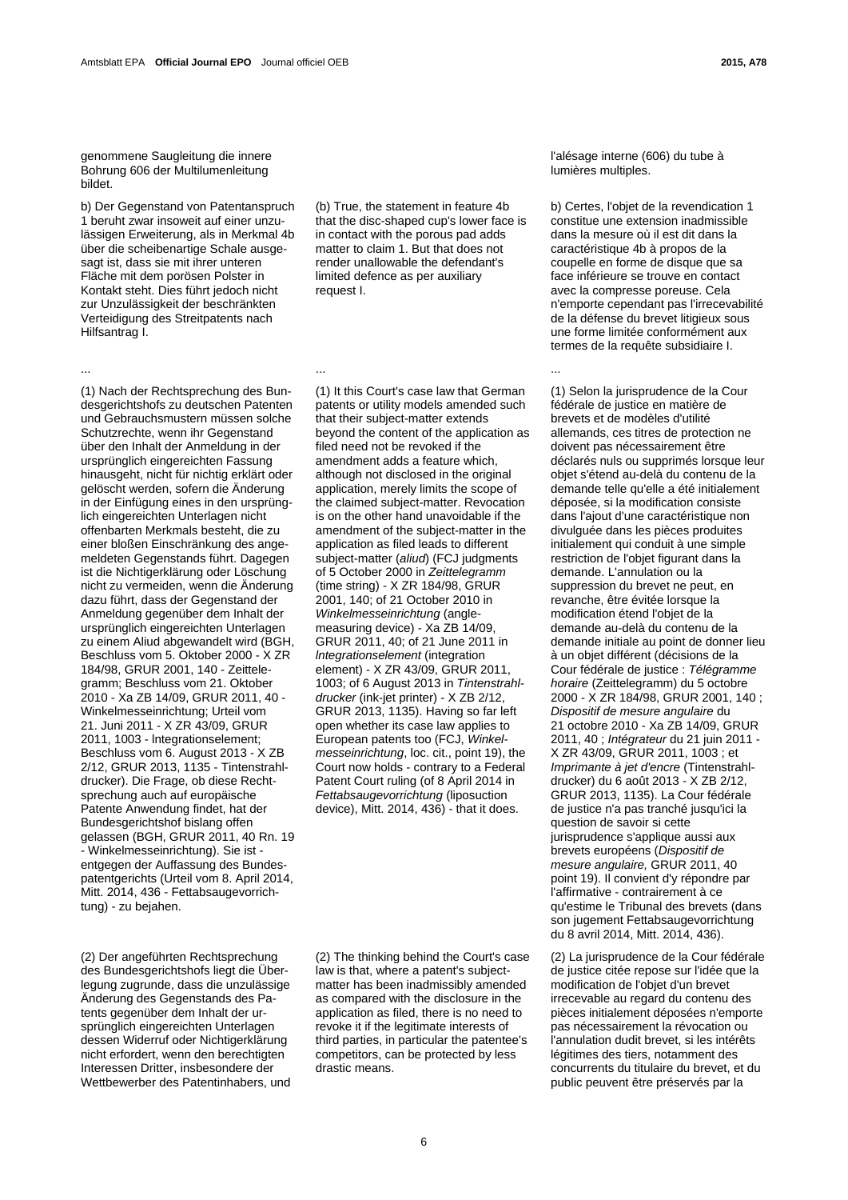genommene Saugleitung die innere Bohrung 606 der Multilumenleitung bildet.

b) Der Gegenstand von Patentanspruch 1 beruht zwar insoweit auf einer unzulässigen Erweiterung, als in Merkmal 4b über die scheibenartige Schale ausgesagt ist, dass sie mit ihrer unteren Fläche mit dem porösen Polster in Kontakt steht. Dies führt jedoch nicht zur Unzulässigkeit der beschränkten Verteidigung des Streitpatents nach Hilfsantrag I.

...

(1) Nach der Rechtsprechung des Bundesgerichtshofs zu deutschen Patenten und Gebrauchsmustern müssen solche Schutzrechte, wenn ihr Gegenstand über den Inhalt der Anmeldung in der ursprünglich eingereichten Fassung hinausgeht, nicht für nichtig erklärt oder gelöscht werden, sofern die Änderung in der Einfügung eines in den ursprünglich eingereichten Unterlagen nicht offenbarten Merkmals besteht, die zu einer bloßen Einschränkung des angemeldeten Gegenstands führt. Dagegen ist die Nichtigerklärung oder Löschung nicht zu vermeiden, wenn die Änderung dazu führt, dass der Gegenstand der Anmeldung gegenüber dem Inhalt der ursprünglich eingereichten Unterlagen zu einem Aliud abgewandelt wird (BGH, Beschluss vom 5. Oktober 2000 - X ZR 184/98, GRUR 2001, 140 - Zeittelegramm; Beschluss vom 21. Oktober 2010 - Xa ZB 14/09, GRUR 2011, 40 - Winkelmesseinrichtung; Urteil vom 21. Juni 2011 - X ZR 43/09, GRUR 2011, 1003 - lntegrationselement; Beschluss vom 6. August 2013 - X ZB 2/12, GRUR 2013, 1135 - Tintenstrahldrucker). Die Frage, ob diese Rechtsprechung auch auf europäische Patente Anwendung findet, hat der Bundesgerichtshof bislang offen gelassen (BGH, GRUR 2011, 40 Rn. 19 - Winkelmesseinrichtung). Sie ist - entgegen der Auffassung des Bundespatentgerichts (Urteil vom 8. April 2014, Mitt. 2014, 436 - Fettabsaugevorrichtung) - zu bejahen.

(2) Der angeführten Rechtsprechung des Bundesgerichtshofs liegt die Überlegung zugrunde, dass die unzulässige Änderung des Gegenstands des Patents gegenüber dem Inhalt der ursprünglich eingereichten Unterlagen dessen Widerruf oder Nichtigerklärung nicht erfordert, wenn den berechtigten Interessen Dritter, insbesondere der Wettbewerber des Patentinhabers, und

(b) True, the statement in feature 4b that the disc-shaped cup's lower face is in contact with the porous pad adds matter to claim 1. But that does not render unallowable the defendant's limited defence as per auxiliary request I.

...

(1) It this Court's case law that German patents or utility models amended such that their subject-matter extends beyond the content of the application as filed need not be revoked if the amendment adds a feature which, although not disclosed in the original application, merely limits the scope of the claimed subject-matter. Revocation is on the other hand unavoidable if the amendment of the subject-matter in the application as filed leads to different subject-matter (*aliud*) (FCJ judgments of 5 October 2000 in *Zeittelegramm* (time string) - X ZR 184/98, GRUR 2001, 140; of 21 October 2010 in *Winkelmesseinrichtung* (angle-measuring device) - Xa ZB 14/09, GRUR 2011, 40; of 21 June 2011 in *lntegrationselement* (integration element) - X ZR 43/09, GRUR 2011, 1003; of 6 August 2013 in *Tintenstrahldrucker* (ink-jet printer) - X ZB 2/12, GRUR 2013, 1135). Having so far left open whether its case law applies to European patents too (FCJ, *Winkelmesseinrichtung*, loc. cit., point 19), the Court now holds - contrary to a Federal Patent Court ruling (of 8 April 2014 in *Fettabsaugevorrichtung* (liposuction device), Mitt. 2014, 436) - that it does.

(2) The thinking behind the Court's case law is that, where a patent's subject-matter has been inadmissibly amended as compared with the disclosure in the application as filed, there is no need to revoke it if the legitimate interests of third parties, in particular the patentee's competitors, can be protected by less drastic means.

l'alésage interne (606) du tube à lumières multiples.

b) Certes, l'objet de la revendication 1 constitue une extension inadmissible dans la mesure où il est dit dans la caractéristique 4b à propos de la coupelle en forme de disque que sa face inférieure se trouve en contact avec la compresse poreuse. Cela n'emporte cependant pas l'irrecevabilité de la défense du brevet litigieux sous une forme limitée conformément aux termes de la requête subsidiaire I.

...

(1) Selon la jurisprudence de la Cour fédérale de justice en matière de brevets et de modèles d'utilité allemands, ces titres de protection ne doivent pas nécessairement être déclarés nuls ou supprimés lorsque leur objet s'étend au-delà du contenu de la demande telle qu'elle a été initialement déposée, si la modification consiste dans l'ajout d'une caractéristique non divulguée dans les pièces produites initialement qui conduit à une simple restriction de l'objet figurant dans la demande. L'annulation ou la suppression du brevet ne peut, en revanche, être évitée lorsque la modification étend l'objet de la demande au-delà du contenu de la demande initiale au point de donner lieu à un objet différent (décisions de la Cour fédérale de justice : *Télégramme horaire* (Zeittelegramm) du 5 octobre 2000 - X ZR 184/98, GRUR 2001, 140 ; *Dispositif de mesure angulaire* du 21 octobre 2010 - Xa ZB 14/09, GRUR 2011, 40 ; *Intégrateur* du 21 juin 2011 - X ZR 43/09, GRUR 2011, 1003 ; et *Imprimante à jet d'encre* (Tintenstrahldrucker) du 6 août 2013 - X ZB 2/12, GRUR 2013, 1135). La Cour fédérale de justice n'a pas tranché jusqu'ici la question de savoir si cette jurisprudence s'applique aussi aux brevets européens (*Dispositif de mesure angulaire,* GRUR 2011, 40 point 19). Il convient d'y répondre par l'affirmative - contrairement à ce qu'estime le Tribunal des brevets (dans son jugement Fettabsaugevorrichtung du 8 avril 2014, Mitt. 2014, 436).

(2) La jurisprudence de la Cour fédérale de justice citée repose sur l'idée que la modification de l'objet d'un brevet irrecevable au regard du contenu des pièces initialement déposées n'emporte pas nécessairement la révocation ou l'annulation dudit brevet, si les intérêts légitimes des tiers, notamment des concurrents du titulaire du brevet, et du public peuvent être préservés par la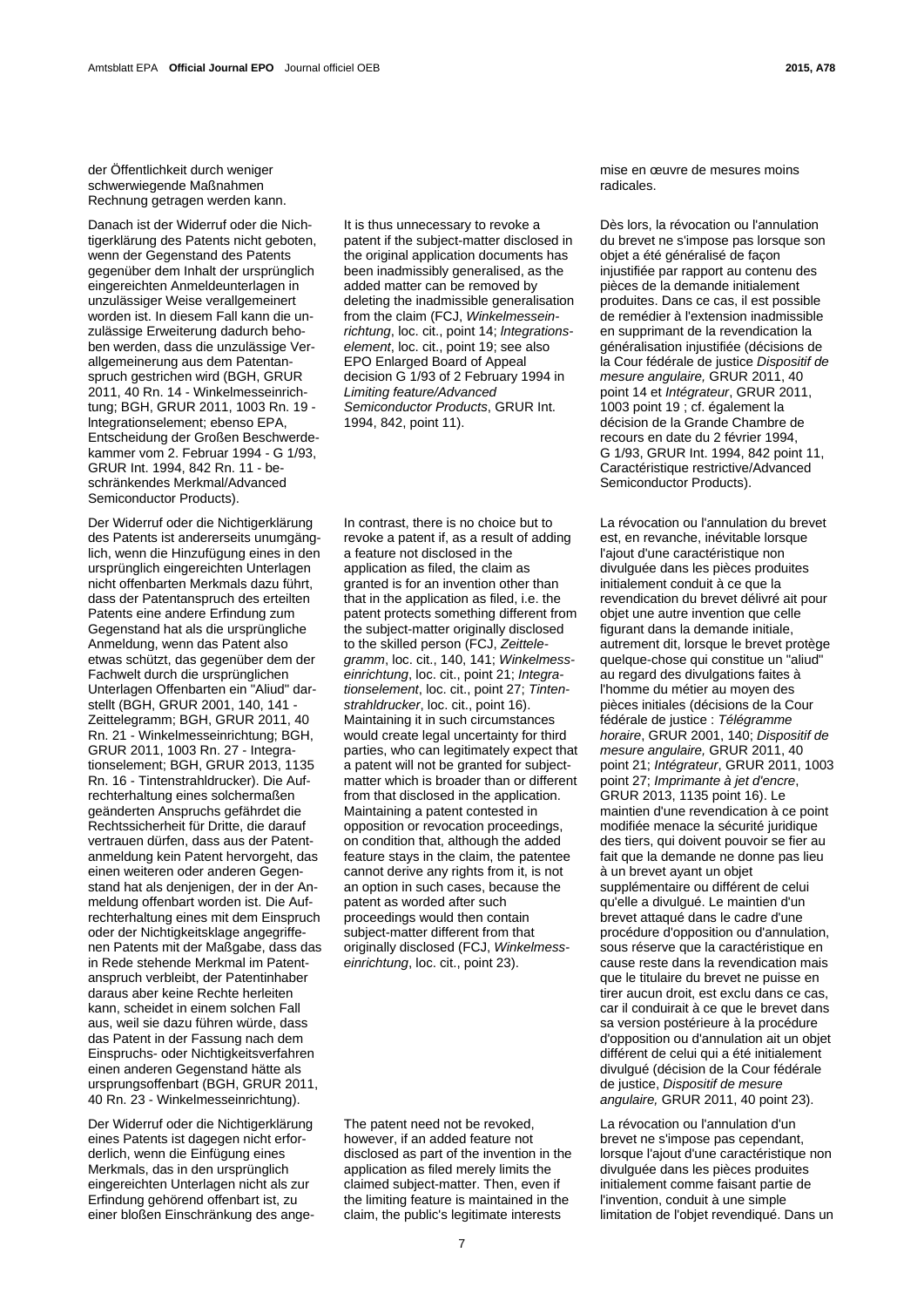der Öffentlichkeit durch weniger schwerwiegende Maßnahmen Rechnung getragen werden kann.

Danach ist der Widerruf oder die Nichtigerklärung des Patents nicht geboten, wenn der Gegenstand des Patents gegenüber dem Inhalt der ursprünglich eingereichten Anmeldeunterlagen in unzulässiger Weise verallgemeinert worden ist. In diesem Fall kann die unzulässige Erweiterung dadurch behoben werden, dass die unzulässige Verallgemeinerung aus dem Patentanspruch gestrichen wird (BGH, GRUR 2011, 40 Rn. 14 - Winkelmesseinrichtung; BGH, GRUR 2011, 1003 Rn. 19 - lntegrationselement; ebenso EPA, Entscheidung der Großen Beschwerdekammer vom 2. Februar 1994 - G 1/93, GRUR Int. 1994, 842 Rn. 11 - beschränkendes Merkmal/Advanced Semiconductor Products).

Der Widerruf oder die Nichtigerklärung des Patents ist andererseits unumgänglich, wenn die Hinzufügung eines in den ursprünglich eingereichten Unterlagen nicht offenbarten Merkmals dazu führt, dass der Patentanspruch des erteilten Patents eine andere Erfindung zum Gegenstand hat als die ursprüngliche Anmeldung, wenn das Patent also etwas schützt, das gegenüber dem der Fachwelt durch die ursprünglichen Unterlagen Offenbarten ein "Aliud" darstellt (BGH, GRUR 2001, 140, 141 - Zeittelegramm; BGH, GRUR 2011, 40 Rn. 21 - Winkelmesseinrichtung; BGH, GRUR 2011, 1003 Rn. 27 - Integrationselement; BGH, GRUR 2013, 1135 Rn. 16 - Tintenstrahldrucker). Die Aufrechterhaltung eines solchermaßen geänderten Anspruchs gefährdet die Rechtssicherheit für Dritte, die darauf vertrauen dürfen, dass aus der Patentanmeldung kein Patent hervorgeht, das einen weiteren oder anderen Gegenstand hat als denjenigen, der in der Anmeldung offenbart worden ist. Die Aufrechterhaltung eines mit dem Einspruch oder der Nichtigkeitsklage angegriffenen Patents mit der Maßgabe, dass das in Rede stehende Merkmal im Patentanspruch verbleibt, der Patentinhaber daraus aber keine Rechte herleiten kann, scheidet in einem solchen Fall aus, weil sie dazu führen würde, dass das Patent in der Fassung nach dem Einspruchs- oder Nichtigkeitsverfahren einen anderen Gegenstand hätte als ursprungsoffenbart (BGH, GRUR 2011, 40 Rn. 23 - Winkelmesseinrichtung).

Der Widerruf oder die Nichtigerklärung eines Patents ist dagegen nicht erforderlich, wenn die Einfügung eines Merkmals, das in den ursprünglich eingereichten Unterlagen nicht als zur Erfindung gehörend offenbart ist, zu einer bloßen Einschränkung des ange-

It is thus unnecessary to revoke a patent if the subject-matter disclosed in the original application documents has been inadmissibly generalised, as the added matter can be removed by deleting the inadmissible generalisation from the claim (FCJ, *Winkelmesseinrichtung*, loc. cit., point 14; *lntegrationselement*, loc. cit., point 19; see also EPO Enlarged Board of Appeal decision G 1/93 of 2 February 1994 in *Limiting feature/Advanced Semiconductor Products*, GRUR Int. 1994, 842, point 11).

In contrast, there is no choice but to revoke a patent if, as a result of adding a feature not disclosed in the application as filed, the claim as granted is for an invention other than that in the application as filed, i.e. the patent protects something different from the subject-matter originally disclosed to the skilled person (FCJ, *Zeittelegramm*, loc. cit., 140, 141; *Winkelmesseinrichtung*, loc. cit., point 21; *Integrationselement*, loc. cit., point 27; *Tintenstrahldrucker*, loc. cit., point 16). Maintaining it in such circumstances would create legal uncertainty for third parties, who can legitimately expect that a patent will not be granted for subject-matter which is broader than or different from that disclosed in the application. Maintaining a patent contested in opposition or revocation proceedings, on condition that, although the added feature stays in the claim, the patentee cannot derive any rights from it, is not an option in such cases, because the patent as worded after such proceedings would then contain subject-matter different from that originally disclosed (FCJ, *Winkelmesseinrichtung*, loc. cit., point 23).

The patent need not be revoked, however, if an added feature not disclosed as part of the invention in the application as filed merely limits the claimed subject-matter. Then, even if the limiting feature is maintained in the claim, the public's legitimate interests

mise en œuvre de mesures moins radicales.

Dès lors, la révocation ou l'annulation du brevet ne s'impose pas lorsque son objet a été généralisé de façon injustifiée par rapport au contenu des pièces de la demande initialement produites. Dans ce cas, il est possible de remédier à l'extension inadmissible en supprimant de la revendication la généralisation injustifiée (décisions de la Cour fédérale de justice *Dispositif de mesure angulaire,* GRUR 2011, 40 point 14 et *Intégrateur*, GRUR 2011, 1003 point 19 ; cf. également la décision de la Grande Chambre de recours en date du 2 février 1994, G 1/93, GRUR Int. 1994, 842 point 11, Caractéristique restrictive/Advanced Semiconductor Products).

La révocation ou l'annulation du brevet est, en revanche, inévitable lorsque l'ajout d'une caractéristique non divulguée dans les pièces produites initialement conduit à ce que la revendication du brevet délivré ait pour objet une autre invention que celle figurant dans la demande initiale, autrement dit, lorsque le brevet protège quelque-chose qui constitue un "aliud" au regard des divulgations faites à l'homme du métier au moyen des pièces initiales (décisions de la Cour fédérale de justice : *Télégramme horaire*, GRUR 2001, 140; *Dispositif de mesure angulaire,* GRUR 2011, 40 point 21; *Intégrateur*, GRUR 2011, 1003 point 27; *Imprimante à jet d'encre*, GRUR 2013, 1135 point 16). Le maintien d'une revendication à ce point modifiée menace la sécurité juridique des tiers, qui doivent pouvoir se fier au fait que la demande ne donne pas lieu à un brevet ayant un objet supplémentaire ou différent de celui qu'elle a divulgué. Le maintien d'un brevet attaqué dans le cadre d'une procédure d'opposition ou d'annulation, sous réserve que la caractéristique en cause reste dans la revendication mais que le titulaire du brevet ne puisse en tirer aucun droit, est exclu dans ce cas, car il conduirait à ce que le brevet dans sa version postérieure à la procédure d'opposition ou d'annulation ait un objet différent de celui qui a été initialement divulgué (décision de la Cour fédérale de justice, *Dispositif de mesure angulaire,* GRUR 2011, 40 point 23).

La révocation ou l'annulation d'un brevet ne s'impose pas cependant, lorsque l'ajout d'une caractéristique non divulguée dans les pièces produites initialement comme faisant partie de l'invention, conduit à une simple limitation de l'objet revendiqué. Dans un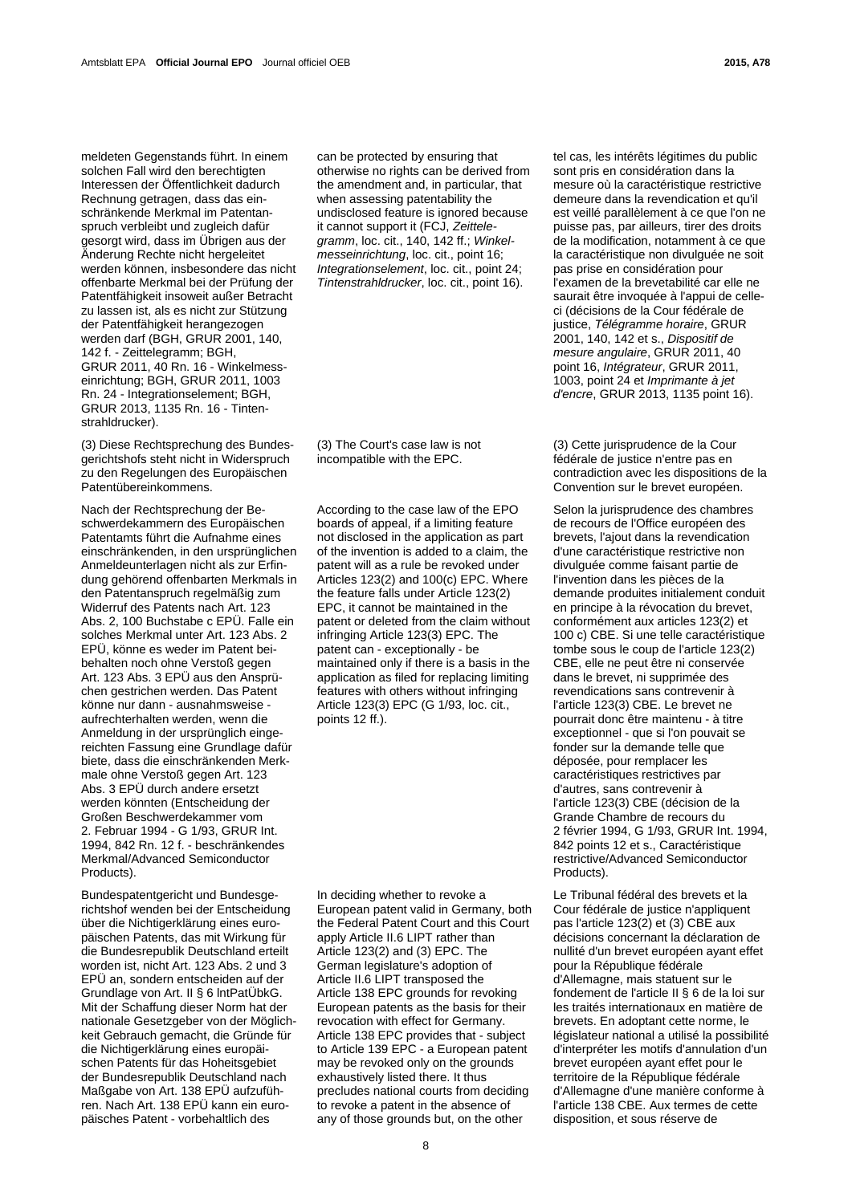meldeten Gegenstands führt. In einem solchen Fall wird den berechtigten Interessen der Öffentlichkeit dadurch Rechnung getragen, dass das einschränkende Merkmal im Patentanspruch verbleibt und zugleich dafür gesorgt wird, dass im Übrigen aus der Änderung Rechte nicht hergeleitet werden können, insbesondere das nicht offenbarte Merkmal bei der Prüfung der Patentfähigkeit insoweit außer Betracht zu lassen ist, als es nicht zur Stützung der Patentfähigkeit herangezogen werden darf (BGH, GRUR 2001, 140, 142 f. - Zeittelegramm; BGH, GRUR 2011, 40 Rn. 16 - Winkelmesseinrichtung; BGH, GRUR 2011, 1003 Rn. 24 - Integrationselement; BGH, GRUR 2013, 1135 Rn. 16 - Tintenstrahldrucker).

(3) Diese Rechtsprechung des Bundesgerichtshofs steht nicht in Widerspruch zu den Regelungen des Europäischen Patentübereinkommens.

Nach der Rechtsprechung der Beschwerdekammern des Europäischen Patentamts führt die Aufnahme eines einschränkenden, in den ursprünglichen Anmeldeunterlagen nicht als zur Erfindung gehörend offenbarten Merkmals in den Patentanspruch regelmäßig zum Widerruf des Patents nach Art. 123 Abs. 2, 100 Buchstabe c EPÜ. Falle ein solches Merkmal unter Art. 123 Abs. 2 EPÜ, könne es weder im Patent beibehalten noch ohne Verstoß gegen Art. 123 Abs. 3 EPÜ aus den Ansprüchen gestrichen werden. Das Patent könne nur dann - ausnahmsweise - aufrechterhalten werden, wenn die Anmeldung in der ursprünglich eingereichten Fassung eine Grundlage dafür biete, dass die einschränkenden Merkmale ohne Verstoß gegen Art. 123 Abs. 3 EPÜ durch andere ersetzt werden könnten (Entscheidung der Großen Beschwerdekammer vom 2. Februar 1994 - G 1/93, GRUR Int. 1994, 842 Rn. 12 f. - beschränkendes Merkmal/Advanced Semiconductor Products).

Bundespatentgericht und Bundesgerichtshof wenden bei der Entscheidung über die Nichtigerklärung eines europäischen Patents, das mit Wirkung für die Bundesrepublik Deutschland erteilt worden ist, nicht Art. 123 Abs. 2 und 3 EPÜ an, sondern entscheiden auf der Grundlage von Art. II § 6 IntPatÜbkG. Mit der Schaffung dieser Norm hat der nationale Gesetzgeber von der Möglichkeit Gebrauch gemacht, die Gründe für die Nichtigerklärung eines europäischen Patents für das Hoheitsgebiet der Bundesrepublik Deutschland nach Maßgabe von Art. 138 EPÜ aufzuführen. Nach Art. 138 EPÜ kann ein europäisches Patent - vorbehaltlich des

can be protected by ensuring that otherwise no rights can be derived from the amendment and, in particular, that when assessing patentability the undisclosed feature is ignored because it cannot support it (FCJ, *Zeittelegramm*, loc. cit., 140, 142 ff.; *Winkelmesseinrichtung*, loc. cit., point 16; *Integrationselement*, loc. cit., point 24; *Tintenstrahldrucker*, loc. cit., point 16).

(3) The Court's case law is not incompatible with the EPC.

According to the case law of the EPO boards of appeal, if a limiting feature not disclosed in the application as part of the invention is added to a claim, the patent will as a rule be revoked under Articles 123(2) and 100(c) EPC. Where the feature falls under Article 123(2) EPC, it cannot be maintained in the patent or deleted from the claim without infringing Article 123(3) EPC. The patent can - exceptionally - be maintained only if there is a basis in the application as filed for replacing limiting features with others without infringing Article 123(3) EPC (G 1/93, loc. cit., points 12 ff.).

In deciding whether to revoke a European patent valid in Germany, both the Federal Patent Court and this Court apply Article II.6 LIPT rather than Article 123(2) and (3) EPC. The German legislature's adoption of Article II.6 LIPT transposed the Article 138 EPC grounds for revoking European patents as the basis for their revocation with effect for Germany. Article 138 EPC provides that - subject to Article 139 EPC - a European patent may be revoked only on the grounds exhaustively listed there. It thus precludes national courts from deciding to revoke a patent in the absence of any of those grounds but, on the other

tel cas, les intérêts légitimes du public sont pris en considération dans la mesure où la caractéristique restrictive demeure dans la revendication et qu'il est veillé parallèlement à ce que l'on ne puisse pas, par ailleurs, tirer des droits de la modification, notamment à ce que la caractéristique non divulguée ne soit pas prise en considération pour l'examen de la brevetabilité car elle ne saurait être invoquée à l'appui de celle-ci (décisions de la Cour fédérale de justice, *Télégramme horaire*, GRUR 2001, 140, 142 et s., *Dispositif de mesure angulaire*, GRUR 2011, 40 point 16, *Intégrateur*, GRUR 2011, 1003, point 24 et *Imprimante à jet d'encre*, GRUR 2013, 1135 point 16).

(3) Cette jurisprudence de la Cour fédérale de justice n'entre pas en contradiction avec les dispositions de la Convention sur le brevet européen.

Selon la jurisprudence des chambres de recours de l'Office européen des brevets, l'ajout dans la revendication d'une caractéristique restrictive non divulguée comme faisant partie de l'invention dans les pièces de la demande produites initialement conduit en principe à la révocation du brevet, conformément aux articles 123(2) et 100 c) CBE. Si une telle caractéristique tombe sous le coup de l'article 123(2) CBE, elle ne peut être ni conservée dans le brevet, ni supprimée des revendications sans contrevenir à l'article 123(3) CBE. Le brevet ne pourrait donc être maintenu - à titre exceptionnel - que si l'on pouvait se fonder sur la demande telle que déposée, pour remplacer les caractéristiques restrictives par d'autres, sans contrevenir à l'article 123(3) CBE (décision de la Grande Chambre de recours du 2 février 1994, G 1/93, GRUR Int. 1994, 842 points 12 et s., Caractéristique restrictive/Advanced Semiconductor Products).

Le Tribunal fédéral des brevets et la Cour fédérale de justice n'appliquent pas l'article 123(2) et (3) CBE aux décisions concernant la déclaration de nullité d'un brevet européen ayant effet pour la République fédérale d'Allemagne, mais statuent sur le fondement de l'article II § 6 de la loi sur les traités internationaux en matière de brevets. En adoptant cette norme, le législateur national a utilisé la possibilité d'interpréter les motifs d'annulation d'un brevet européen ayant effet pour le territoire de la République fédérale d'Allemagne d'une manière conforme à l'article 138 CBE. Aux termes de cette disposition, et sous réserve de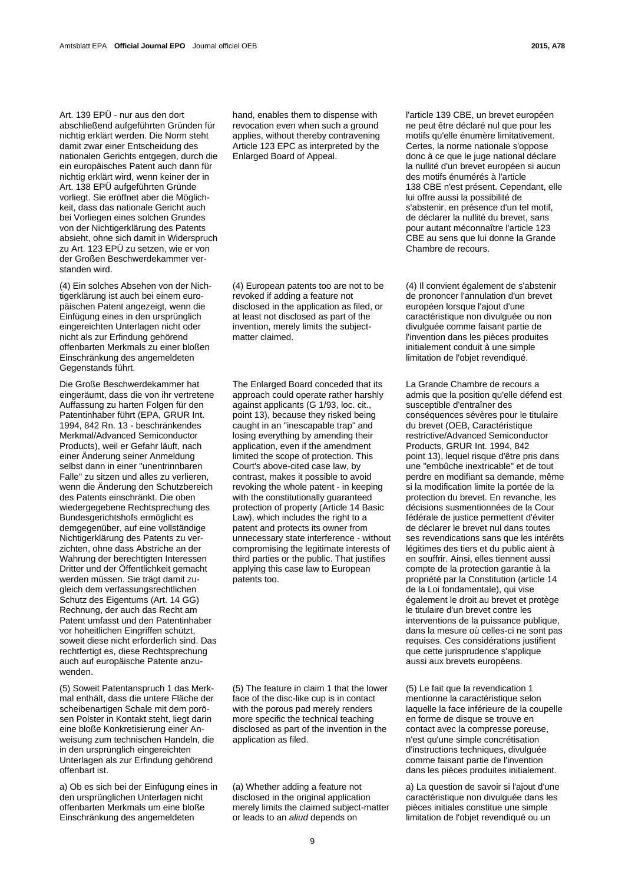Art. 139 EPÜ - nur aus den dort abschließend aufgeführten Gründen für nichtig erklärt werden. Die Norm steht damit zwar einer Entscheidung des nationalen Gerichts entgegen, durch die ein europäisches Patent auch dann für nichtig erklärt wird, wenn keiner der in Art. 138 EPÜ aufgeführten Gründe vorliegt. Sie eröffnet aber die Möglichkeit, dass das nationale Gericht auch bei Vorliegen eines solchen Grundes von der Nichtigerklärung des Patents absieht, ohne sich damit in Widerspruch zu Art. 123 EPÜ zu setzen, wie er von der Großen Beschwerdekammer verstanden wird.

(4) Ein solches Absehen von der Nichtigerklärung ist auch bei einem europäischen Patent angezeigt, wenn die Einfügung eines in den ursprünglich eingereichten Unterlagen nicht oder nicht als zur Erfindung gehörend offenbarten Merkmals zu einer bloßen Einschränkung des angemeldeten Gegenstands führt.

Die Große Beschwerdekammer hat eingeräumt, dass die von ihr vertretene Auffassung zu harten Folgen für den Patentinhaber führt (EPA, GRUR Int. 1994, 842 Rn. 13 - beschränkendes Merkmal/Advanced Semiconductor Products), weil er Gefahr läuft, nach einer Änderung seiner Anmeldung selbst dann in einer "unentrinnbaren Falle" zu sitzen und alles zu verlieren, wenn die Änderung den Schutzbereich des Patents einschränkt. Die oben wiedergegebene Rechtsprechung des Bundesgerichtshofs ermöglicht es demgegenüber, auf eine vollständige Nichtigerklärung des Patents zu verzichten, ohne dass Abstriche an der Wahrung der berechtigten Interessen Dritter und der Öffentlichkeit gemacht werden müssen. Sie trägt damit zugleich dem verfassungsrechtlichen Schutz des Eigentums (Art. 14 GG) Rechnung, der auch das Recht am Patent umfasst und den Patentinhaber vor hoheitlichen Eingriffen schützt, soweit diese nicht erforderlich sind. Das rechtfertigt es, diese Rechtsprechung auch auf europäische Patente anzuwenden.

(5) Soweit Patentanspruch 1 das Merkmal enthält, dass die untere Fläche der scheibenartigen Schale mit dem porösen Polster in Kontakt steht, liegt darin eine bloße Konkretisierung einer Anweisung zum technischen Handeln, die in den ursprünglich eingereichten Unterlagen als zur Erfindung gehörend offenbart ist.

a) Ob es sich bei der Einfügung eines in den ursprünglichen Unterlagen nicht offenbarten Merkmals um eine bloße Einschränkung des angemeldeten

hand, enables them to dispense with revocation even when such a ground applies, without thereby contravening Article 123 EPC as interpreted by the Enlarged Board of Appeal.

(4) European patents too are not to be revoked if adding a feature not disclosed in the application as filed, or at least not disclosed as part of the invention, merely limits the subject-matter claimed.

The Enlarged Board conceded that its approach could operate rather harshly against applicants (G 1/93, loc. cit., point 13), because they risked being caught in an "inescapable trap" and losing everything by amending their application, even if the amendment limited the scope of protection. This Court's above-cited case law, by contrast, makes it possible to avoid revoking the whole patent - in keeping with the constitutionally guaranteed protection of property (Article 14 Basic Law), which includes the right to a patent and protects its owner from unnecessary state interference - without compromising the legitimate interests of third parties or the public. That justifies applying this case law to European patents too.

(5) The feature in claim 1 that the lower face of the disc-like cup is in contact with the porous pad merely renders more specific the technical teaching disclosed as part of the invention in the application as filed.

(a) Whether adding a feature not disclosed in the original application merely limits the claimed subject-matter or leads to an *aliud* depends on

l'article 139 CBE, un brevet européen ne peut être déclaré nul que pour les motifs qu'elle énumère limitativement. Certes, la norme nationale s'oppose donc à ce que le juge national déclare la nullité d'un brevet européen si aucun des motifs énumérés à l'article 138 CBE n'est présent. Cependant, elle lui offre aussi la possibilité de s'abstenir, en présence d'un tel motif, de déclarer la nullité du brevet, sans pour autant méconnaître l'article 123 CBE au sens que lui donne la Grande Chambre de recours.

(4) Il convient également de s'abstenir de prononcer l'annulation d'un brevet européen lorsque l'ajout d'une caractéristique non divulguée ou non divulguée comme faisant partie de l'invention dans les pièces produites initialement conduit à une simple limitation de l'objet revendiqué.

La Grande Chambre de recours a admis que la position qu'elle défend est susceptible d'entraîner des conséquences sévères pour le titulaire du brevet (OEB, Caractéristique restrictive/Advanced Semiconductor Products, GRUR Int. 1994, 842 point 13), lequel risque d'être pris dans une "embûche inextricable" et de tout perdre en modifiant sa demande, même si la modification limite la portée de la protection du brevet. En revanche, les décisions susmentionnées de la Cour fédérale de justice permettent d'éviter de déclarer le brevet nul dans toutes ses revendications sans que les intérêts légitimes des tiers et du public aient à en souffrir. Ainsi, elles tiennent aussi compte de la protection garantie à la propriété par la Constitution (article 14 de la Loi fondamentale), qui vise également le droit au brevet et protège le titulaire d'un brevet contre les interventions de la puissance publique, dans la mesure où celles-ci ne sont pas requises. Ces considérations justifient que cette jurisprudence s'applique aussi aux brevets européens.

(5) Le fait que la revendication 1 mentionne la caractéristique selon laquelle la face inférieure de la coupelle en forme de disque se trouve en contact avec la compresse poreuse, n'est qu'une simple concrétisation d'instructions techniques, divulguée comme faisant partie de l'invention dans les pièces produites initialement.

a) La question de savoir si l'ajout d'une caractéristique non divulguée dans les pièces initiales constitue une simple limitation de l'objet revendiqué ou un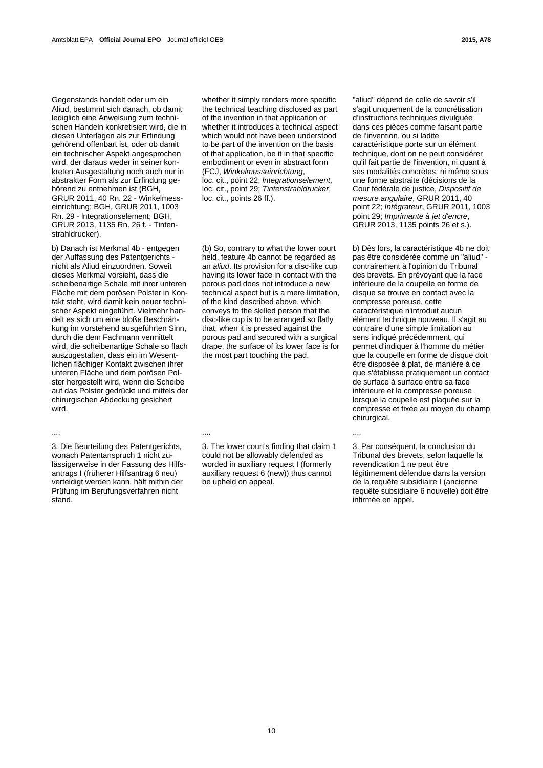Gegenstands handelt oder um ein Aliud, bestimmt sich danach, ob damit lediglich eine Anweisung zum technischen Handeln konkretisiert wird, die in diesen Unterlagen als zur Erfindung gehörend offenbart ist, oder ob damit ein technischer Aspekt angesprochen wird, der daraus weder in seiner konkreten Ausgestaltung noch auch nur in abstrakter Form als zur Erfindung gehörend zu entnehmen ist (BGH, GRUR 2011, 40 Rn. 22 - Winkelmesseinrichtung; BGH, GRUR 2011, 1003 Rn. 29 - Integrationselement; BGH, GRUR 2013, 1135 Rn. 26 f. - Tintenstrahldrucker).

b) Danach ist Merkmal 4b - entgegen der Auffassung des Patentgerichts - nicht als Aliud einzuordnen. Soweit dieses Merkmal vorsieht, dass die scheibenartige Schale mit ihrer unteren Fläche mit dem porösen Polster in Kontakt steht, wird damit kein neuer technischer Aspekt eingeführt. Vielmehr handelt es sich um eine bloße Beschränkung im vorstehend ausgeführten Sinn, durch die dem Fachmann vermittelt wird, die scheibenartige Schale so flach auszugestalten, dass ein im Wesentlichen flächiger Kontakt zwischen ihrer unteren Fläche und dem porösen Polster hergestellt wird, wenn die Scheibe auf das Polster gedrückt und mittels der chirurgischen Abdeckung gesichert wird.

....

3. Die Beurteilung des Patentgerichts, wonach Patentanspruch 1 nicht zulässigerweise in der Fassung des Hilfsantrags I (früherer Hilfsantrag 6 neu) verteidigt werden kann, hält mithin der Prüfung im Berufungsverfahren nicht stand.

whether it simply renders more specific the technical teaching disclosed as part of the invention in that application or whether it introduces a technical aspect which would not have been understood to be part of the invention on the basis of that application, be it in that specific embodiment or even in abstract form (FCJ, *Winkelmesseinrichtung*, loc. cit., point 22; *Integrationselement*, loc. cit., point 29; *Tintenstrahldrucker*, loc. cit., points 26 ff.).

(b) So, contrary to what the lower court held, feature 4b cannot be regarded as an *aliud*. Its provision for a disc-like cup having its lower face in contact with the porous pad does not introduce a new technical aspect but is a mere limitation, of the kind described above, which conveys to the skilled person that the disc-like cup is to be arranged so flatly that, when it is pressed against the porous pad and secured with a surgical drape, the surface of its lower face is for the most part touching the pad.

....

3. The lower court's finding that claim 1 could not be allowably defended as worded in auxiliary request I (formerly auxiliary request 6 (new)) thus cannot be upheld on appeal.

"aliud" dépend de celle de savoir s'il s'agit uniquement de la concrétisation d'instructions techniques divulguée dans ces pièces comme faisant partie de l'invention, ou si ladite caractéristique porte sur un élément technique, dont on ne peut considérer qu'il fait partie de l'invention, ni quant à ses modalités concrètes, ni même sous une forme abstraite (décisions de la Cour fédérale de justice, *Dispositif de mesure angulaire*, GRUR 2011, 40 point 22; *Intégrateur*, GRUR 2011, 1003 point 29; *Imprimante à jet d'encre*, GRUR 2013, 1135 points 26 et s.).

b) Dès lors, la caractéristique 4b ne doit pas être considérée comme un "aliud" - contrairement à l'opinion du Tribunal des brevets. En prévoyant que la face inférieure de la coupelle en forme de disque se trouve en contact avec la compresse poreuse, cette caractéristique n'introduit aucun élément technique nouveau. Il s'agit au contraire d'une simple limitation au sens indiqué précédemment, qui permet d'indiquer à l'homme du métier que la coupelle en forme de disque doit être disposée à plat, de manière à ce que s'établisse pratiquement un contact de surface à surface entre sa face inférieure et la compresse poreuse lorsque la coupelle est plaquée sur la compresse et fixée au moyen du champ chirurgical.

....

3. Par conséquent, la conclusion du Tribunal des brevets, selon laquelle la revendication 1 ne peut être légitimement défendue dans la version de la requête subsidiaire I (ancienne requête subsidiaire 6 nouvelle) doit être infirmée en appel.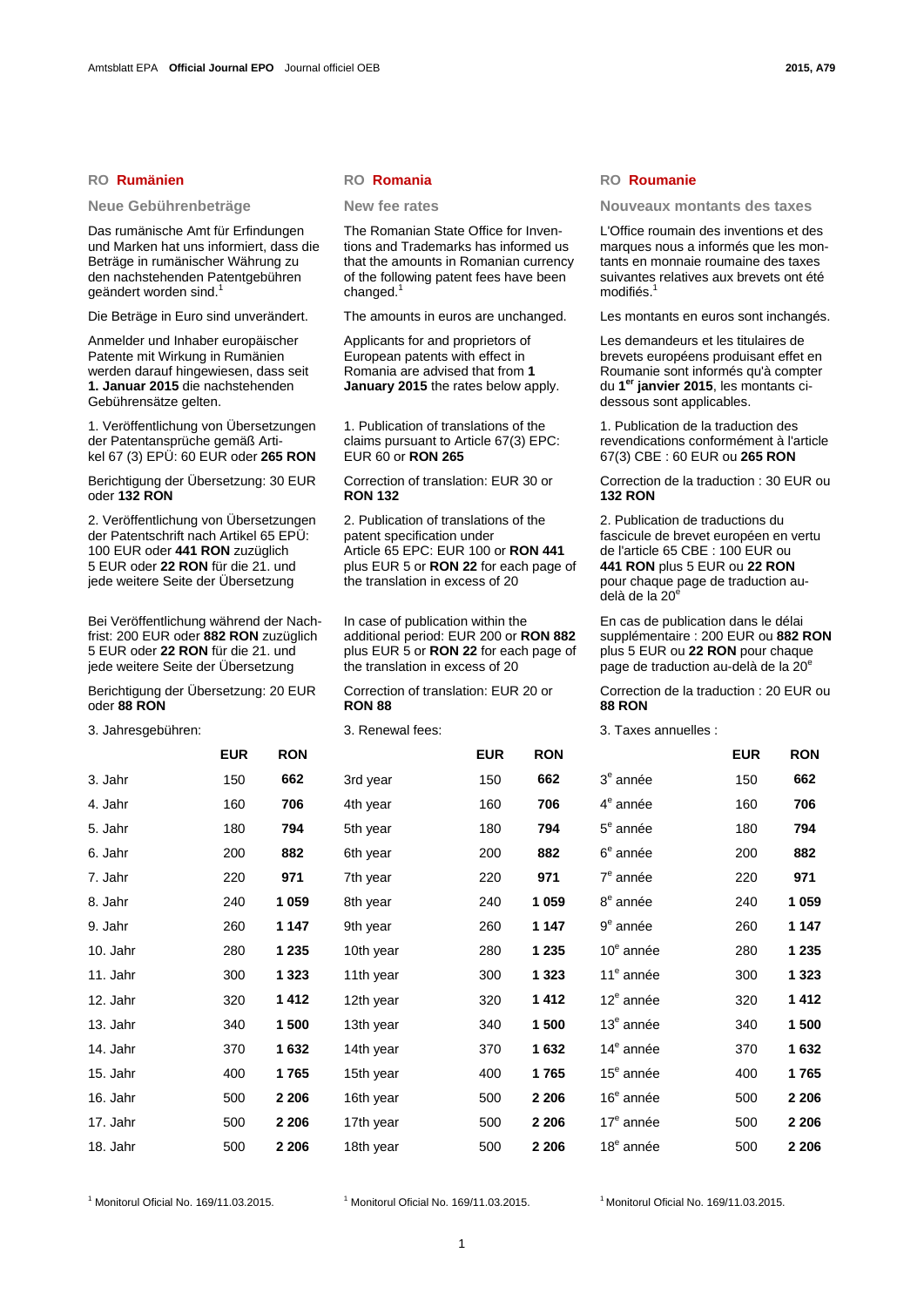2015, A79

## RO Rumänien

### Neue Gebührenbeträge

Das rumänische Amt für Erfindungen und Marken hat uns informiert, dass die Beträge in rumänischer Währung zu den nachstehenden Patentgebühren geändert worden sind.[1]

Die Beträge in Euro sind unverändert.

Anmelder und Inhaber europäischer Patente mit Wirkung in Rumänien werden darauf hingewiesen, dass seit **1. Januar 2015** die nachstehenden Gebührensätze gelten.

1. Veröffentlichung von Übersetzungen der Patentansprüche gemäß Artikel 67 (3) EPÜ: 60 EUR oder **265 RON**

Berichtigung der Übersetzung: 30 EUR oder **132 RON**

2. Veröffentlichung von Übersetzungen der Patentschrift nach Artikel 65 EPÜ: 100 EUR oder **441 RON** zuzüglich 5 EUR oder **22 RON** für die 21. und jede weitere Seite der Übersetzung

Bei Veröffentlichung während der Nachfrist: 200 EUR oder **882 RON** zuzüglich 5 EUR oder **22 RON** für die 21. und jede weitere Seite der Übersetzung

Berichtigung der Übersetzung: 20 EUR oder **88 RON**

3. Jahresgebühren:

| | EUR | RON |
|---|---|---|
| 3. Jahr | 150 | **662** |
| 4. Jahr | 160 | **706** |
| 5. Jahr | 180 | **794** |
| 6. Jahr | 200 | **882** |
| 7. Jahr | 220 | **971** |
| 8. Jahr | 240 | **1 059** |
| 9. Jahr | 260 | **1 147** |
| 10. Jahr | 280 | **1 235** |
| 11. Jahr | 300 | **1 323** |
| 12. Jahr | 320 | **1 412** |
| 13. Jahr | 340 | **1 500** |
| 14. Jahr | 370 | **1 632** |
| 15. Jahr | 400 | **1 765** |
| 16. Jahr | 500 | **2 206** |
| 17. Jahr | 500 | **2 206** |
| 18. Jahr | 500 | **2 206** |

[1] Monitorul Oficial No. 169/11.03.2015.

## RO Romania

### New fee rates

The Romanian State Office for Inventions and Trademarks has informed us that the amounts in Romanian currency of the following patent fees have been changed.[1]

The amounts in euros are unchanged.

Applicants for and proprietors of European patents with effect in Romania are advised that from **1 January 2015** the rates below apply.

1. Publication of translations of the claims pursuant to Article 67(3) EPC: EUR 60 or **RON 265**

Correction of translation: EUR 30 or **RON 132**

2. Publication of translations of the patent specification under Article 65 EPC: EUR 100 or **RON 441** plus EUR 5 or **RON 22** for each page of the translation in excess of 20

In case of publication within the additional period: EUR 200 or **RON 882** plus EUR 5 or **RON 22** for each page of the translation in excess of 20

Correction of translation: EUR 20 or **RON 88**

3. Renewal fees:

| | EUR | RON |
|---|---|---|
| 3rd year | 150 | **662** |
| 4th year | 160 | **706** |
| 5th year | 180 | **794** |
| 6th year | 200 | **882** |
| 7th year | 220 | **971** |
| 8th year | 240 | **1 059** |
| 9th year | 260 | **1 147** |
| 10th year | 280 | **1 235** |
| 11th year | 300 | **1 323** |
| 12th year | 320 | **1 412** |
| 13th year | 340 | **1 500** |
| 14th year | 370 | **1 632** |
| 15th year | 400 | **1 765** |
| 16th year | 500 | **2 206** |
| 17th year | 500 | **2 206** |
| 18th year | 500 | **2 206** |

[1] Monitorul Oficial No. 169/11.03.2015.

## RO Roumanie

### Nouveaux montants des taxes

L'Office roumain des inventions et des marques nous a informés que les montants en monnaie roumaine des taxes suivantes relatives aux brevets ont été modifiés.[1]

Les montants en euros sont inchangés.

Les demandeurs et les titulaires de brevets européens produisant effet en Roumanie sont informés qu'à compter du **1er janvier 2015**, les montants ci-dessous sont applicables.

1. Publication de la traduction des revendications conformément à l'article 67(3) CBE : 60 EUR ou **265 RON**

Correction de la traduction : 30 EUR ou **132 RON**

2. Publication de traductions du fascicule de brevet européen en vertu de l'article 65 CBE : 100 EUR ou **441 RON** plus 5 EUR ou **22 RON** pour chaque page de traduction au-delà de la 20e

En cas de publication dans le délai supplémentaire : 200 EUR ou **882 RON** plus 5 EUR ou **22 RON** pour chaque page de traduction au-delà de la 20e

Correction de la traduction : 20 EUR ou **88 RON**

3. Taxes annuelles :

| | EUR | RON |
|---|---|---|
| 3e année | 150 | **662** |
| 4e année | 160 | **706** |
| 5e année | 180 | **794** |
| 6e année | 200 | **882** |
| 7e année | 220 | **971** |
| 8e année | 240 | **1 059** |
| 9e année | 260 | **1 147** |
| 10e année | 280 | **1 235** |
| 11e année | 300 | **1 323** |
| 12e année | 320 | **1 412** |
| 13e année | 340 | **1 500** |
| 14e année | 370 | **1 632** |
| 15e année | 400 | **1 765** |
| 16e année | 500 | **2 206** |
| 17e année | 500 | **2 206** |
| 18e année | 500 | **2 206** |

[1] Monitorul Oficial No. 169/11.03.2015.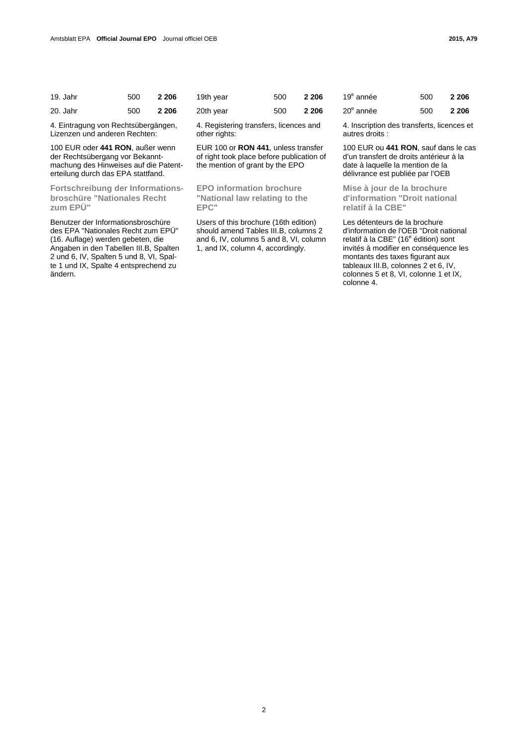| 19. Jahr | 500 | **2 206** |
| --- | --- | --- |
| 20. Jahr | 500 | **2 206** |

4. Eintragung von Rechtsübergängen, Lizenzen und anderen Rechten:

100 EUR oder **441 RON**, außer wenn der Rechtsübergang vor Bekanntmachung des Hinweises auf die Patenterteilung durch das EPA stattfand.

### Fortschreibung der Informationsbroschüre "Nationales Recht zum EPÜ"

Benutzer der Informationsbroschüre des EPA "Nationales Recht zum EPÜ" (16. Auflage) werden gebeten, die Angaben in den Tabellen III.B, Spalten 2 und 6, IV, Spalten 5 und 8, VI, Spalte 1 und IX, Spalte 4 entsprechend zu ändern.

| 19th year | 500 | **2 206** |
| --- | --- | --- |
| 20th year | 500 | **2 206** |

4. Registering transfers, licences and other rights:

EUR 100 or **RON 441**, unless transfer of right took place before publication of the mention of grant by the EPO

### EPO information brochure "National law relating to the EPC"

Users of this brochure (16th edition) should amend Tables III.B, columns 2 and 6, IV, columns 5 and 8, VI, column 1, and IX, column 4, accordingly.

| 19e année | 500 | **2 206** |
| --- | --- | --- |
| 20e année | 500 | **2 206** |

4. Inscription des transferts, licences et autres droits :

100 EUR ou **441 RON**, sauf dans le cas d'un transfert de droits antérieur à la date à laquelle la mention de la délivrance est publiée par l'OEB

### Mise à jour de la brochure d'information "Droit national relatif à la CBE"

Les détenteurs de la brochure d'information de l'OEB "Droit national relatif à la CBE" (16e édition) sont invités à modifier en conséquence les montants des taxes figurant aux tableaux III.B, colonnes 2 et 6, IV, colonnes 5 et 8, VI, colonne 1 et IX, colonne 4.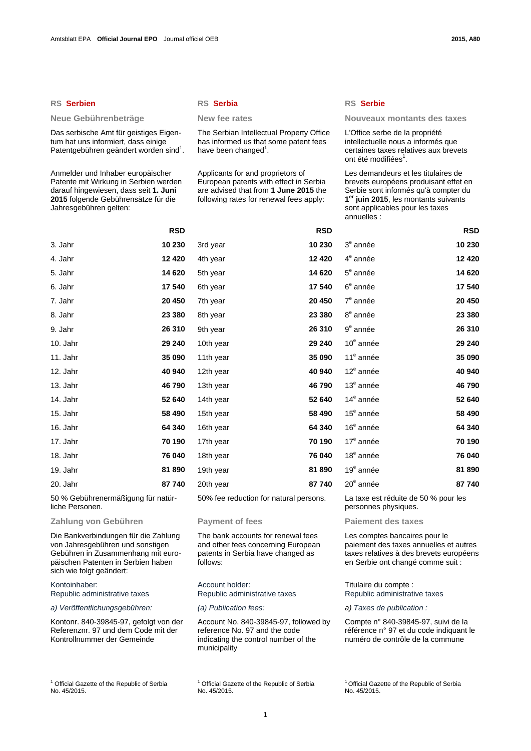## RS Serbien

### Neue Gebührenbeträge

Das serbische Amt für geistiges Eigentum hat uns informiert, dass einige Patentgebühren geändert worden sind[1].

Anmelder und Inhaber europäischer Patente mit Wirkung in Serbien werden darauf hingewiesen, dass seit **1. Juni 2015** folgende Gebührensätze für die Jahresgebühren gelten:

| | RSD |
|---|---|
| 3. Jahr | **10 230** |
| 4. Jahr | **12 420** |
| 5. Jahr | **14 620** |
| 6. Jahr | **17 540** |
| 7. Jahr | **20 450** |
| 8. Jahr | **23 380** |
| 9. Jahr | **26 310** |
| 10. Jahr | **29 240** |
| 11. Jahr | **35 090** |
| 12. Jahr | **40 940** |
| 13. Jahr | **46 790** |
| 14. Jahr | **52 640** |
| 15. Jahr | **58 490** |
| 16. Jahr | **64 340** |
| 17. Jahr | **70 190** |
| 18. Jahr | **76 040** |
| 19. Jahr | **81 890** |
| 20. Jahr | **87 740** |

50 % Gebührenermäßigung für natürliche Personen.

### Zahlung von Gebühren

Die Bankverbindungen für die Zahlung von Jahresgebühren und sonstigen Gebühren in Zusammenhang mit europäischen Patenten in Serbien haben sich wie folgt geändert:

Kontoinhaber:
Republic administrative taxes

*a) Veröffentlichungsgebühren:*

Kontonr. 840-39845-97, gefolgt von der Referenznr. 97 und dem Code mit der Kontrollnummer der Gemeinde

[1] Official Gazette of the Republic of Serbia No. 45/2015.

## RS Serbia

### New fee rates

The Serbian Intellectual Property Office has informed us that some patent fees have been changed[1].

Applicants for and proprietors of European patents with effect in Serbia are advised that from **1 June 2015** the following rates for renewal fees apply:

| | RSD |
|---|---|
| 3rd year | **10 230** |
| 4th year | **12 420** |
| 5th year | **14 620** |
| 6th year | **17 540** |
| 7th year | **20 450** |
| 8th year | **23 380** |
| 9th year | **26 310** |
| 10th year | **29 240** |
| 11th year | **35 090** |
| 12th year | **40 940** |
| 13th year | **46 790** |
| 14th year | **52 640** |
| 15th year | **58 490** |
| 16th year | **64 340** |
| 17th year | **70 190** |
| 18th year | **76 040** |
| 19th year | **81 890** |
| 20th year | **87 740** |

50% fee reduction for natural persons.

### Payment of fees

The bank accounts for renewal fees and other fees concerning European patents in Serbia have changed as follows:

Account holder:
Republic administrative taxes

*(a) Publication fees:*

Account No. 840-39845-97, followed by reference No. 97 and the code indicating the control number of the municipality

[1] Official Gazette of the Republic of Serbia No. 45/2015.

## RS Serbie

### Nouveaux montants des taxes

L'Office serbe de la propriété intellectuelle nous a informés que certaines taxes relatives aux brevets ont été modifiées[1].

Les demandeurs et les titulaires de brevets européens produisant effet en Serbie sont informés qu'à compter du **1er juin 2015**, les montants suivants sont applicables pour les taxes annuelles :

| | RSD |
|---|---|
| 3e année | **10 230** |
| 4e année | **12 420** |
| 5e année | **14 620** |
| 6e année | **17 540** |
| 7e année | **20 450** |
| 8e année | **23 380** |
| 9e année | **26 310** |
| 10e année | **29 240** |
| 11e année | **35 090** |
| 12e année | **40 940** |
| 13e année | **46 790** |
| 14e année | **52 640** |
| 15e année | **58 490** |
| 16e année | **64 340** |
| 17e année | **70 190** |
| 18e année | **76 040** |
| 19e année | **81 890** |
| 20e année | **87 740** |

La taxe est réduite de 50 % pour les personnes physiques.

### Paiement des taxes

Les comptes bancaires pour le paiement des taxes annuelles et autres taxes relatives à des brevets européens en Serbie ont changé comme suit :

Titulaire du compte :
Republic administrative taxes

*a) Taxes de publication :*

Compte n° 840-39845-97, suivi de la référence n° 97 et du code indiquant le numéro de contrôle de la commune

[1] Official Gazette of the Republic of Serbia No. 45/2015.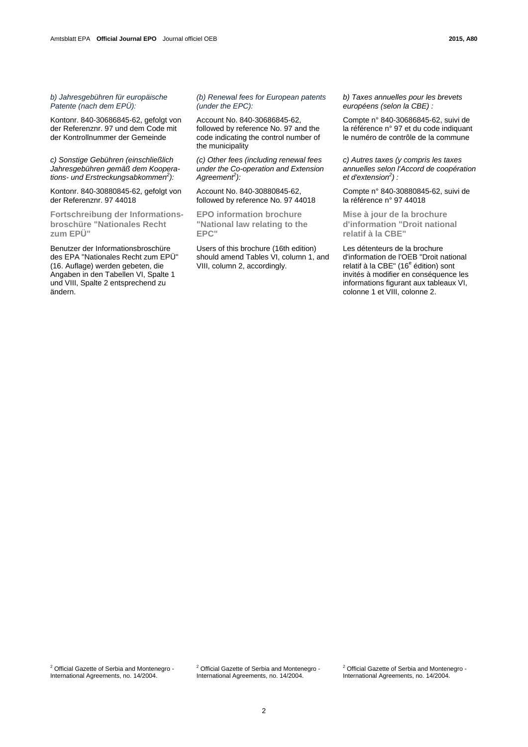*b) Jahresgebühren für europäische Patente (nach dem EPÜ):*

Kontonr. 840-30686845-62, gefolgt von der Referenznr. 97 und dem Code mit der Kontrollnummer der Gemeinde

*c) Sonstige Gebühren (einschließlich Jahresgebühren gemäß dem Kooperations- und Erstreckungsabkommen[2]):*

Kontonr. 840-30880845-62, gefolgt von der Referenznr. 97 44018

**Fortschreibung der Informationsbroschüre "Nationales Recht zum EPÜ"**

Benutzer der Informationsbroschüre des EPA "Nationales Recht zum EPÜ" (16. Auflage) werden gebeten, die Angaben in den Tabellen VI, Spalte 1 und VIII, Spalte 2 entsprechend zu ändern.

*(b) Renewal fees for European patents (under the EPC):*

Account No. 840-30686845-62, followed by reference No. 97 and the code indicating the control number of the municipality

*(c) Other fees (including renewal fees under the Co-operation and Extension Agreement[2]):*

Account No. 840-30880845-62, followed by reference No. 97 44018

**EPO information brochure "National law relating to the EPC"**

Users of this brochure (16th edition) should amend Tables VI, column 1, and VIII, column 2, accordingly.

*b) Taxes annuelles pour les brevets européens (selon la CBE) :*

Compte n° 840-30686845-62, suivi de la référence n° 97 et du code indiquant le numéro de contrôle de la commune

*c) Autres taxes (y compris les taxes annuelles selon l'Accord de coopération et d'extension[2]) :*

Compte n° 840-30880845-62, suivi de la référence n° 97 44018

**Mise à jour de la brochure d'information "Droit national relatif à la CBE"**

Les détenteurs de la brochure d'information de l'OEB "Droit national relatif à la CBE" (16[e] édition) sont invités à modifier en conséquence les informations figurant aux tableaux VI, colonne 1 et VIII, colonne 2.

---

[2] Official Gazette of Serbia and Montenegro - International Agreements, no. 14/2004.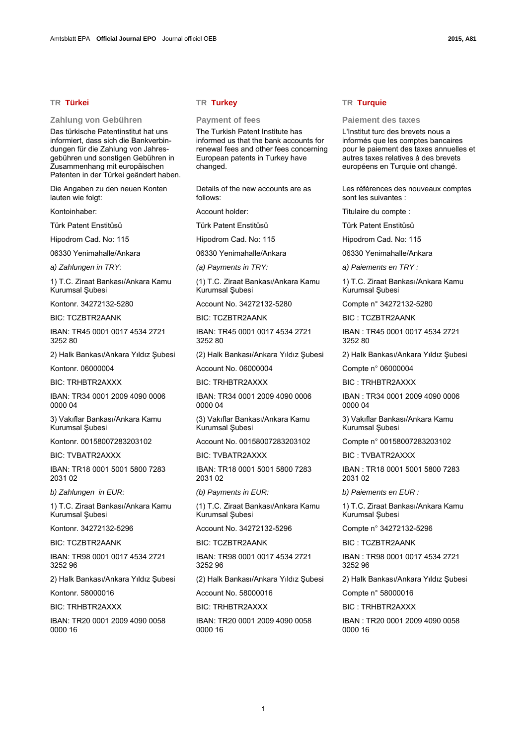## TR Türkei

### Zahlung von Gebühren

Das türkische Patentinstitut hat uns informiert, dass sich die Bankverbindungen für die Zahlung von Jahresgebühren und sonstigen Gebühren in Zusammenhang mit europäischen Patenten in der Türkei geändert haben.

Die Angaben zu den neuen Konten lauten wie folgt:

Kontoinhaber:

Türk Patent Enstitüsü

Hipodrom Cad. No: 115

06330 Yenimahalle/Ankara

*a) Zahlungen in TRY:*

1) T.C. Ziraat Bankası/Ankara Kamu Kurumsal Şubesi

Kontonr. 34272132-5280

BIC: TCZBTR2AANK

IBAN: TR45 0001 0017 4534 2721 3252 80

2) Halk Bankası/Ankara Yıldız Şubesi

Kontonr. 06000004

BIC: TRHBTR2AXXX

IBAN: TR34 0001 2009 4090 0006 0000 04

3) Vakıflar Bankası/Ankara Kamu Kurumsal Şubesi

Kontonr. 00158007283203102

BIC: TVBATR2AXXX

IBAN: TR18 0001 5001 5800 7283 2031 02

*b) Zahlungen in EUR:*

1) T.C. Ziraat Bankası/Ankara Kamu Kurumsal Şubesi

Kontonr. 34272132-5296

BIC: TCZBTR2AANK

IBAN: TR98 0001 0017 4534 2721 3252 96

2) Halk Bankası/Ankara Yıldız Şubesi

Kontonr. 58000016

BIC: TRHBTR2AXXX

IBAN: TR20 0001 2009 4090 0058 0000 16

## TR Turkey

### Payment of fees

The Turkish Patent Institute has informed us that the bank accounts for renewal fees and other fees concerning European patents in Turkey have changed.

Details of the new accounts are as follows:

Account holder:

Türk Patent Enstitüsü

Hipodrom Cad. No: 115

06330 Yenimahalle/Ankara

*(a) Payments in TRY:*

(1) T.C. Ziraat Bankası/Ankara Kamu Kurumsal Şubesi

Account No. 34272132-5280

BIC: TCZBTR2AANK

IBAN: TR45 0001 0017 4534 2721 3252 80

(2) Halk Bankası/Ankara Yıldız Şubesi

Account No. 06000004

BIC: TRHBTR2AXXX

IBAN: TR34 0001 2009 4090 0006 0000 04

(3) Vakıflar Bankası/Ankara Kamu Kurumsal Şubesi

Account No. 00158007283203102

BIC: TVBATR2AXXX

IBAN: TR18 0001 5001 5800 7283 2031 02

*(b) Payments in EUR:*

(1) T.C. Ziraat Bankası/Ankara Kamu Kurumsal Şubesi

Account No. 34272132-5296

BIC: TCZBTR2AANK

IBAN: TR98 0001 0017 4534 2721 3252 96

(2) Halk Bankası/Ankara Yıldız Şubesi

Account No. 58000016

BIC: TRHBTR2AXXX

IBAN: TR20 0001 2009 4090 0058 0000 16

## TR Turquie

### Paiement des taxes

L'Institut turc des brevets nous a informés que les comptes bancaires pour le paiement des taxes annuelles et autres taxes relatives à des brevets européens en Turquie ont changé.

Les références des nouveaux comptes sont les suivantes :

Titulaire du compte :

Türk Patent Enstitüsü

Hipodrom Cad. No: 115

06330 Yenimahalle/Ankara

*a) Paiements en TRY :*

1) T.C. Ziraat Bankası/Ankara Kamu Kurumsal Şubesi

Compte n° 34272132-5280

BIC : TCZBTR2AANK

IBAN : TR45 0001 0017 4534 2721 3252 80

2) Halk Bankası/Ankara Yıldız Şubesi

Compte n° 06000004

BIC : TRHBTR2AXXX

IBAN : TR34 0001 2009 4090 0006 0000 04

3) Vakıflar Bankası/Ankara Kamu Kurumsal Şubesi

Compte n° 00158007283203102

BIC : TVBATR2AXXX

IBAN : TR18 0001 5001 5800 7283 2031 02

*b) Paiements en EUR :*

1) T.C. Ziraat Bankası/Ankara Kamu Kurumsal Şubesi

Compte n° 34272132-5296

BIC : TCZBTR2AANK

IBAN : TR98 0001 0017 4534 2721 3252 96

2) Halk Bankası/Ankara Yıldız Şubesi

Compte n° 58000016

BIC : TRHBTR2AXXX

IBAN : TR20 0001 2009 4090 0058 0000 16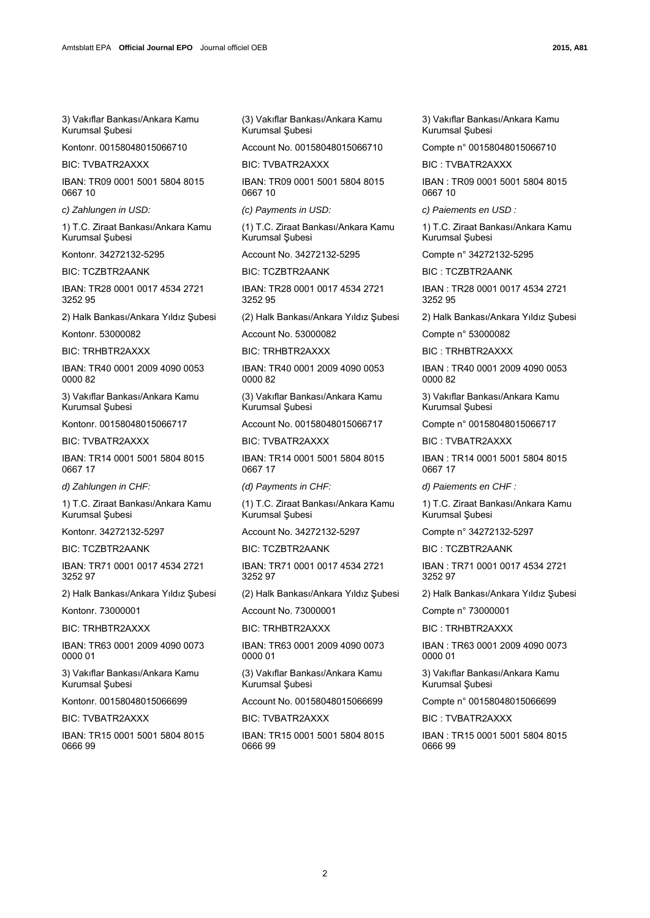3) Vakıflar Bankası/Ankara Kamu Kurumsal Şubesi

Kontonr. 00158048015066710

BIC: TVBATR2AXXX

IBAN: TR09 0001 5001 5804 8015 0667 10

*c) Zahlungen in USD:*

1) T.C. Ziraat Bankası/Ankara Kamu Kurumsal Şubesi

Kontonr. 34272132-5295

BIC: TCZBTR2AANK

IBAN: TR28 0001 0017 4534 2721 3252 95

2) Halk Bankası/Ankara Yıldız Şubesi

Kontonr. 53000082

BIC: TRHBTR2AXXX

IBAN: TR40 0001 2009 4090 0053 0000 82

3) Vakıflar Bankası/Ankara Kamu Kurumsal Şubesi

Kontonr. 00158048015066717

BIC: TVBATR2AXXX

IBAN: TR14 0001 5001 5804 8015 0667 17

*d) Zahlungen in CHF:*

1) T.C. Ziraat Bankası/Ankara Kamu Kurumsal Şubesi

Kontonr. 34272132-5297

BIC: TCZBTR2AANK

IBAN: TR71 0001 0017 4534 2721 3252 97

2) Halk Bankası/Ankara Yıldız Şubesi

Kontonr. 73000001

BIC: TRHBTR2AXXX

IBAN: TR63 0001 2009 4090 0073 0000 01

3) Vakıflar Bankası/Ankara Kamu Kurumsal Şubesi

Kontonr. 00158048015066699

BIC: TVBATR2AXXX

IBAN: TR15 0001 5001 5804 8015 0666 99

(3) Vakıflar Bankası/Ankara Kamu Kurumsal Şubesi

Account No. 00158048015066710

BIC: TVBATR2AXXX

IBAN: TR09 0001 5001 5804 8015 0667 10

*(c) Payments in USD:*

(1) T.C. Ziraat Bankası/Ankara Kamu Kurumsal Şubesi

Account No. 34272132-5295

BIC: TCZBTR2AANK

IBAN: TR28 0001 0017 4534 2721 3252 95

(2) Halk Bankası/Ankara Yıldız Şubesi

Account No. 53000082

BIC: TRHBTR2AXXX

IBAN: TR40 0001 2009 4090 0053 0000 82

(3) Vakıflar Bankası/Ankara Kamu Kurumsal Şubesi

Account No. 00158048015066717

BIC: TVBATR2AXXX

IBAN: TR14 0001 5001 5804 8015 0667 17

*(d) Payments in CHF:*

(1) T.C. Ziraat Bankası/Ankara Kamu Kurumsal Şubesi

Account No. 34272132-5297

BIC: TCZBTR2AANK

IBAN: TR71 0001 0017 4534 2721 3252 97

(2) Halk Bankası/Ankara Yıldız Şubesi

Account No. 73000001

BIC: TRHBTR2AXXX

IBAN: TR63 0001 2009 4090 0073 0000 01

(3) Vakıflar Bankası/Ankara Kamu Kurumsal Şubesi

Account No. 00158048015066699

BIC: TVBATR2AXXX

IBAN: TR15 0001 5001 5804 8015 0666 99

3) Vakıflar Bankası/Ankara Kamu Kurumsal Şubesi

Compte n° 00158048015066710

BIC : TVBATR2AXXX

IBAN : TR09 0001 5001 5804 8015 0667 10

*c) Paiements en USD :*

1) T.C. Ziraat Bankası/Ankara Kamu Kurumsal Şubesi

Compte n° 34272132-5295

BIC : TCZBTR2AANK

IBAN : TR28 0001 0017 4534 2721 3252 95

2) Halk Bankası/Ankara Yıldız Şubesi

Compte n° 53000082

BIC : TRHBTR2AXXX

IBAN : TR40 0001 2009 4090 0053 0000 82

3) Vakıflar Bankası/Ankara Kamu Kurumsal Şubesi

Compte n° 00158048015066717

BIC : TVBATR2AXXX

IBAN : TR14 0001 5001 5804 8015 0667 17

*d) Paiements en CHF :*

1) T.C. Ziraat Bankası/Ankara Kamu Kurumsal Şubesi

Compte n° 34272132-5297

BIC : TCZBTR2AANK

IBAN : TR71 0001 0017 4534 2721 3252 97

2) Halk Bankası/Ankara Yıldız Şubesi

Compte n° 73000001

BIC : TRHBTR2AXXX

IBAN : TR63 0001 2009 4090 0073 0000 01

3) Vakıflar Bankası/Ankara Kamu Kurumsal Şubesi

Compte n° 00158048015066699

BIC : TVBATR2AXXX

IBAN : TR15 0001 5001 5804 8015 0666 99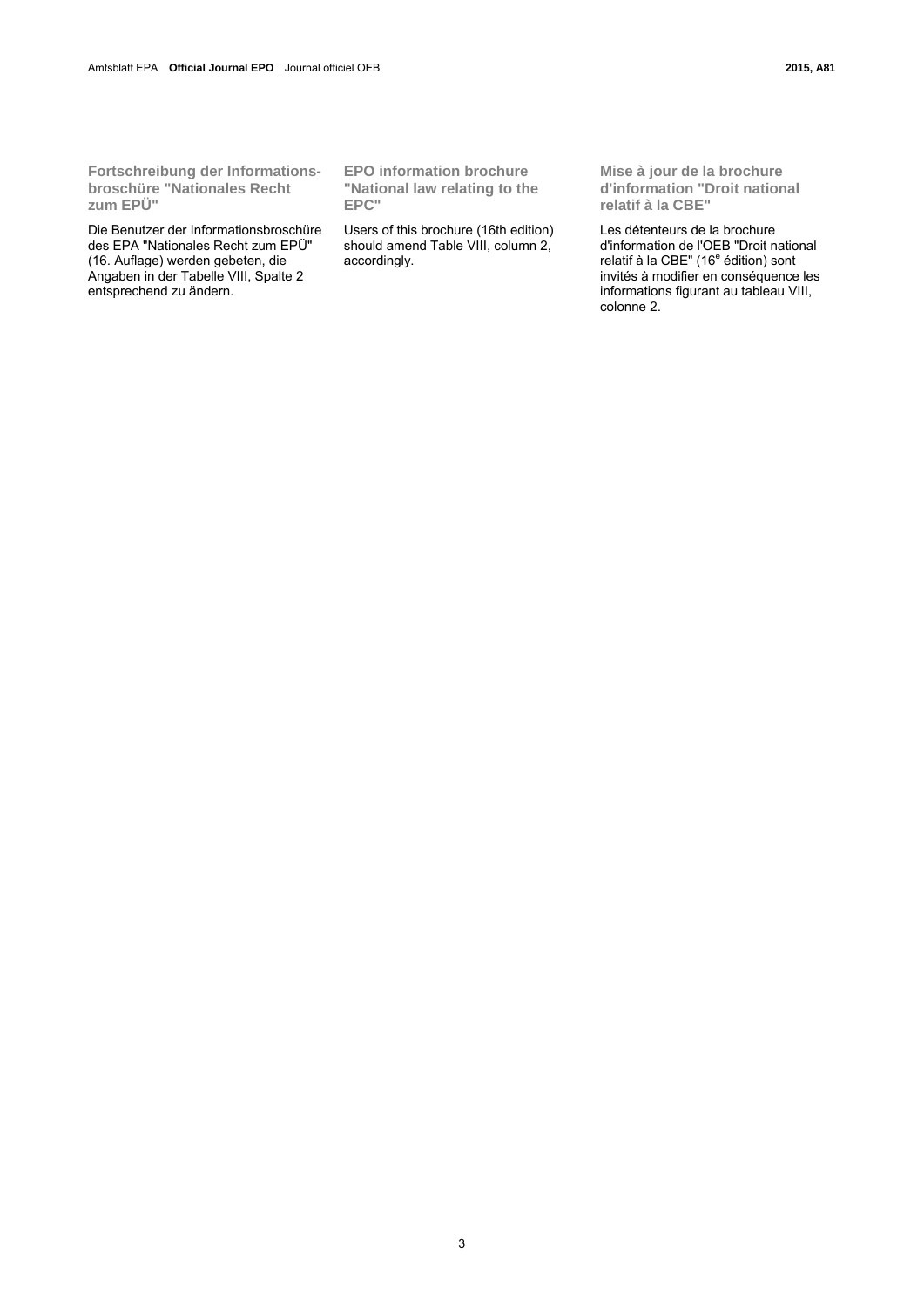## Fortschreibung der Informationsbroschüre "Nationales Recht zum EPÜ"

Die Benutzer der Informationsbroschüre des EPA "Nationales Recht zum EPÜ" (16. Auflage) werden gebeten, die Angaben in der Tabelle VIII, Spalte 2 entsprechend zu ändern.

## EPO information brochure "National law relating to the EPC"

Users of this brochure (16th edition) should amend Table VIII, column 2, accordingly.

## Mise à jour de la brochure d'information "Droit national relatif à la CBE"

Les détenteurs de la brochure d'information de l'OEB "Droit national relatif à la CBE" (16e édition) sont invités à modifier en conséquence les informations figurant au tableau VIII, colonne 2.